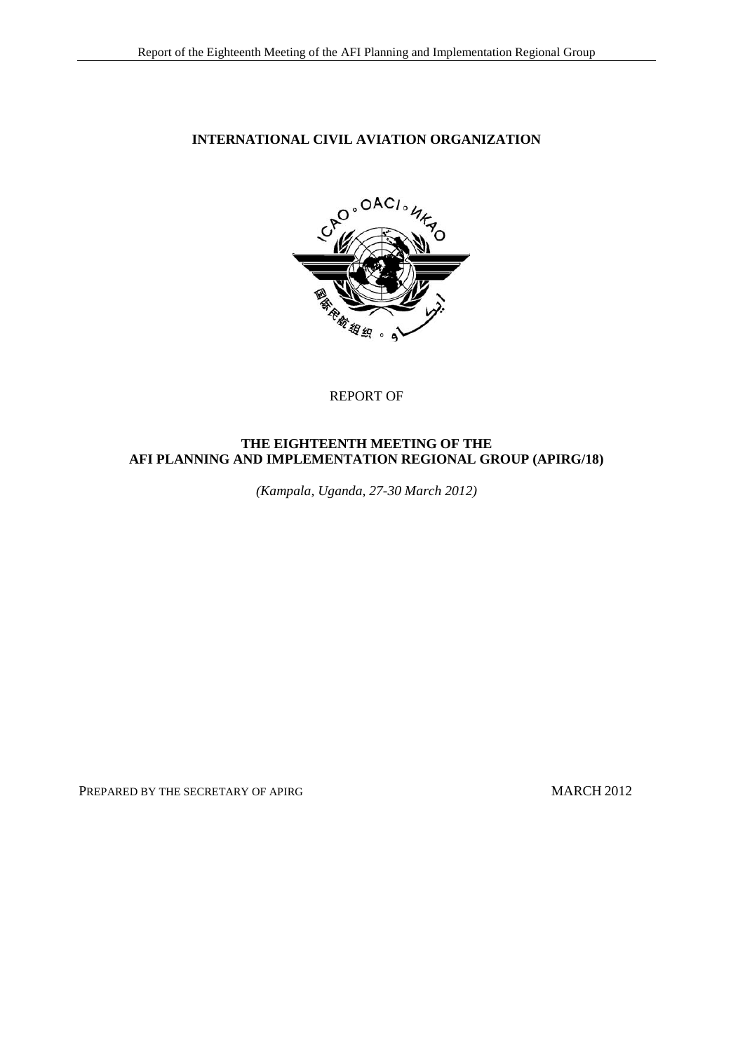**INTERNATIONAL CIVIL AVIATION ORGANIZATION**

REPORT OF

**THE EIGHTEENTH MEETING OF THE AFI PLANNING AND IMPLEMENTATION REGIONAL GROUP (APIRG/18)**

*(Kampala, Uganda, 27-30 March 2012)*

PREPARED BY THE SECRETARY OF APIRG

MARCH 2012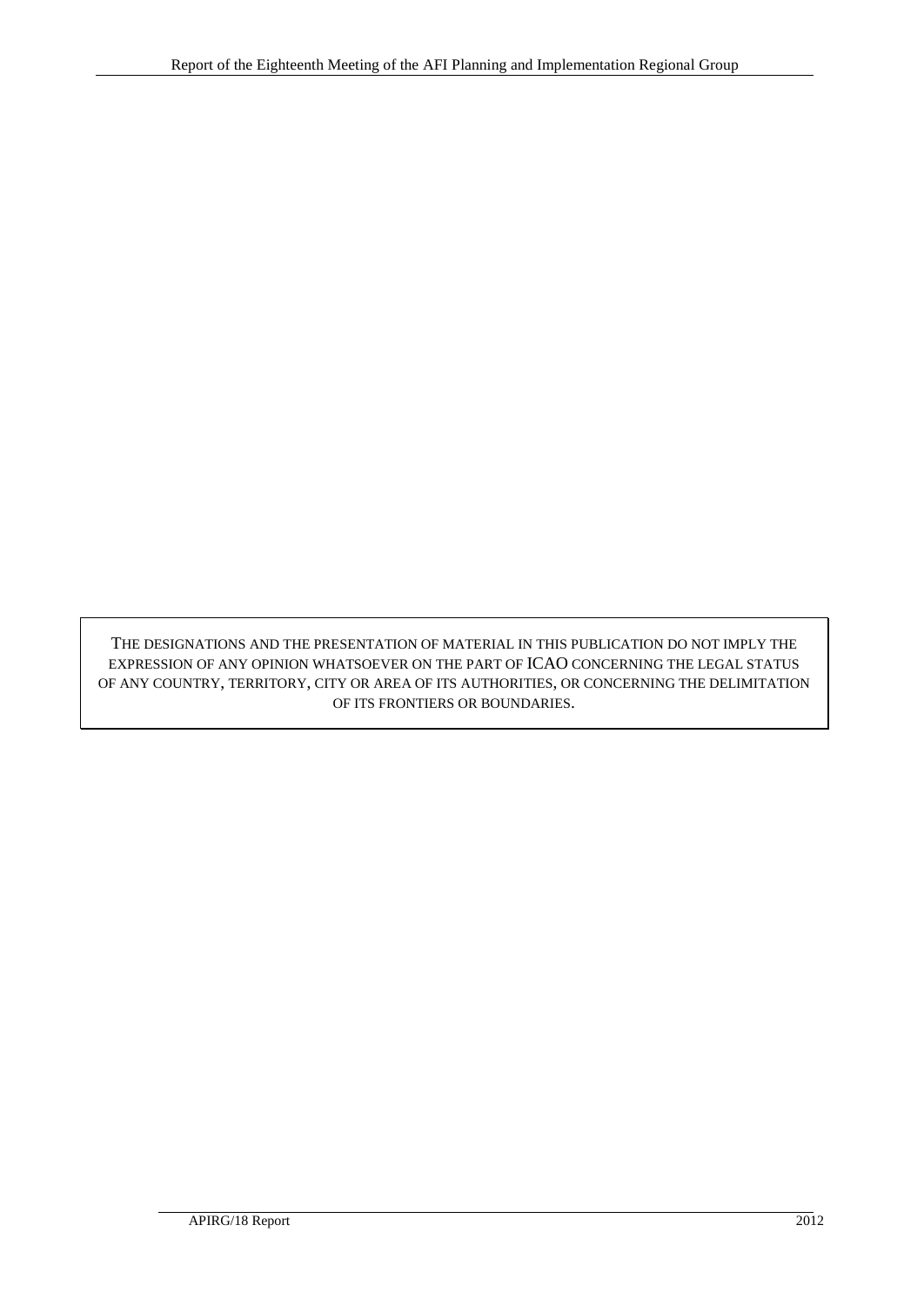THE DESIGNATIONS AND THE PRESENTATION OF MATERIAL IN THIS PUBLICATION DO NOT IMPLY THE EXPRESSION OF ANY OPINION WHATSOEVER ON THE PART OF ICAO CONCERNING THE LEGAL STATUS OF ANY COUNTRY, TERRITORY, CITY OR AREA OF ITS AUTHORITIES, OR CONCERNING THE DELIMITATION OF ITS FRONTIERS OR BOUNDARIES.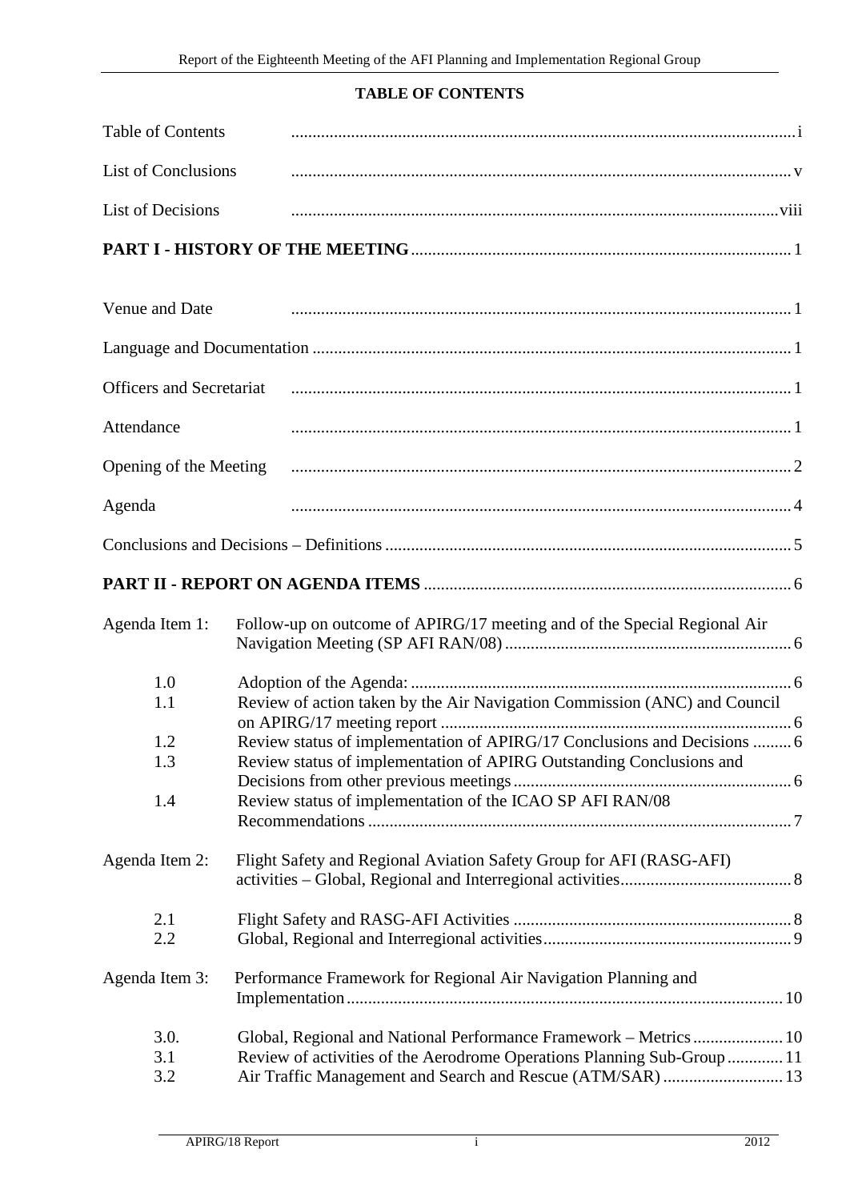**TABLE OF CONTENTS**

| | |
|---|---|
| Table of Contents | i |
| List of Conclusions | v |
| List of Decisions | viii |
| **PART I - HISTORY OF THE MEETING** | 1 |
| Venue and Date | 1 |
| Language and Documentation | 1 |
| Officers and Secretariat | 1 |
| Attendance | 1 |
| Opening of the Meeting | 2 |
| Agenda | 4 |
| Conclusions and Decisions – Definitions | 5 |
| **PART II - REPORT ON AGENDA ITEMS** | 6 |
| Agenda Item 1: Follow-up on outcome of APIRG/17 meeting and of the Special Regional Air Navigation Meeting (SP AFI RAN/08) | 6 |
| 1.0 Adoption of the Agenda: | 6 |
| 1.1 Review of action taken by the Air Navigation Commission (ANC) and Council on APIRG/17 meeting report | 6 |
| 1.2 Review status of implementation of APIRG/17 Conclusions and Decisions | 6 |
| 1.3 Review status of implementation of APIRG Outstanding Conclusions and Decisions from other previous meetings | 6 |
| 1.4 Review status of implementation of the ICAO SP AFI RAN/08 Recommendations | 7 |
| Agenda Item 2: Flight Safety and Regional Aviation Safety Group for AFI (RASG-AFI) activities – Global, Regional and Interregional activities | 8 |
| 2.1 Flight Safety and RASG-AFI Activities | 8 |
| 2.2 Global, Regional and Interregional activities | 9 |
| Agenda Item 3: Performance Framework for Regional Air Navigation Planning and Implementation | 10 |
| 3.0. Global, Regional and National Performance Framework – Metrics | 10 |
| 3.1 Review of activities of the Aerodrome Operations Planning Sub-Group | 11 |
| 3.2 Air Traffic Management and Search and Rescue (ATM/SAR) | 13 |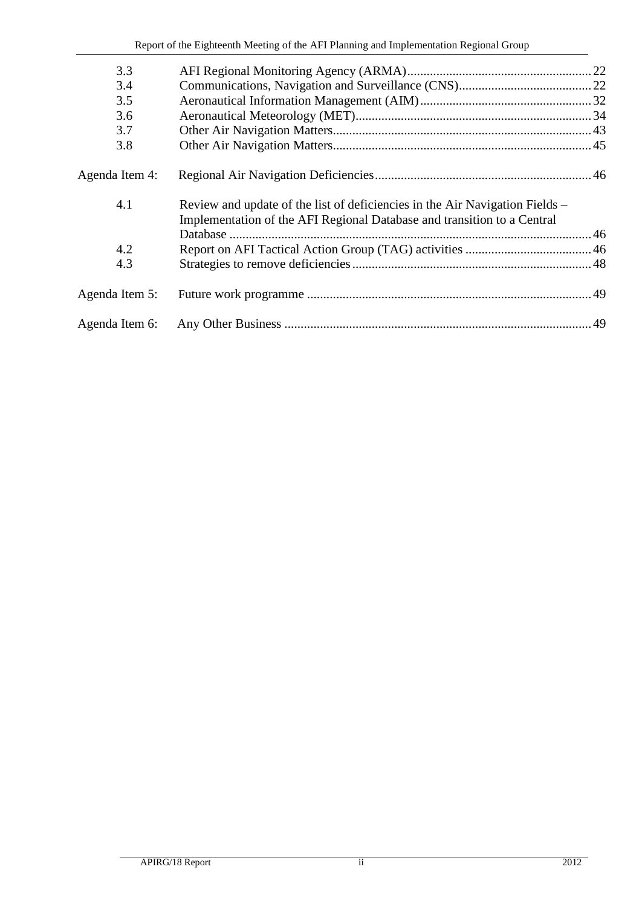| | | |
|---|---|---|
| 3.3 | AFI Regional Monitoring Agency (ARMA) | 22 |
| 3.4 | Communications, Navigation and Surveillance (CNS) | 22 |
| 3.5 | Aeronautical Information Management (AIM) | 32 |
| 3.6 | Aeronautical Meteorology (MET) | 34 |
| 3.7 | Other Air Navigation Matters | 43 |
| 3.8 | Other Air Navigation Matters | 45 |
| Agenda Item 4: | Regional Air Navigation Deficiencies | 46 |
| 4.1 | Review and update of the list of deficiencies in the Air Navigation Fields – Implementation of the AFI Regional Database and transition to a Central Database | 46 |
| 4.2 | Report on AFI Tactical Action Group (TAG) activities | 46 |
| 4.3 | Strategies to remove deficiencies | 48 |
| Agenda Item 5: | Future work programme | 49 |
| Agenda Item 6: | Any Other Business | 49 |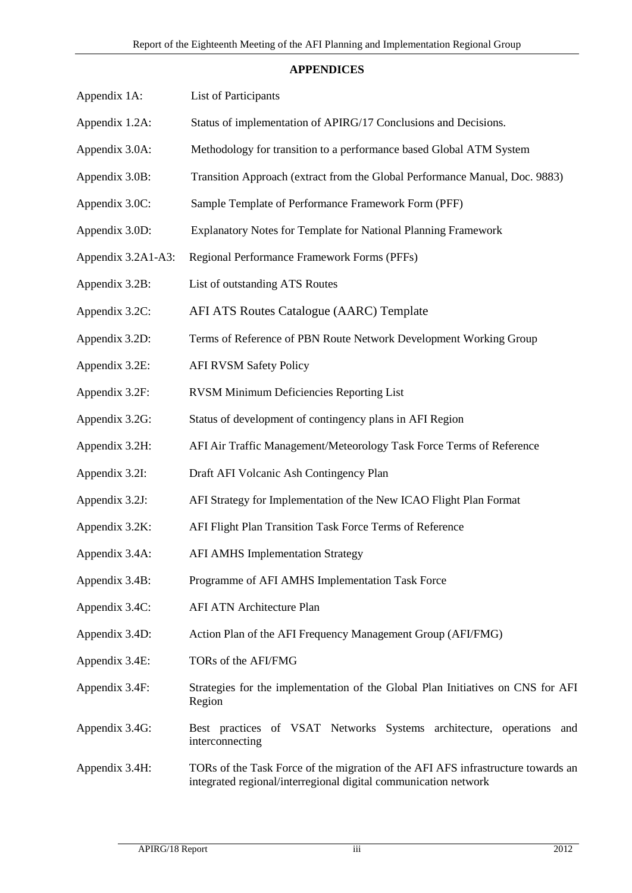## APPENDICES

| | |
|---|---|
| Appendix 1A: | List of Participants |
| Appendix 1.2A: | Status of implementation of APIRG/17 Conclusions and Decisions. |
| Appendix 3.0A: | Methodology for transition to a performance based Global ATM System |
| Appendix 3.0B: | Transition Approach (extract from the Global Performance Manual, Doc. 9883) |
| Appendix 3.0C: | Sample Template of Performance Framework Form (PFF) |
| Appendix 3.0D: | Explanatory Notes for Template for National Planning Framework |
| Appendix 3.2A1-A3: | Regional Performance Framework Forms (PFFs) |
| Appendix 3.2B: | List of outstanding ATS Routes |
| Appendix 3.2C: | AFI ATS Routes Catalogue (AARC) Template |
| Appendix 3.2D: | Terms of Reference of PBN Route Network Development Working Group |
| Appendix 3.2E: | AFI RVSM Safety Policy |
| Appendix 3.2F: | RVSM Minimum Deficiencies Reporting List |
| Appendix 3.2G: | Status of development of contingency plans in AFI Region |
| Appendix 3.2H: | AFI Air Traffic Management/Meteorology Task Force Terms of Reference |
| Appendix 3.2I: | Draft AFI Volcanic Ash Contingency Plan |
| Appendix 3.2J: | AFI Strategy for Implementation of the New ICAO Flight Plan Format |
| Appendix 3.2K: | AFI Flight Plan Transition Task Force Terms of Reference |
| Appendix 3.4A: | AFI AMHS Implementation Strategy |
| Appendix 3.4B: | Programme of AFI AMHS Implementation Task Force |
| Appendix 3.4C: | AFI ATN Architecture Plan |
| Appendix 3.4D: | Action Plan of the AFI Frequency Management Group (AFI/FMG) |
| Appendix 3.4E: | TORs of the AFI/FMG |
| Appendix 3.4F: | Strategies for the implementation of the Global Plan Initiatives on CNS for AFI Region |
| Appendix 3.4G: | Best practices of VSAT Networks Systems architecture, operations and interconnecting |
| Appendix 3.4H: | TORs of the Task Force of the migration of the AFI AFS infrastructure towards an integrated regional/interregional digital communication network |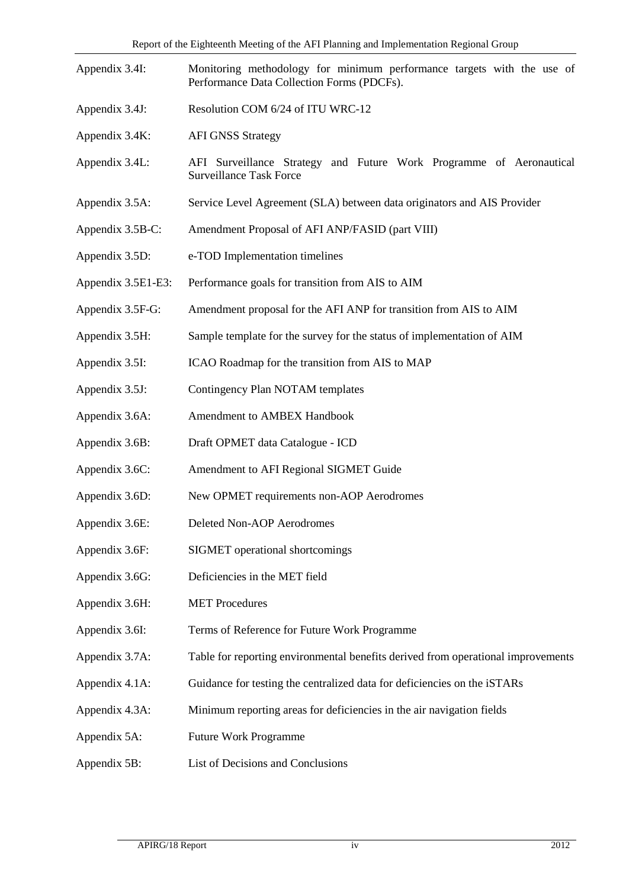| | |
|---|---|
| Appendix 3.4I: | Monitoring methodology for minimum performance targets with the use of Performance Data Collection Forms (PDCFs). |
| Appendix 3.4J: | Resolution COM 6/24 of ITU WRC-12 |
| Appendix 3.4K: | AFI GNSS Strategy |
| Appendix 3.4L: | AFI Surveillance Strategy and Future Work Programme of Aeronautical Surveillance Task Force |
| Appendix 3.5A: | Service Level Agreement (SLA) between data originators and AIS Provider |
| Appendix 3.5B-C: | Amendment Proposal of AFI ANP/FASID (part VIII) |
| Appendix 3.5D: | e-TOD Implementation timelines |
| Appendix 3.5E1-E3: | Performance goals for transition from AIS to AIM |
| Appendix 3.5F-G: | Amendment proposal for the AFI ANP for transition from AIS to AIM |
| Appendix 3.5H: | Sample template for the survey for the status of implementation of AIM |
| Appendix 3.5I: | ICAO Roadmap for the transition from AIS to MAP |
| Appendix 3.5J: | Contingency Plan NOTAM templates |
| Appendix 3.6A: | Amendment to AMBEX Handbook |
| Appendix 3.6B: | Draft OPMET data Catalogue - ICD |
| Appendix 3.6C: | Amendment to AFI Regional SIGMET Guide |
| Appendix 3.6D: | New OPMET requirements non-AOP Aerodromes |
| Appendix 3.6E: | Deleted Non-AOP Aerodromes |
| Appendix 3.6F: | SIGMET operational shortcomings |
| Appendix 3.6G: | Deficiencies in the MET field |
| Appendix 3.6H: | MET Procedures |
| Appendix 3.6I: | Terms of Reference for Future Work Programme |
| Appendix 3.7A: | Table for reporting environmental benefits derived from operational improvements |
| Appendix 4.1A: | Guidance for testing the centralized data for deficiencies on the iSTARs |
| Appendix 4.3A: | Minimum reporting areas for deficiencies in the air navigation fields |
| Appendix 5A: | Future Work Programme |
| Appendix 5B: | List of Decisions and Conclusions |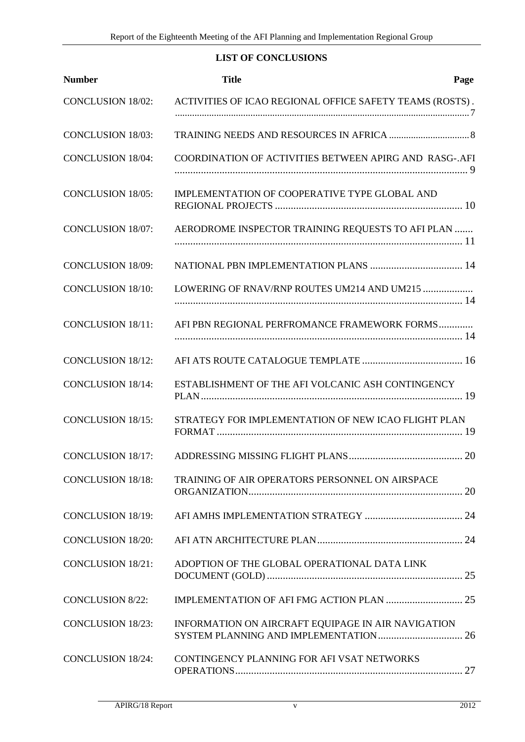## LIST OF CONCLUSIONS

| Number | Title | Page |
|---|---|---|
| CONCLUSION 18/02: | ACTIVITIES OF ICAO REGIONAL OFFICE SAFETY TEAMS (ROSTS) . | 7 |
| CONCLUSION 18/03: | TRAINING NEEDS AND RESOURCES IN AFRICA | 8 |
| CONCLUSION 18/04: | COORDINATION OF ACTIVITIES BETWEEN APIRG AND RASG-.AFI | 9 |
| CONCLUSION 18/05: | IMPLEMENTATION OF COOPERATIVE TYPE GLOBAL AND REGIONAL PROJECTS | 10 |
| CONCLUSION 18/07: | AERODROME INSPECTOR TRAINING REQUESTS TO AFI PLAN | 11 |
| CONCLUSION 18/09: | NATIONAL PBN IMPLEMENTATION PLANS | 14 |
| CONCLUSION 18/10: | LOWERING OF RNAV/RNP ROUTES UM214 AND UM215 | 14 |
| CONCLUSION 18/11: | AFI PBN REGIONAL PERFROMANCE FRAMEWORK FORMS | 14 |
| CONCLUSION 18/12: | AFI ATS ROUTE CATALOGUE TEMPLATE | 16 |
| CONCLUSION 18/14: | ESTABLISHMENT OF THE AFI VOLCANIC ASH CONTINGENCY PLAN | 19 |
| CONCLUSION 18/15: | STRATEGY FOR IMPLEMENTATION OF NEW ICAO FLIGHT PLAN FORMAT | 19 |
| CONCLUSION 18/17: | ADDRESSING MISSING FLIGHT PLANS | 20 |
| CONCLUSION 18/18: | TRAINING OF AIR OPERATORS PERSONNEL ON AIRSPACE ORGANIZATION | 20 |
| CONCLUSION 18/19: | AFI AMHS IMPLEMENTATION STRATEGY | 24 |
| CONCLUSION 18/20: | AFI ATN ARCHITECTURE PLAN | 24 |
| CONCLUSION 18/21: | ADOPTION OF THE GLOBAL OPERATIONAL DATA LINK DOCUMENT (GOLD) | 25 |
| CONCLUSION 8/22: | IMPLEMENTATION OF AFI FMG ACTION PLAN | 25 |
| CONCLUSION 18/23: | INFORMATION ON AIRCRAFT EQUIPAGE IN AIR NAVIGATION SYSTEM PLANNING AND IMPLEMENTATION | 26 |
| CONCLUSION 18/24: | CONTINGENCY PLANNING FOR AFI VSAT NETWORKS OPERATIONS | 27 |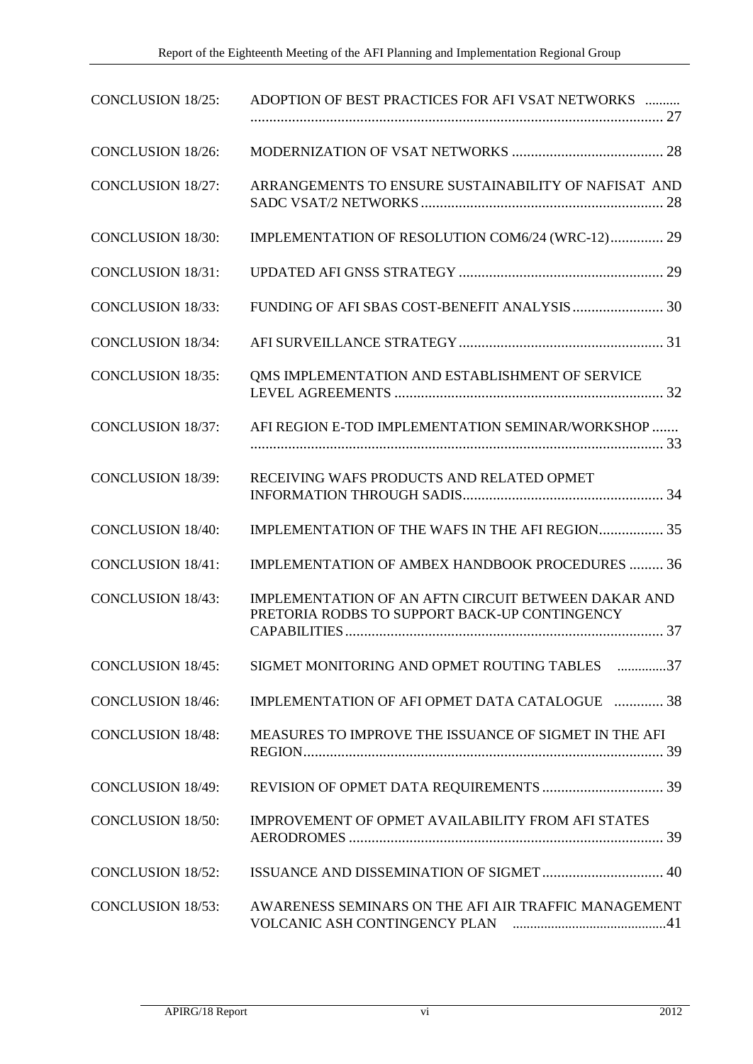| | | |
|---|---|---|
| CONCLUSION 18/25: | ADOPTION OF BEST PRACTICES FOR AFI VSAT NETWORKS | 27 |
| CONCLUSION 18/26: | MODERNIZATION OF VSAT NETWORKS | 28 |
| CONCLUSION 18/27: | ARRANGEMENTS TO ENSURE SUSTAINABILITY OF NAFISAT AND SADC VSAT/2 NETWORKS | 28 |
| CONCLUSION 18/30: | IMPLEMENTATION OF RESOLUTION COM6/24 (WRC-12) | 29 |
| CONCLUSION 18/31: | UPDATED AFI GNSS STRATEGY | 29 |
| CONCLUSION 18/33: | FUNDING OF AFI SBAS COST-BENEFIT ANALYSIS | 30 |
| CONCLUSION 18/34: | AFI SURVEILLANCE STRATEGY | 31 |
| CONCLUSION 18/35: | QMS IMPLEMENTATION AND ESTABLISHMENT OF SERVICE LEVEL AGREEMENTS | 32 |
| CONCLUSION 18/37: | AFI REGION E-TOD IMPLEMENTATION SEMINAR/WORKSHOP | 33 |
| CONCLUSION 18/39: | RECEIVING WAFS PRODUCTS AND RELATED OPMET INFORMATION THROUGH SADIS | 34 |
| CONCLUSION 18/40: | IMPLEMENTATION OF THE WAFS IN THE AFI REGION | 35 |
| CONCLUSION 18/41: | IMPLEMENTATION OF AMBEX HANDBOOK PROCEDURES | 36 |
| CONCLUSION 18/43: | IMPLEMENTATION OF AN AFTN CIRCUIT BETWEEN DAKAR AND PRETORIA RODBS TO SUPPORT BACK-UP CONTINGENCY CAPABILITIES | 37 |
| CONCLUSION 18/45: | SIGMET MONITORING AND OPMET ROUTING TABLES | 37 |
| CONCLUSION 18/46: | IMPLEMENTATION OF AFI OPMET DATA CATALOGUE | 38 |
| CONCLUSION 18/48: | MEASURES TO IMPROVE THE ISSUANCE OF SIGMET IN THE AFI REGION | 39 |
| CONCLUSION 18/49: | REVISION OF OPMET DATA REQUIREMENTS | 39 |
| CONCLUSION 18/50: | IMPROVEMENT OF OPMET AVAILABILITY FROM AFI STATES AERODROMES | 39 |
| CONCLUSION 18/52: | ISSUANCE AND DISSEMINATION OF SIGMET | 40 |
| CONCLUSION 18/53: | AWARENESS SEMINARS ON THE AFI AIR TRAFFIC MANAGEMENT VOLCANIC ASH CONTINGENCY PLAN | 41 |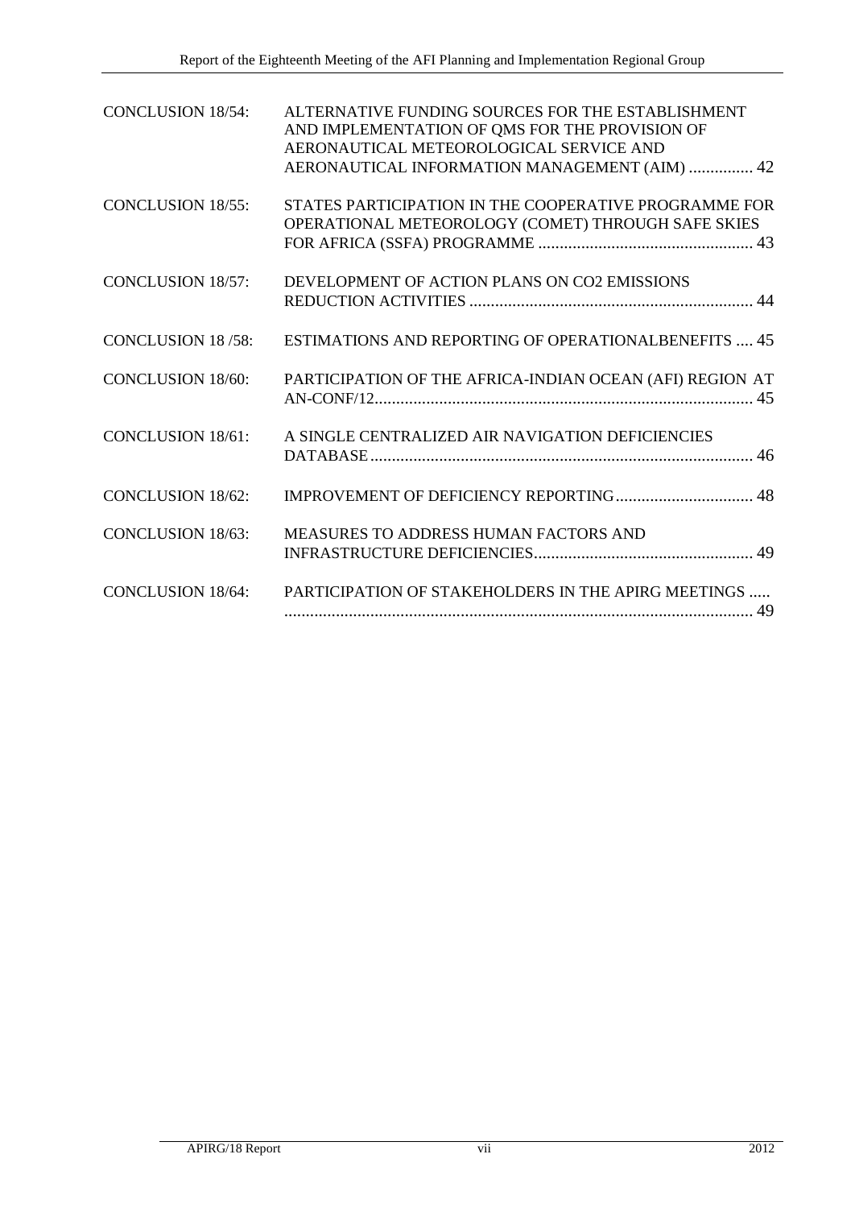| | | |
|---|---|---|
| CONCLUSION 18/54: | ALTERNATIVE FUNDING SOURCES FOR THE ESTABLISHMENT AND IMPLEMENTATION OF QMS FOR THE PROVISION OF AERONAUTICAL METEOROLOGICAL SERVICE AND AERONAUTICAL INFORMATION MANAGEMENT (AIM) | 42 |
| CONCLUSION 18/55: | STATES PARTICIPATION IN THE COOPERATIVE PROGRAMME FOR OPERATIONAL METEOROLOGY (COMET) THROUGH SAFE SKIES FOR AFRICA (SSFA) PROGRAMME | 43 |
| CONCLUSION 18/57: | DEVELOPMENT OF ACTION PLANS ON CO2 EMISSIONS REDUCTION ACTIVITIES | 44 |
| CONCLUSION 18 /58: | ESTIMATIONS AND REPORTING OF OPERATIONALBENEFITS | 45 |
| CONCLUSION 18/60: | PARTICIPATION OF THE AFRICA-INDIAN OCEAN (AFI) REGION AT AN-CONF/12 | 45 |
| CONCLUSION 18/61: | A SINGLE CENTRALIZED AIR NAVIGATION DEFICIENCIES DATABASE | 46 |
| CONCLUSION 18/62: | IMPROVEMENT OF DEFICIENCY REPORTING | 48 |
| CONCLUSION 18/63: | MEASURES TO ADDRESS HUMAN FACTORS AND INFRASTRUCTURE DEFICIENCIES | 49 |
| CONCLUSION 18/64: | PARTICIPATION OF STAKEHOLDERS IN THE APIRG MEETINGS | 49 |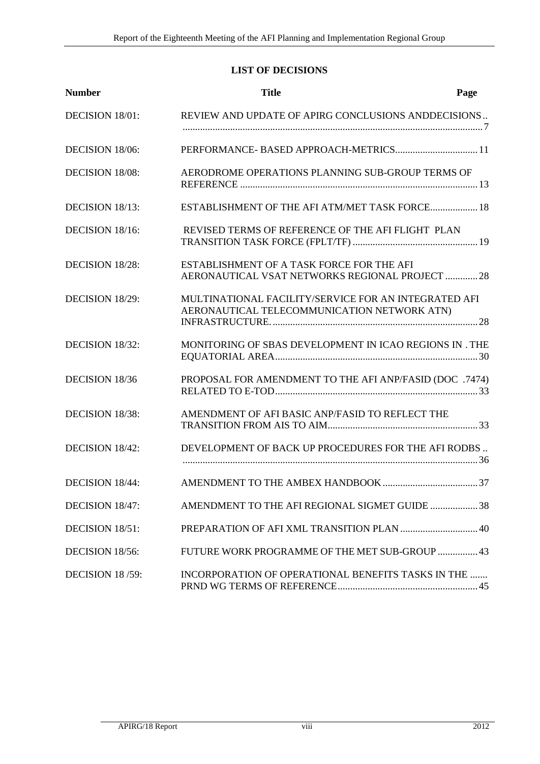## LIST OF DECISIONS

| Number | Title | Page |
|---|---|---|
| DECISION 18/01: | REVIEW AND UPDATE OF APIRG CONCLUSIONS ANDDECISIONS | 7 |
| DECISION 18/06: | PERFORMANCE- BASED APPROACH-METRICS | 11 |
| DECISION 18/08: | AERODROME OPERATIONS PLANNING SUB-GROUP TERMS OF REFERENCE | 13 |
| DECISION 18/13: | ESTABLISHMENT OF THE AFI ATM/MET TASK FORCE | 18 |
| DECISION 18/16: | REVISED TERMS OF REFERENCE OF THE AFI FLIGHT PLAN TRANSITION TASK FORCE (FPLT/TF) | 19 |
| DECISION 18/28: | ESTABLISHMENT OF A TASK FORCE FOR THE AFI AERONAUTICAL VSAT NETWORKS REGIONAL PROJECT | 28 |
| DECISION 18/29: | MULTINATIONAL FACILITY/SERVICE FOR AN INTEGRATED AFI AERONAUTICAL TELECOMMUNICATION NETWORK ATN) INFRASTRUCTURE. | 28 |
| DECISION 18/32: | MONITORING OF SBAS DEVELOPMENT IN ICAO REGIONS IN . THE EQUATORIAL AREA | 30 |
| DECISION 18/36 | PROPOSAL FOR AMENDMENT TO THE AFI ANP/FASID (DOC .7474) RELATED TO E-TOD | 33 |
| DECISION 18/38: | AMENDMENT OF AFI BASIC ANP/FASID TO REFLECT THE TRANSITION FROM AIS TO AIM | 33 |
| DECISION 18/42: | DEVELOPMENT OF BACK UP PROCEDURES FOR THE AFI RODBS | 36 |
| DECISION 18/44: | AMENDMENT TO THE AMBEX HANDBOOK | 37 |
| DECISION 18/47: | AMENDMENT TO THE AFI REGIONAL SIGMET GUIDE | 38 |
| DECISION 18/51: | PREPARATION OF AFI XML TRANSITION PLAN | 40 |
| DECISION 18/56: | FUTURE WORK PROGRAMME OF THE MET SUB-GROUP | 43 |
| DECISION 18 /59: | INCORPORATION OF OPERATIONAL BENEFITS TASKS IN THE PRND WG TERMS OF REFERENCE | 45 |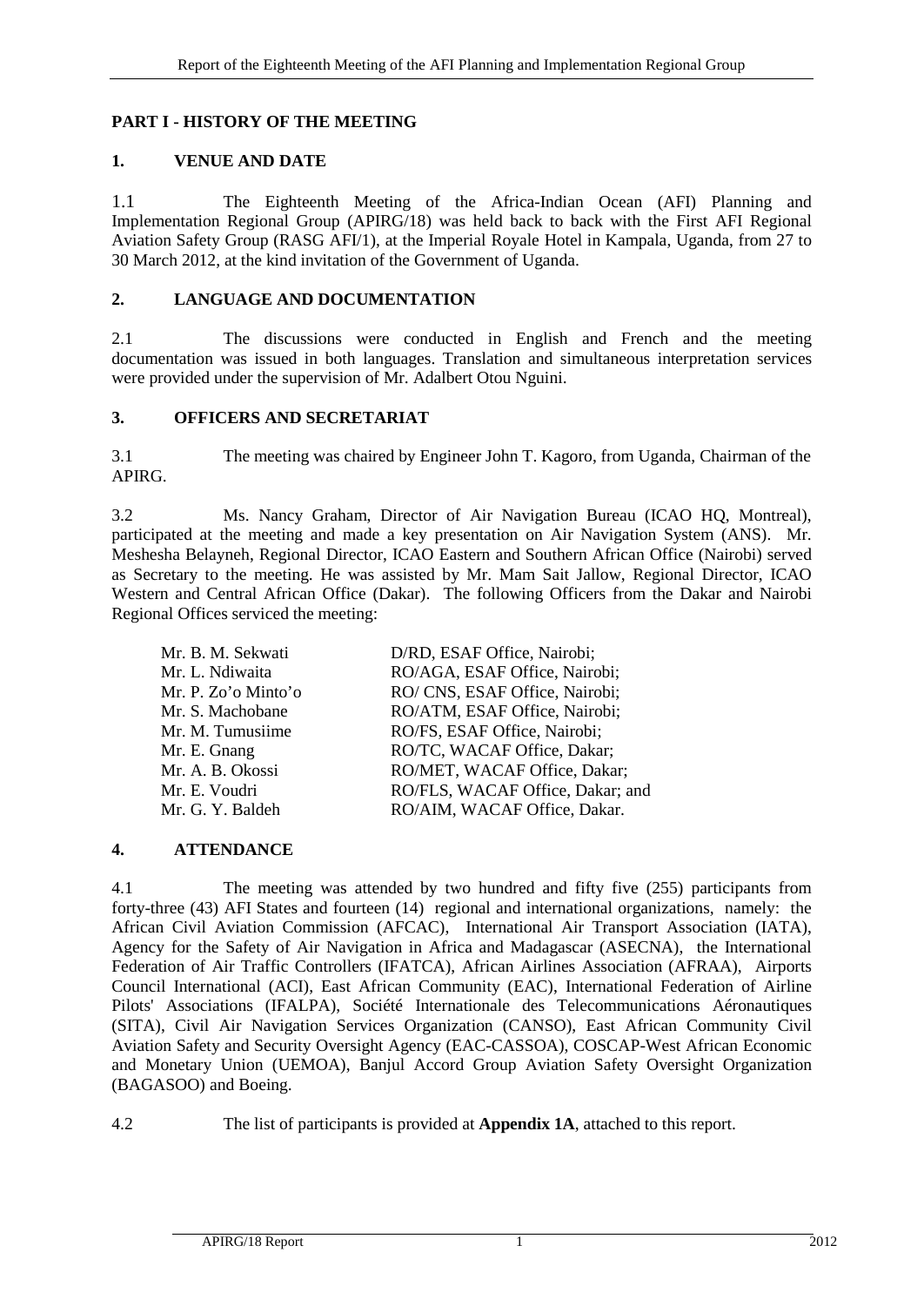## PART I - HISTORY OF THE MEETING

### 1. VENUE AND DATE

1.1 The Eighteenth Meeting of the Africa-Indian Ocean (AFI) Planning and Implementation Regional Group (APIRG/18) was held back to back with the First AFI Regional Aviation Safety Group (RASG AFI/1), at the Imperial Royale Hotel in Kampala, Uganda, from 27 to 30 March 2012, at the kind invitation of the Government of Uganda.

### 2. LANGUAGE AND DOCUMENTATION

2.1 The discussions were conducted in English and French and the meeting documentation was issued in both languages. Translation and simultaneous interpretation services were provided under the supervision of Mr. Adalbert Otou Nguini.

### 3. OFFICERS AND SECRETARIAT

3.1 The meeting was chaired by Engineer John T. Kagoro, from Uganda, Chairman of the APIRG.

3.2 Ms. Nancy Graham, Director of Air Navigation Bureau (ICAO HQ, Montreal), participated at the meeting and made a key presentation on Air Navigation System (ANS). Mr. Meshesha Belayneh, Regional Director, ICAO Eastern and Southern African Office (Nairobi) served as Secretary to the meeting. He was assisted by Mr. Mam Sait Jallow, Regional Director, ICAO Western and Central African Office (Dakar). The following Officers from the Dakar and Nairobi Regional Offices serviced the meeting:

| | |
|---|---|
| Mr. B. M. Sekwati | D/RD, ESAF Office, Nairobi; |
| Mr. L. Ndiwaita | RO/AGA, ESAF Office, Nairobi; |
| Mr. P. Zo'o Minto'o | RO/ CNS, ESAF Office, Nairobi; |
| Mr. S. Machobane | RO/ATM, ESAF Office, Nairobi; |
| Mr. M. Tumusiime | RO/FS, ESAF Office, Nairobi; |
| Mr. E. Gnang | RO/TC, WACAF Office, Dakar; |
| Mr. A. B. Okossi | RO/MET, WACAF Office, Dakar; |
| Mr. E. Voudri | RO/FLS, WACAF Office, Dakar; and |
| Mr. G. Y. Baldeh | RO/AIM, WACAF Office, Dakar. |

### 4. ATTENDANCE

4.1 The meeting was attended by two hundred and fifty five (255) participants from forty-three (43) AFI States and fourteen (14) regional and international organizations, namely: the African Civil Aviation Commission (AFCAC), International Air Transport Association (IATA), Agency for the Safety of Air Navigation in Africa and Madagascar (ASECNA), the International Federation of Air Traffic Controllers (IFATCA), African Airlines Association (AFRAA), Airports Council International (ACI), East African Community (EAC), International Federation of Airline Pilots' Associations (IFALPA), Société Internationale des Telecommunications Aéronautiques (SITA), Civil Air Navigation Services Organization (CANSO), East African Community Civil Aviation Safety and Security Oversight Agency (EAC-CASSOA), COSCAP-West African Economic and Monetary Union (UEMOA), Banjul Accord Group Aviation Safety Oversight Organization (BAGASOO) and Boeing.

4.2 The list of participants is provided at **Appendix 1A**, attached to this report.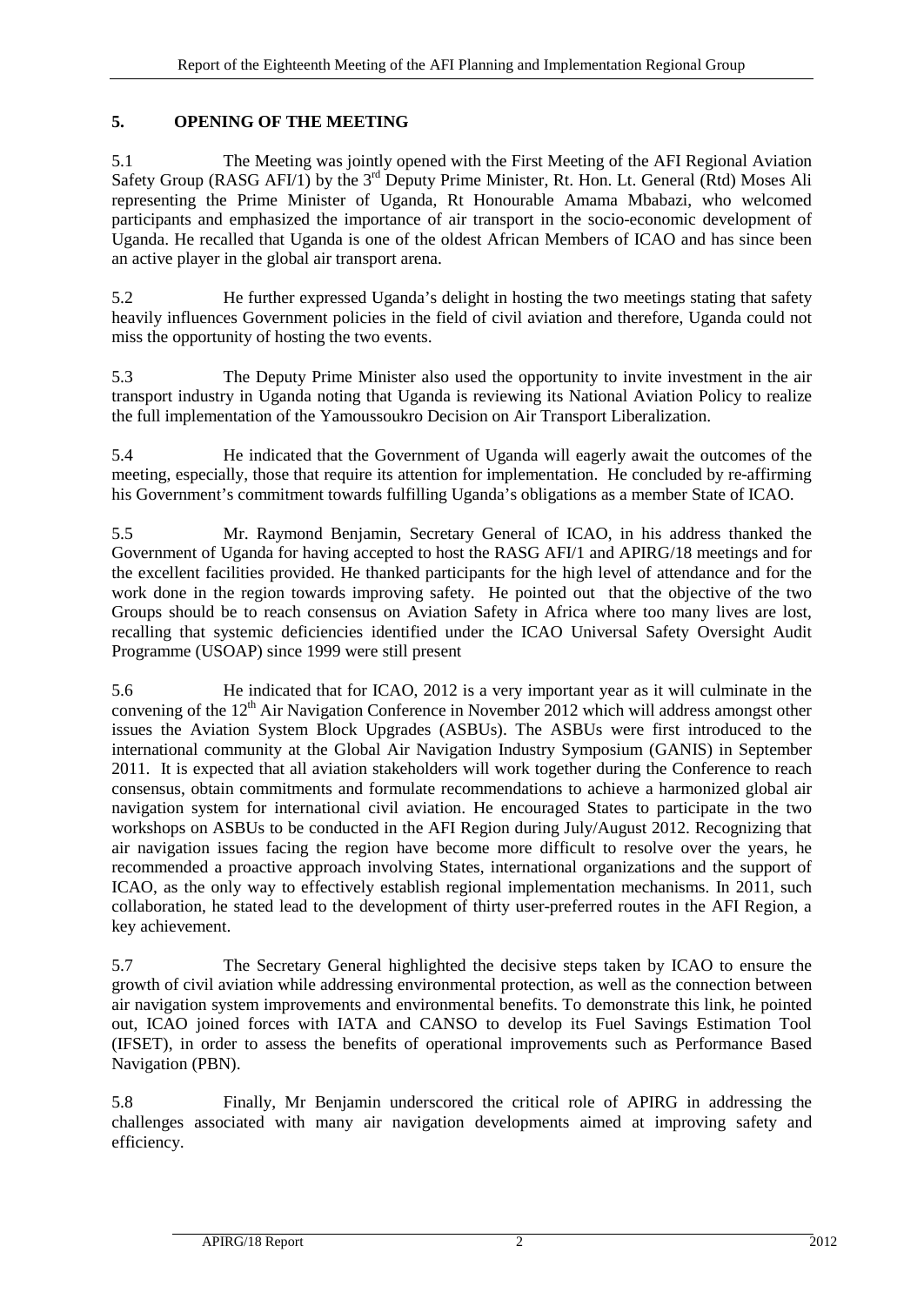## 5. OPENING OF THE MEETING

5.1 The Meeting was jointly opened with the First Meeting of the AFI Regional Aviation Safety Group (RASG AFI/1) by the 3rd Deputy Prime Minister, Rt. Hon. Lt. General (Rtd) Moses Ali representing the Prime Minister of Uganda, Rt Honourable Amama Mbabazi, who welcomed participants and emphasized the importance of air transport in the socio-economic development of Uganda. He recalled that Uganda is one of the oldest African Members of ICAO and has since been an active player in the global air transport arena.

5.2 He further expressed Uganda's delight in hosting the two meetings stating that safety heavily influences Government policies in the field of civil aviation and therefore, Uganda could not miss the opportunity of hosting the two events.

5.3 The Deputy Prime Minister also used the opportunity to invite investment in the air transport industry in Uganda noting that Uganda is reviewing its National Aviation Policy to realize the full implementation of the Yamoussoukro Decision on Air Transport Liberalization.

5.4 He indicated that the Government of Uganda will eagerly await the outcomes of the meeting, especially, those that require its attention for implementation. He concluded by re-affirming his Government's commitment towards fulfilling Uganda's obligations as a member State of ICAO.

5.5 Mr. Raymond Benjamin, Secretary General of ICAO, in his address thanked the Government of Uganda for having accepted to host the RASG AFI/1 and APIRG/18 meetings and for the excellent facilities provided. He thanked participants for the high level of attendance and for the work done in the region towards improving safety. He pointed out that the objective of the two Groups should be to reach consensus on Aviation Safety in Africa where too many lives are lost, recalling that systemic deficiencies identified under the ICAO Universal Safety Oversight Audit Programme (USOAP) since 1999 were still present

5.6 He indicated that for ICAO, 2012 is a very important year as it will culminate in the convening of the 12th Air Navigation Conference in November 2012 which will address amongst other issues the Aviation System Block Upgrades (ASBUs). The ASBUs were first introduced to the international community at the Global Air Navigation Industry Symposium (GANIS) in September 2011. It is expected that all aviation stakeholders will work together during the Conference to reach consensus, obtain commitments and formulate recommendations to achieve a harmonized global air navigation system for international civil aviation. He encouraged States to participate in the two workshops on ASBUs to be conducted in the AFI Region during July/August 2012. Recognizing that air navigation issues facing the region have become more difficult to resolve over the years, he recommended a proactive approach involving States, international organizations and the support of ICAO, as the only way to effectively establish regional implementation mechanisms. In 2011, such collaboration, he stated lead to the development of thirty user-preferred routes in the AFI Region, a key achievement.

5.7 The Secretary General highlighted the decisive steps taken by ICAO to ensure the growth of civil aviation while addressing environmental protection, as well as the connection between air navigation system improvements and environmental benefits. To demonstrate this link, he pointed out, ICAO joined forces with IATA and CANSO to develop its Fuel Savings Estimation Tool (IFSET), in order to assess the benefits of operational improvements such as Performance Based Navigation (PBN).

5.8 Finally, Mr Benjamin underscored the critical role of APIRG in addressing the challenges associated with many air navigation developments aimed at improving safety and efficiency.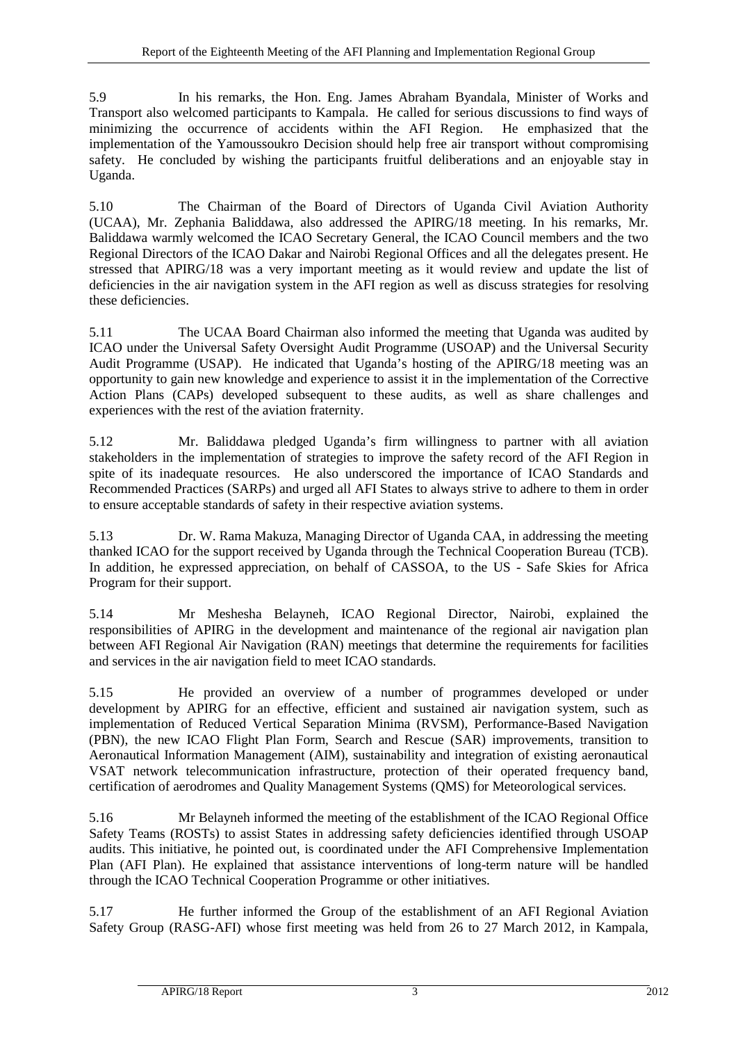5.9 In his remarks, the Hon. Eng. James Abraham Byandala, Minister of Works and Transport also welcomed participants to Kampala. He called for serious discussions to find ways of minimizing the occurrence of accidents within the AFI Region. He emphasized that the implementation of the Yamoussoukro Decision should help free air transport without compromising safety. He concluded by wishing the participants fruitful deliberations and an enjoyable stay in Uganda.

5.10 The Chairman of the Board of Directors of Uganda Civil Aviation Authority (UCAA), Mr. Zephania Baliddawa, also addressed the APIRG/18 meeting. In his remarks, Mr. Baliddawa warmly welcomed the ICAO Secretary General, the ICAO Council members and the two Regional Directors of the ICAO Dakar and Nairobi Regional Offices and all the delegates present. He stressed that APIRG/18 was a very important meeting as it would review and update the list of deficiencies in the air navigation system in the AFI region as well as discuss strategies for resolving these deficiencies.

5.11 The UCAA Board Chairman also informed the meeting that Uganda was audited by ICAO under the Universal Safety Oversight Audit Programme (USOAP) and the Universal Security Audit Programme (USAP). He indicated that Uganda's hosting of the APIRG/18 meeting was an opportunity to gain new knowledge and experience to assist it in the implementation of the Corrective Action Plans (CAPs) developed subsequent to these audits, as well as share challenges and experiences with the rest of the aviation fraternity.

5.12 Mr. Baliddawa pledged Uganda's firm willingness to partner with all aviation stakeholders in the implementation of strategies to improve the safety record of the AFI Region in spite of its inadequate resources. He also underscored the importance of ICAO Standards and Recommended Practices (SARPs) and urged all AFI States to always strive to adhere to them in order to ensure acceptable standards of safety in their respective aviation systems.

5.13 Dr. W. Rama Makuza, Managing Director of Uganda CAA, in addressing the meeting thanked ICAO for the support received by Uganda through the Technical Cooperation Bureau (TCB). In addition, he expressed appreciation, on behalf of CASSOA, to the US - Safe Skies for Africa Program for their support.

5.14 Mr Meshesha Belayneh, ICAO Regional Director, Nairobi, explained the responsibilities of APIRG in the development and maintenance of the regional air navigation plan between AFI Regional Air Navigation (RAN) meetings that determine the requirements for facilities and services in the air navigation field to meet ICAO standards.

5.15 He provided an overview of a number of programmes developed or under development by APIRG for an effective, efficient and sustained air navigation system, such as implementation of Reduced Vertical Separation Minima (RVSM), Performance-Based Navigation (PBN), the new ICAO Flight Plan Form, Search and Rescue (SAR) improvements, transition to Aeronautical Information Management (AIM), sustainability and integration of existing aeronautical VSAT network telecommunication infrastructure, protection of their operated frequency band, certification of aerodromes and Quality Management Systems (QMS) for Meteorological services.

5.16 Mr Belayneh informed the meeting of the establishment of the ICAO Regional Office Safety Teams (ROSTs) to assist States in addressing safety deficiencies identified through USOAP audits. This initiative, he pointed out, is coordinated under the AFI Comprehensive Implementation Plan (AFI Plan). He explained that assistance interventions of long-term nature will be handled through the ICAO Technical Cooperation Programme or other initiatives.

5.17 He further informed the Group of the establishment of an AFI Regional Aviation Safety Group (RASG-AFI) whose first meeting was held from 26 to 27 March 2012, in Kampala,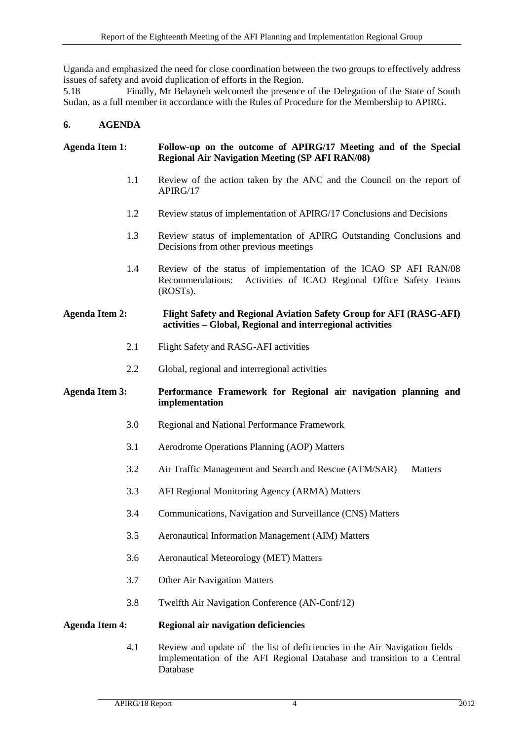Uganda and emphasized the need for close coordination between the two groups to effectively address issues of safety and avoid duplication of efforts in the Region.

5.18 Finally, Mr Belayneh welcomed the presence of the Delegation of the State of South Sudan, as a full member in accordance with the Rules of Procedure for the Membership to APIRG.

## 6. AGENDA

**Agenda Item 1: Follow-up on the outcome of APIRG/17 Meeting and of the Special Regional Air Navigation Meeting (SP AFI RAN/08)**

1.1 Review of the action taken by the ANC and the Council on the report of APIRG/17

1.2 Review status of implementation of APIRG/17 Conclusions and Decisions

1.3 Review status of implementation of APIRG Outstanding Conclusions and Decisions from other previous meetings

1.4 Review of the status of implementation of the ICAO SP AFI RAN/08 Recommendations: Activities of ICAO Regional Office Safety Teams (ROSTs).

**Agenda Item 2: Flight Safety and Regional Aviation Safety Group for AFI (RASG-AFI) activities – Global, Regional and interregional activities**

2.1 Flight Safety and RASG-AFI activities

2.2 Global, regional and interregional activities

**Agenda Item 3: Performance Framework for Regional air navigation planning and implementation**

3.0 Regional and National Performance Framework

3.1 Aerodrome Operations Planning (AOP) Matters

3.2 Air Traffic Management and Search and Rescue (ATM/SAR) Matters

3.3 AFI Regional Monitoring Agency (ARMA) Matters

3.4 Communications, Navigation and Surveillance (CNS) Matters

3.5 Aeronautical Information Management (AIM) Matters

3.6 Aeronautical Meteorology (MET) Matters

3.7 Other Air Navigation Matters

3.8 Twelfth Air Navigation Conference (AN-Conf/12)

**Agenda Item 4: Regional air navigation deficiencies**

4.1 Review and update of the list of deficiencies in the Air Navigation fields – Implementation of the AFI Regional Database and transition to a Central Database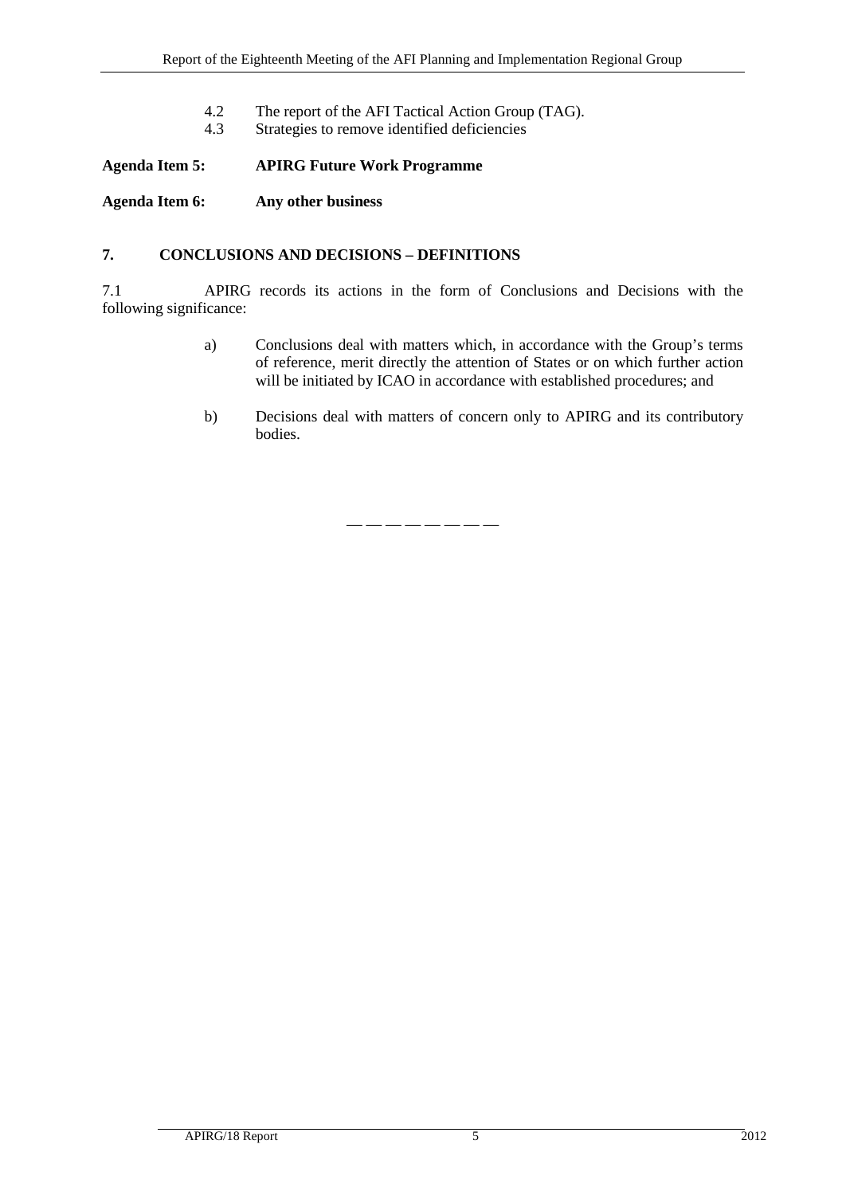4.2 The report of the AFI Tactical Action Group (TAG).
4.3 Strategies to remove identified deficiencies

**Agenda Item 5: APIRG Future Work Programme**

**Agenda Item 6: Any other business**

## 7. CONCLUSIONS AND DECISIONS – DEFINITIONS

7.1 APIRG records its actions in the form of Conclusions and Decisions with the following significance:

a) Conclusions deal with matters which, in accordance with the Group's terms of reference, merit directly the attention of States or on which further action will be initiated by ICAO in accordance with established procedures; and

b) Decisions deal with matters of concern only to APIRG and its contributory bodies.

— — — — — — — —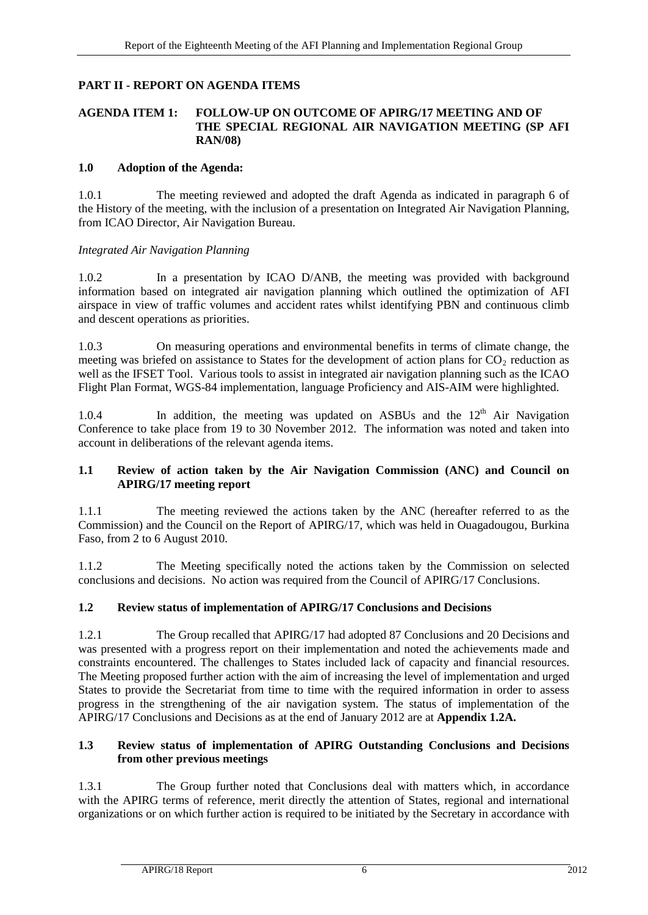## PART II - REPORT ON AGENDA ITEMS

### AGENDA ITEM 1: FOLLOW-UP ON OUTCOME OF APIRG/17 MEETING AND OF THE SPECIAL REGIONAL AIR NAVIGATION MEETING (SP AFI RAN/08)

#### 1.0 Adoption of the Agenda:

1.0.1 The meeting reviewed and adopted the draft Agenda as indicated in paragraph 6 of the History of the meeting, with the inclusion of a presentation on Integrated Air Navigation Planning, from ICAO Director, Air Navigation Bureau.

*Integrated Air Navigation Planning*

1.0.2 In a presentation by ICAO D/ANB, the meeting was provided with background information based on integrated air navigation planning which outlined the optimization of AFI airspace in view of traffic volumes and accident rates whilst identifying PBN and continuous climb and descent operations as priorities.

1.0.3 On measuring operations and environmental benefits in terms of climate change, the meeting was briefed on assistance to States for the development of action plans for $CO_2$ reduction as well as the IFSET Tool. Various tools to assist in integrated air navigation planning such as the ICAO Flight Plan Format, WGS-84 implementation, language Proficiency and AIS-AIM were highlighted.

1.0.4 In addition, the meeting was updated on ASBUs and the 12th Air Navigation Conference to take place from 19 to 30 November 2012. The information was noted and taken into account in deliberations of the relevant agenda items.

#### 1.1 Review of action taken by the Air Navigation Commission (ANC) and Council on APIRG/17 meeting report

1.1.1 The meeting reviewed the actions taken by the ANC (hereafter referred to as the Commission) and the Council on the Report of APIRG/17, which was held in Ouagadougou, Burkina Faso, from 2 to 6 August 2010.

1.1.2 The Meeting specifically noted the actions taken by the Commission on selected conclusions and decisions. No action was required from the Council of APIRG/17 Conclusions.

#### 1.2 Review status of implementation of APIRG/17 Conclusions and Decisions

1.2.1 The Group recalled that APIRG/17 had adopted 87 Conclusions and 20 Decisions and was presented with a progress report on their implementation and noted the achievements made and constraints encountered. The challenges to States included lack of capacity and financial resources. The Meeting proposed further action with the aim of increasing the level of implementation and urged States to provide the Secretariat from time to time with the required information in order to assess progress in the strengthening of the air navigation system. The status of implementation of the APIRG/17 Conclusions and Decisions as at the end of January 2012 are at **Appendix 1.2A.**

#### 1.3 Review status of implementation of APIRG Outstanding Conclusions and Decisions from other previous meetings

1.3.1 The Group further noted that Conclusions deal with matters which, in accordance with the APIRG terms of reference, merit directly the attention of States, regional and international organizations or on which further action is required to be initiated by the Secretary in accordance with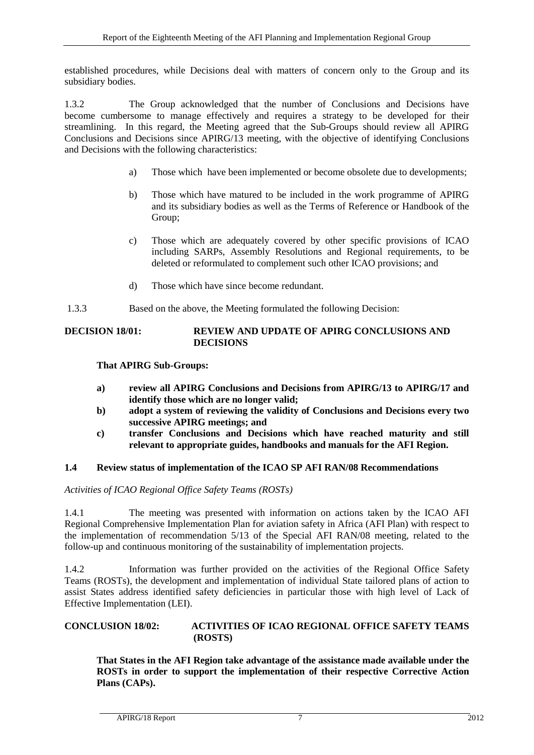established procedures, while Decisions deal with matters of concern only to the Group and its subsidiary bodies.

1.3.2 The Group acknowledged that the number of Conclusions and Decisions have become cumbersome to manage effectively and requires a strategy to be developed for their streamlining. In this regard, the Meeting agreed that the Sub-Groups should review all APIRG Conclusions and Decisions since APIRG/13 meeting, with the objective of identifying Conclusions and Decisions with the following characteristics:

a) Those which have been implemented or become obsolete due to developments;

b) Those which have matured to be included in the work programme of APIRG and its subsidiary bodies as well as the Terms of Reference or Handbook of the Group;

c) Those which are adequately covered by other specific provisions of ICAO including SARPs, Assembly Resolutions and Regional requirements, to be deleted or reformulated to complement such other ICAO provisions; and

d) Those which have since become redundant.

1.3.3 Based on the above, the Meeting formulated the following Decision:

**DECISION 18/01: REVIEW AND UPDATE OF APIRG CONCLUSIONS AND DECISIONS**

**That APIRG Sub-Groups:**

**a) review all APIRG Conclusions and Decisions from APIRG/13 to APIRG/17 and identify those which are no longer valid;**
**b) adopt a system of reviewing the validity of Conclusions and Decisions every two successive APIRG meetings; and**
**c) transfer Conclusions and Decisions which have reached maturity and still relevant to appropriate guides, handbooks and manuals for the AFI Region.**

### 1.4 Review status of implementation of the ICAO SP AFI RAN/08 Recommendations

*Activities of ICAO Regional Office Safety Teams (ROSTs)*

1.4.1 The meeting was presented with information on actions taken by the ICAO AFI Regional Comprehensive Implementation Plan for aviation safety in Africa (AFI Plan) with respect to the implementation of recommendation 5/13 of the Special AFI RAN/08 meeting, related to the follow-up and continuous monitoring of the sustainability of implementation projects.

1.4.2 Information was further provided on the activities of the Regional Office Safety Teams (ROSTs), the development and implementation of individual State tailored plans of action to assist States address identified safety deficiencies in particular those with high level of Lack of Effective Implementation (LEI).

**CONCLUSION 18/02: ACTIVITIES OF ICAO REGIONAL OFFICE SAFETY TEAMS (ROSTS)**

**That States in the AFI Region take advantage of the assistance made available under the ROSTs in order to support the implementation of their respective Corrective Action Plans (CAPs).**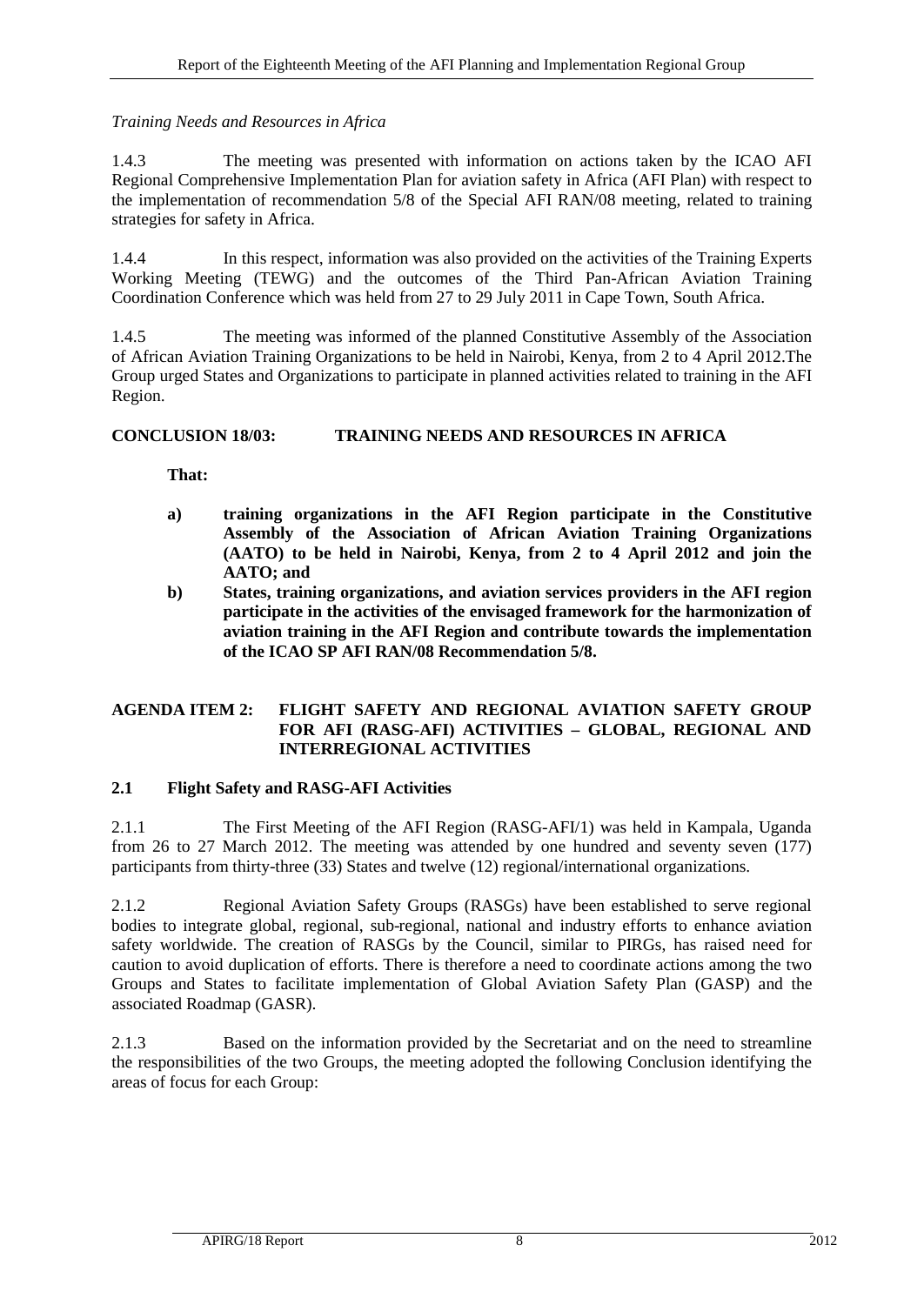*Training Needs and Resources in Africa*

1.4.3 The meeting was presented with information on actions taken by the ICAO AFI Regional Comprehensive Implementation Plan for aviation safety in Africa (AFI Plan) with respect to the implementation of recommendation 5/8 of the Special AFI RAN/08 meeting, related to training strategies for safety in Africa.

1.4.4 In this respect, information was also provided on the activities of the Training Experts Working Meeting (TEWG) and the outcomes of the Third Pan-African Aviation Training Coordination Conference which was held from 27 to 29 July 2011 in Cape Town, South Africa.

1.4.5 The meeting was informed of the planned Constitutive Assembly of the Association of African Aviation Training Organizations to be held in Nairobi, Kenya, from 2 to 4 April 2012.The Group urged States and Organizations to participate in planned activities related to training in the AFI Region.

**CONCLUSION 18/03: TRAINING NEEDS AND RESOURCES IN AFRICA**

**That:**

**a) training organizations in the AFI Region participate in the Constitutive Assembly of the Association of African Aviation Training Organizations (AATO) to be held in Nairobi, Kenya, from 2 to 4 April 2012 and join the AATO; and**

**b) States, training organizations, and aviation services providers in the AFI region participate in the activities of the envisaged framework for the harmonization of aviation training in the AFI Region and contribute towards the implementation of the ICAO SP AFI RAN/08 Recommendation 5/8.**

## AGENDA ITEM 2: FLIGHT SAFETY AND REGIONAL AVIATION SAFETY GROUP FOR AFI (RASG-AFI) ACTIVITIES – GLOBAL, REGIONAL AND INTERREGIONAL ACTIVITIES

### 2.1 Flight Safety and RASG-AFI Activities

2.1.1 The First Meeting of the AFI Region (RASG-AFI/1) was held in Kampala, Uganda from 26 to 27 March 2012. The meeting was attended by one hundred and seventy seven (177) participants from thirty-three (33) States and twelve (12) regional/international organizations.

2.1.2 Regional Aviation Safety Groups (RASGs) have been established to serve regional bodies to integrate global, regional, sub-regional, national and industry efforts to enhance aviation safety worldwide. The creation of RASGs by the Council, similar to PIRGs, has raised need for caution to avoid duplication of efforts. There is therefore a need to coordinate actions among the two Groups and States to facilitate implementation of Global Aviation Safety Plan (GASP) and the associated Roadmap (GASR).

2.1.3 Based on the information provided by the Secretariat and on the need to streamline the responsibilities of the two Groups, the meeting adopted the following Conclusion identifying the areas of focus for each Group: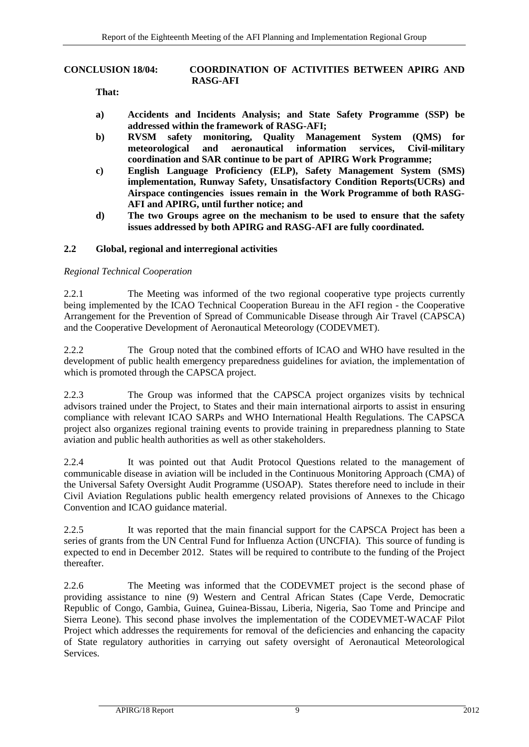**CONCLUSION 18/04: COORDINATION OF ACTIVITIES BETWEEN APIRG AND RASG-AFI**

**That:**

- **a) Accidents and Incidents Analysis; and State Safety Programme (SSP) be addressed within the framework of RASG-AFI;**
- **b) RVSM safety monitoring, Quality Management System (QMS) for meteorological and aeronautical information services, Civil-military coordination and SAR continue to be part of APIRG Work Programme;**
- **c) English Language Proficiency (ELP), Safety Management System (SMS) implementation, Runway Safety, Unsatisfactory Condition Reports(UCRs) and Airspace contingencies issues remain in the Work Programme of both RASG-AFI and APIRG, until further notice; and**
- **d) The two Groups agree on the mechanism to be used to ensure that the safety issues addressed by both APIRG and RASG-AFI are fully coordinated.**

## 2.2 Global, regional and interregional activities

*Regional Technical Cooperation*

2.2.1 The Meeting was informed of the two regional cooperative type projects currently being implemented by the ICAO Technical Cooperation Bureau in the AFI region - the Cooperative Arrangement for the Prevention of Spread of Communicable Disease through Air Travel (CAPSCA) and the Cooperative Development of Aeronautical Meteorology (CODEVMET).

2.2.2 The Group noted that the combined efforts of ICAO and WHO have resulted in the development of public health emergency preparedness guidelines for aviation, the implementation of which is promoted through the CAPSCA project.

2.2.3 The Group was informed that the CAPSCA project organizes visits by technical advisors trained under the Project, to States and their main international airports to assist in ensuring compliance with relevant ICAO SARPs and WHO International Health Regulations. The CAPSCA project also organizes regional training events to provide training in preparedness planning to State aviation and public health authorities as well as other stakeholders.

2.2.4 It was pointed out that Audit Protocol Questions related to the management of communicable disease in aviation will be included in the Continuous Monitoring Approach (CMA) of the Universal Safety Oversight Audit Programme (USOAP). States therefore need to include in their Civil Aviation Regulations public health emergency related provisions of Annexes to the Chicago Convention and ICAO guidance material.

2.2.5 It was reported that the main financial support for the CAPSCA Project has been a series of grants from the UN Central Fund for Influenza Action (UNCFIA). This source of funding is expected to end in December 2012. States will be required to contribute to the funding of the Project thereafter.

2.2.6 The Meeting was informed that the CODEVMET project is the second phase of providing assistance to nine (9) Western and Central African States (Cape Verde, Democratic Republic of Congo, Gambia, Guinea, Guinea-Bissau, Liberia, Nigeria, Sao Tome and Principe and Sierra Leone). This second phase involves the implementation of the CODEVMET-WACAF Pilot Project which addresses the requirements for removal of the deficiencies and enhancing the capacity of State regulatory authorities in carrying out safety oversight of Aeronautical Meteorological Services.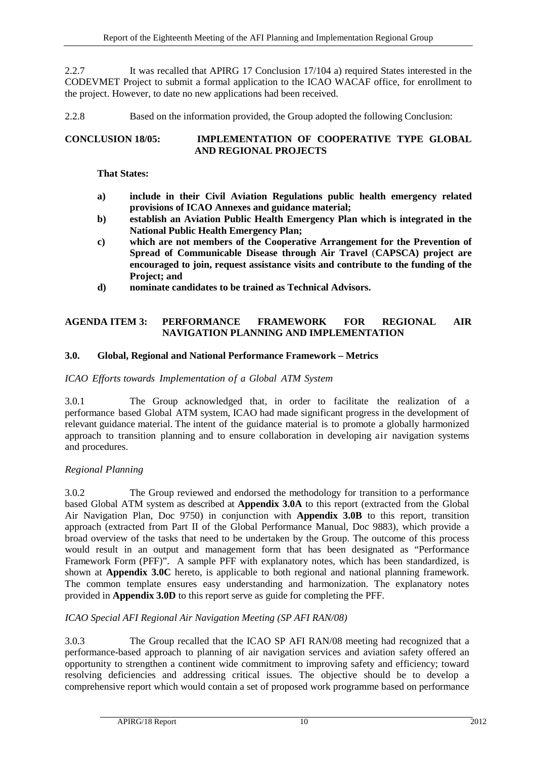2.2.7 It was recalled that APIRG 17 Conclusion 17/104 a) required States interested in the CODEVMET Project to submit a formal application to the ICAO WACAF office, for enrollment to the project. However, to date no new applications had been received.

2.2.8 Based on the information provided, the Group adopted the following Conclusion:

**CONCLUSION 18/05: IMPLEMENTATION OF COOPERATIVE TYPE GLOBAL AND REGIONAL PROJECTS**

**That States:**

**a) include in their Civil Aviation Regulations public health emergency related provisions of ICAO Annexes and guidance material;**

**b) establish an Aviation Public Health Emergency Plan which is integrated in the National Public Health Emergency Plan;**

**c) which are not members of the Cooperative Arrangement for the Prevention of Spread of Communicable Disease through Air Travel (CAPSCA) project are encouraged to join, request assistance visits and contribute to the funding of the Project; and**

**d) nominate candidates to be trained as Technical Advisors.**

## AGENDA ITEM 3: PERFORMANCE FRAMEWORK FOR REGIONAL AIR NAVIGATION PLANNING AND IMPLEMENTATION

### 3.0. Global, Regional and National Performance Framework – Metrics

*ICAO Efforts towards Implementation of a Global ATM System*

3.0.1 The Group acknowledged that, in order to facilitate the realization of a performance based Global ATM system, ICAO had made significant progress in the development of relevant guidance material. The intent of the guidance material is to promote a globally harmonized approach to transition planning and to ensure collaboration in developing air navigation systems and procedures.

*Regional Planning*

3.0.2 The Group reviewed and endorsed the methodology for transition to a performance based Global ATM system as described at **Appendix 3.0A** to this report (extracted from the Global Air Navigation Plan, Doc 9750) in conjunction with **Appendix 3.0B** to this report, transition approach (extracted from Part II of the Global Performance Manual, Doc 9883), which provide a broad overview of the tasks that need to be undertaken by the Group. The outcome of this process would result in an output and management form that has been designated as "Performance Framework Form (PFF)". A sample PFF with explanatory notes, which has been standardized, is shown at **Appendix 3.0C** hereto, is applicable to both regional and national planning framework. The common template ensures easy understanding and harmonization. The explanatory notes provided in **Appendix 3.0D** to this report serve as guide for completing the PFF.

*ICAO Special AFI Regional Air Navigation Meeting (SP AFI RAN/08)*

3.0.3 The Group recalled that the ICAO SP AFI RAN/08 meeting had recognized that a performance-based approach to planning of air navigation services and aviation safety offered an opportunity to strengthen a continent wide commitment to improving safety and efficiency; toward resolving deficiencies and addressing critical issues. The objective should be to develop a comprehensive report which would contain a set of proposed work programme based on performance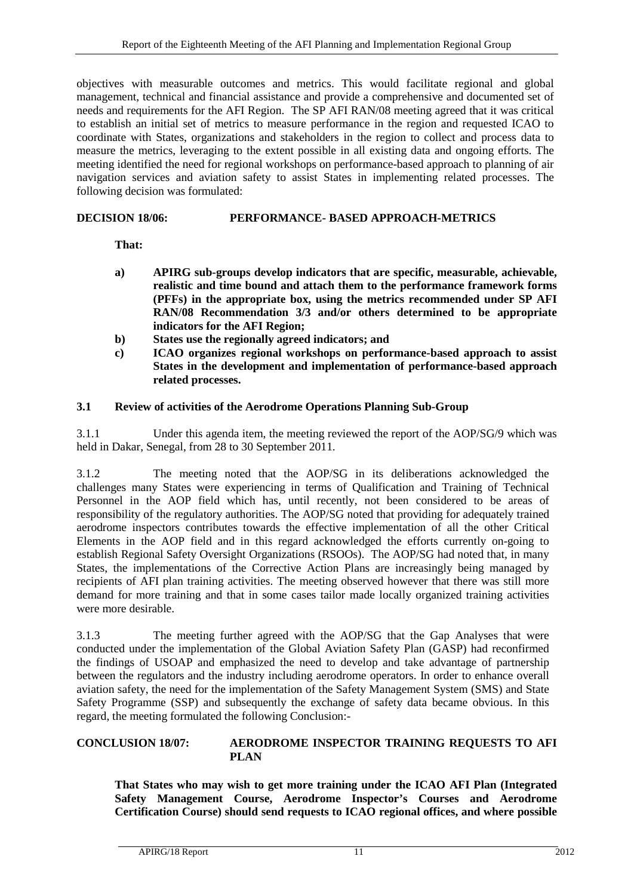objectives with measurable outcomes and metrics. This would facilitate regional and global management, technical and financial assistance and provide a comprehensive and documented set of needs and requirements for the AFI Region. The SP AFI RAN/08 meeting agreed that it was critical to establish an initial set of metrics to measure performance in the region and requested ICAO to coordinate with States, organizations and stakeholders in the region to collect and process data to measure the metrics, leveraging to the extent possible in all existing data and ongoing efforts. The meeting identified the need for regional workshops on performance-based approach to planning of air navigation services and aviation safety to assist States in implementing related processes. The following decision was formulated:

**DECISION 18/06: PERFORMANCE- BASED APPROACH-METRICS**

**That:**

**a) APIRG sub-groups develop indicators that are specific, measurable, achievable, realistic and time bound and attach them to the performance framework forms (PFFs) in the appropriate box, using the metrics recommended under SP AFI RAN/08 Recommendation 3/3 and/or others determined to be appropriate indicators for the AFI Region;**

**b) States use the regionally agreed indicators; and**

**c) ICAO organizes regional workshops on performance-based approach to assist States in the development and implementation of performance-based approach related processes.**

## 3.1 Review of activities of the Aerodrome Operations Planning Sub-Group

3.1.1 Under this agenda item, the meeting reviewed the report of the AOP/SG/9 which was held in Dakar, Senegal, from 28 to 30 September 2011.

3.1.2 The meeting noted that the AOP/SG in its deliberations acknowledged the challenges many States were experiencing in terms of Qualification and Training of Technical Personnel in the AOP field which has, until recently, not been considered to be areas of responsibility of the regulatory authorities. The AOP/SG noted that providing for adequately trained aerodrome inspectors contributes towards the effective implementation of all the other Critical Elements in the AOP field and in this regard acknowledged the efforts currently on-going to establish Regional Safety Oversight Organizations (RSOOs). The AOP/SG had noted that, in many States, the implementations of the Corrective Action Plans are increasingly being managed by recipients of AFI plan training activities. The meeting observed however that there was still more demand for more training and that in some cases tailor made locally organized training activities were more desirable.

3.1.3 The meeting further agreed with the AOP/SG that the Gap Analyses that were conducted under the implementation of the Global Aviation Safety Plan (GASP) had reconfirmed the findings of USOAP and emphasized the need to develop and take advantage of partnership between the regulators and the industry including aerodrome operators. In order to enhance overall aviation safety, the need for the implementation of the Safety Management System (SMS) and State Safety Programme (SSP) and subsequently the exchange of safety data became obvious. In this regard, the meeting formulated the following Conclusion:-

**CONCLUSION 18/07: AERODROME INSPECTOR TRAINING REQUESTS TO AFI PLAN**

**That States who may wish to get more training under the ICAO AFI Plan (Integrated Safety Management Course, Aerodrome Inspector's Courses and Aerodrome Certification Course) should send requests to ICAO regional offices, and where possible**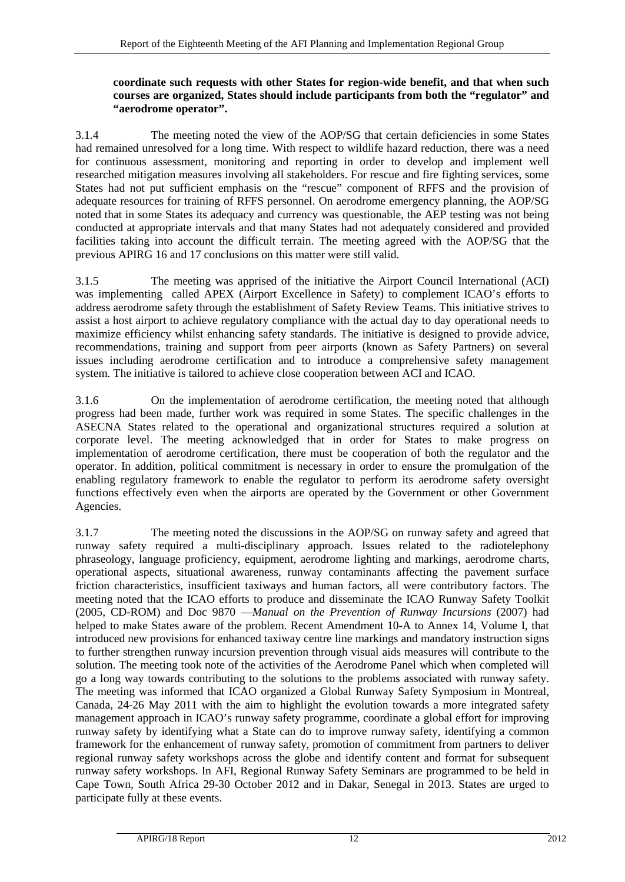**coordinate such requests with other States for region-wide benefit, and that when such courses are organized, States should include participants from both the "regulator" and "aerodrome operator".**

3.1.4 The meeting noted the view of the AOP/SG that certain deficiencies in some States had remained unresolved for a long time. With respect to wildlife hazard reduction, there was a need for continuous assessment, monitoring and reporting in order to develop and implement well researched mitigation measures involving all stakeholders. For rescue and fire fighting services, some States had not put sufficient emphasis on the "rescue" component of RFFS and the provision of adequate resources for training of RFFS personnel. On aerodrome emergency planning, the AOP/SG noted that in some States its adequacy and currency was questionable, the AEP testing was not being conducted at appropriate intervals and that many States had not adequately considered and provided facilities taking into account the difficult terrain. The meeting agreed with the AOP/SG that the previous APIRG 16 and 17 conclusions on this matter were still valid.

3.1.5 The meeting was apprised of the initiative the Airport Council International (ACI) was implementing called APEX (Airport Excellence in Safety) to complement ICAO's efforts to address aerodrome safety through the establishment of Safety Review Teams. This initiative strives to assist a host airport to achieve regulatory compliance with the actual day to day operational needs to maximize efficiency whilst enhancing safety standards. The initiative is designed to provide advice, recommendations, training and support from peer airports (known as Safety Partners) on several issues including aerodrome certification and to introduce a comprehensive safety management system. The initiative is tailored to achieve close cooperation between ACI and ICAO.

3.1.6 On the implementation of aerodrome certification, the meeting noted that although progress had been made, further work was required in some States. The specific challenges in the ASECNA States related to the operational and organizational structures required a solution at corporate level. The meeting acknowledged that in order for States to make progress on implementation of aerodrome certification, there must be cooperation of both the regulator and the operator. In addition, political commitment is necessary in order to ensure the promulgation of the enabling regulatory framework to enable the regulator to perform its aerodrome safety oversight functions effectively even when the airports are operated by the Government or other Government Agencies.

3.1.7 The meeting noted the discussions in the AOP/SG on runway safety and agreed that runway safety required a multi-disciplinary approach. Issues related to the radiotelephony phraseology, language proficiency, equipment, aerodrome lighting and markings, aerodrome charts, operational aspects, situational awareness, runway contaminants affecting the pavement surface friction characteristics, insufficient taxiways and human factors, all were contributory factors. The meeting noted that the ICAO efforts to produce and disseminate the ICAO Runway Safety Toolkit (2005, CD-ROM) and Doc 9870 —*Manual on the Prevention of Runway Incursions* (2007) had helped to make States aware of the problem. Recent Amendment 10-A to Annex 14, Volume I, that introduced new provisions for enhanced taxiway centre line markings and mandatory instruction signs to further strengthen runway incursion prevention through visual aids measures will contribute to the solution. The meeting took note of the activities of the Aerodrome Panel which when completed will go a long way towards contributing to the solutions to the problems associated with runway safety. The meeting was informed that ICAO organized a Global Runway Safety Symposium in Montreal, Canada, 24-26 May 2011 with the aim to highlight the evolution towards a more integrated safety management approach in ICAO's runway safety programme, coordinate a global effort for improving runway safety by identifying what a State can do to improve runway safety, identifying a common framework for the enhancement of runway safety, promotion of commitment from partners to deliver regional runway safety workshops across the globe and identify content and format for subsequent runway safety workshops. In AFI, Regional Runway Safety Seminars are programmed to be held in Cape Town, South Africa 29-30 October 2012 and in Dakar, Senegal in 2013. States are urged to participate fully at these events.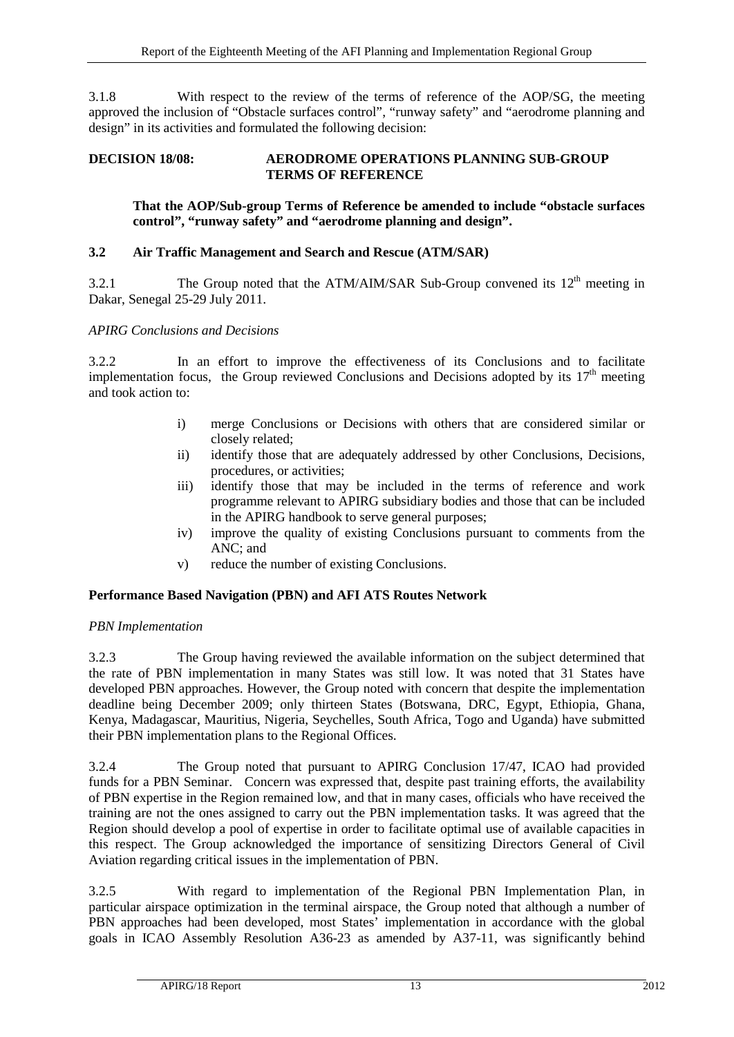3.1.8 With respect to the review of the terms of reference of the AOP/SG, the meeting approved the inclusion of "Obstacle surfaces control", "runway safety" and "aerodrome planning and design" in its activities and formulated the following decision:

**DECISION 18/08: AERODROME OPERATIONS PLANNING SUB-GROUP TERMS OF REFERENCE**

**That the AOP/Sub-group Terms of Reference be amended to include "obstacle surfaces control", "runway safety" and "aerodrome planning and design".**

### 3.2 Air Traffic Management and Search and Rescue (ATM/SAR)

3.2.1 The Group noted that the ATM/AIM/SAR Sub-Group convened its 12th meeting in Dakar, Senegal 25-29 July 2011.

*APIRG Conclusions and Decisions*

3.2.2 In an effort to improve the effectiveness of its Conclusions and to facilitate implementation focus, the Group reviewed Conclusions and Decisions adopted by its 17th meeting and took action to:

- i) merge Conclusions or Decisions with others that are considered similar or closely related;
- ii) identify those that are adequately addressed by other Conclusions, Decisions, procedures, or activities;
- iii) identify those that may be included in the terms of reference and work programme relevant to APIRG subsidiary bodies and those that can be included in the APIRG handbook to serve general purposes;
- iv) improve the quality of existing Conclusions pursuant to comments from the ANC; and
- v) reduce the number of existing Conclusions.

**Performance Based Navigation (PBN) and AFI ATS Routes Network**

*PBN Implementation*

3.2.3 The Group having reviewed the available information on the subject determined that the rate of PBN implementation in many States was still low. It was noted that 31 States have developed PBN approaches. However, the Group noted with concern that despite the implementation deadline being December 2009; only thirteen States (Botswana, DRC, Egypt, Ethiopia, Ghana, Kenya, Madagascar, Mauritius, Nigeria, Seychelles, South Africa, Togo and Uganda) have submitted their PBN implementation plans to the Regional Offices.

3.2.4 The Group noted that pursuant to APIRG Conclusion 17/47, ICAO had provided funds for a PBN Seminar. Concern was expressed that, despite past training efforts, the availability of PBN expertise in the Region remained low, and that in many cases, officials who have received the training are not the ones assigned to carry out the PBN implementation tasks. It was agreed that the Region should develop a pool of expertise in order to facilitate optimal use of available capacities in this respect. The Group acknowledged the importance of sensitizing Directors General of Civil Aviation regarding critical issues in the implementation of PBN.

3.2.5 With regard to implementation of the Regional PBN Implementation Plan, in particular airspace optimization in the terminal airspace, the Group noted that although a number of PBN approaches had been developed, most States' implementation in accordance with the global goals in ICAO Assembly Resolution A36-23 as amended by A37-11, was significantly behind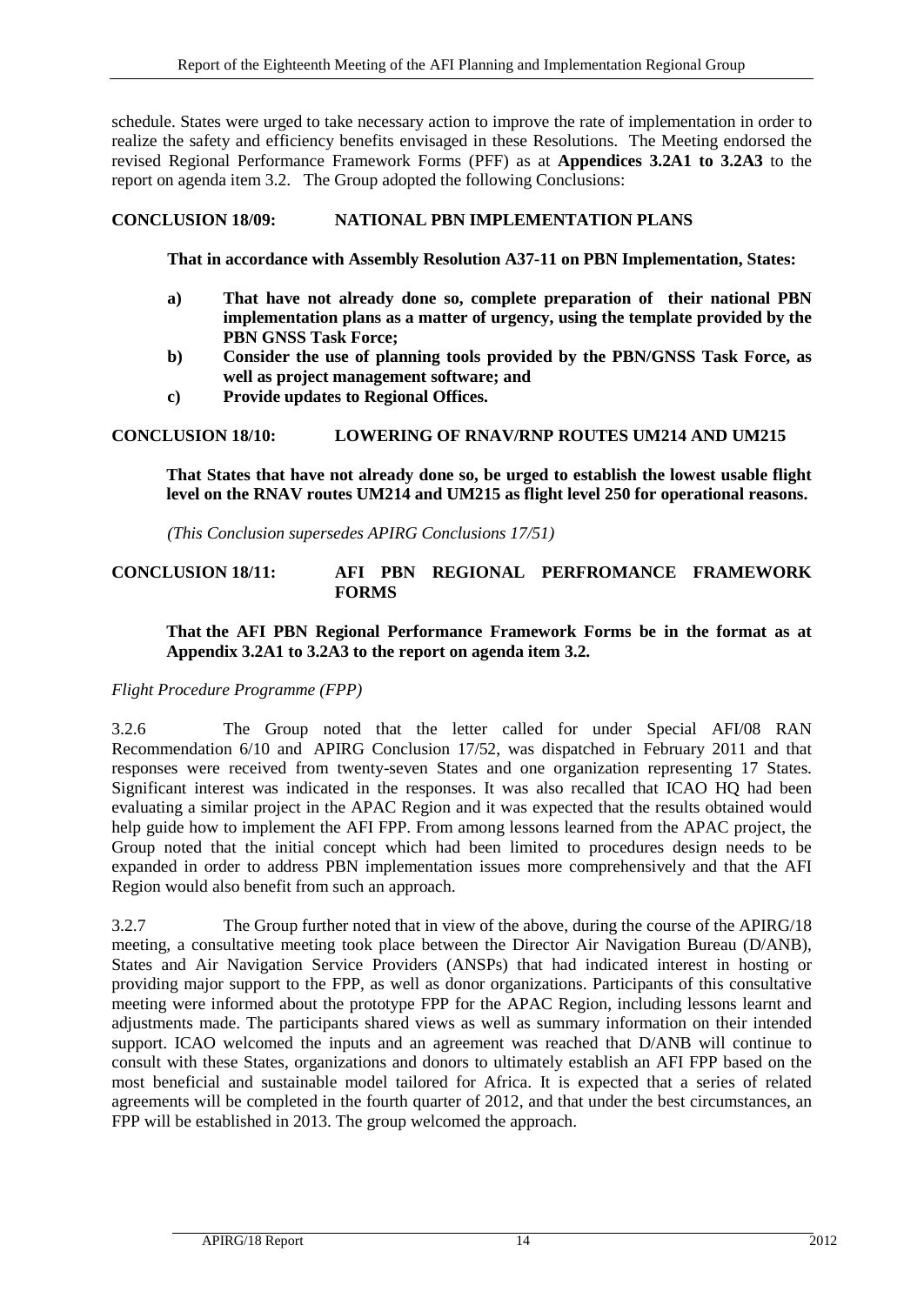schedule. States were urged to take necessary action to improve the rate of implementation in order to realize the safety and efficiency benefits envisaged in these Resolutions. The Meeting endorsed the revised Regional Performance Framework Forms (PFF) as at **Appendices 3.2A1 to 3.2A3** to the report on agenda item 3.2. The Group adopted the following Conclusions:

**CONCLUSION 18/09: NATIONAL PBN IMPLEMENTATION PLANS**

**That in accordance with Assembly Resolution A37-11 on PBN Implementation, States:**

- **a) That have not already done so, complete preparation of their national PBN implementation plans as a matter of urgency, using the template provided by the PBN GNSS Task Force;**
- **b) Consider the use of planning tools provided by the PBN/GNSS Task Force, as well as project management software; and**
- **c) Provide updates to Regional Offices.**

**CONCLUSION 18/10: LOWERING OF RNAV/RNP ROUTES UM214 AND UM215**

**That States that have not already done so, be urged to establish the lowest usable flight level on the RNAV routes UM214 and UM215 as flight level 250 for operational reasons.**

*(This Conclusion supersedes APIRG Conclusions 17/51)*

**CONCLUSION 18/11: AFI PBN REGIONAL PERFROMANCE FRAMEWORK FORMS**

**That the AFI PBN Regional Performance Framework Forms be in the format as at Appendix 3.2A1 to 3.2A3 to the report on agenda item 3.2.**

*Flight Procedure Programme (FPP)*

3.2.6 The Group noted that the letter called for under Special AFI/08 RAN Recommendation 6/10 and APIRG Conclusion 17/52, was dispatched in February 2011 and that responses were received from twenty-seven States and one organization representing 17 States. Significant interest was indicated in the responses. It was also recalled that ICAO HQ had been evaluating a similar project in the APAC Region and it was expected that the results obtained would help guide how to implement the AFI FPP. From among lessons learned from the APAC project, the Group noted that the initial concept which had been limited to procedures design needs to be expanded in order to address PBN implementation issues more comprehensively and that the AFI Region would also benefit from such an approach.

3.2.7 The Group further noted that in view of the above, during the course of the APIRG/18 meeting, a consultative meeting took place between the Director Air Navigation Bureau (D/ANB), States and Air Navigation Service Providers (ANSPs) that had indicated interest in hosting or providing major support to the FPP, as well as donor organizations. Participants of this consultative meeting were informed about the prototype FPP for the APAC Region, including lessons learnt and adjustments made. The participants shared views as well as summary information on their intended support. ICAO welcomed the inputs and an agreement was reached that D/ANB will continue to consult with these States, organizations and donors to ultimately establish an AFI FPP based on the most beneficial and sustainable model tailored for Africa. It is expected that a series of related agreements will be completed in the fourth quarter of 2012, and that under the best circumstances, an FPP will be established in 2013. The group welcomed the approach.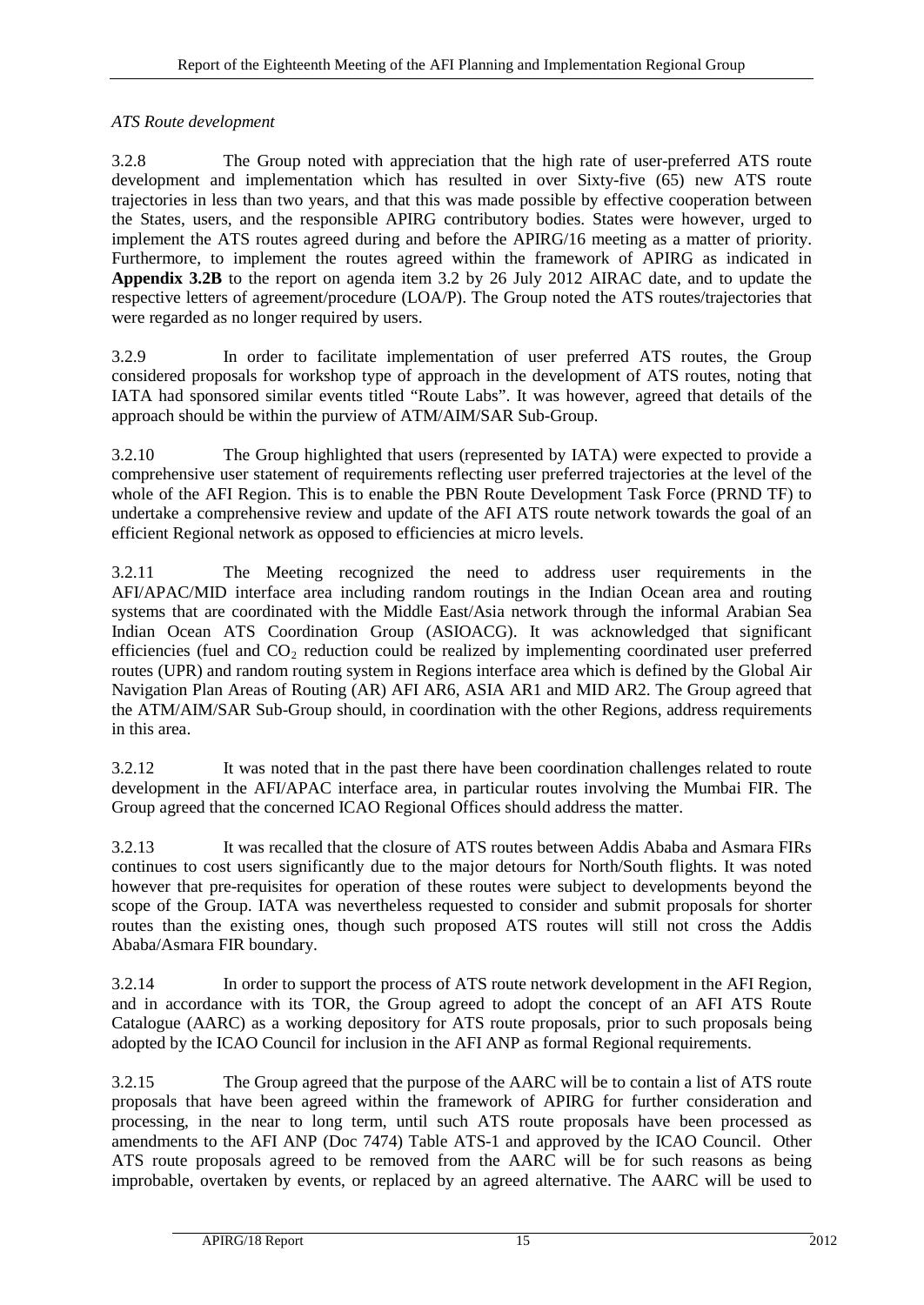*ATS Route development*

3.2.8 The Group noted with appreciation that the high rate of user-preferred ATS route development and implementation which has resulted in over Sixty-five (65) new ATS route trajectories in less than two years, and that this was made possible by effective cooperation between the States, users, and the responsible APIRG contributory bodies. States were however, urged to implement the ATS routes agreed during and before the APIRG/16 meeting as a matter of priority. Furthermore, to implement the routes agreed within the framework of APIRG as indicated in **Appendix 3.2B** to the report on agenda item 3.2 by 26 July 2012 AIRAC date, and to update the respective letters of agreement/procedure (LOA/P). The Group noted the ATS routes/trajectories that were regarded as no longer required by users.

3.2.9 In order to facilitate implementation of user preferred ATS routes, the Group considered proposals for workshop type of approach in the development of ATS routes, noting that IATA had sponsored similar events titled "Route Labs". It was however, agreed that details of the approach should be within the purview of ATM/AIM/SAR Sub-Group.

3.2.10 The Group highlighted that users (represented by IATA) were expected to provide a comprehensive user statement of requirements reflecting user preferred trajectories at the level of the whole of the AFI Region. This is to enable the PBN Route Development Task Force (PRND TF) to undertake a comprehensive review and update of the AFI ATS route network towards the goal of an efficient Regional network as opposed to efficiencies at micro levels.

3.2.11 The Meeting recognized the need to address user requirements in the AFI/APAC/MID interface area including random routings in the Indian Ocean area and routing systems that are coordinated with the Middle East/Asia network through the informal Arabian Sea Indian Ocean ATS Coordination Group (ASIOACG). It was acknowledged that significant efficiencies (fuel and $CO_2$ reduction could be realized by implementing coordinated user preferred routes (UPR) and random routing system in Regions interface area which is defined by the Global Air Navigation Plan Areas of Routing (AR) AFI AR6, ASIA AR1 and MID AR2. The Group agreed that the ATM/AIM/SAR Sub-Group should, in coordination with the other Regions, address requirements in this area.

3.2.12 It was noted that in the past there have been coordination challenges related to route development in the AFI/APAC interface area, in particular routes involving the Mumbai FIR. The Group agreed that the concerned ICAO Regional Offices should address the matter.

3.2.13 It was recalled that the closure of ATS routes between Addis Ababa and Asmara FIRs continues to cost users significantly due to the major detours for North/South flights. It was noted however that pre-requisites for operation of these routes were subject to developments beyond the scope of the Group. IATA was nevertheless requested to consider and submit proposals for shorter routes than the existing ones, though such proposed ATS routes will still not cross the Addis Ababa/Asmara FIR boundary.

3.2.14 In order to support the process of ATS route network development in the AFI Region, and in accordance with its TOR, the Group agreed to adopt the concept of an AFI ATS Route Catalogue (AARC) as a working depository for ATS route proposals, prior to such proposals being adopted by the ICAO Council for inclusion in the AFI ANP as formal Regional requirements.

3.2.15 The Group agreed that the purpose of the AARC will be to contain a list of ATS route proposals that have been agreed within the framework of APIRG for further consideration and processing, in the near to long term, until such ATS route proposals have been processed as amendments to the AFI ANP (Doc 7474) Table ATS-1 and approved by the ICAO Council. Other ATS route proposals agreed to be removed from the AARC will be for such reasons as being improbable, overtaken by events, or replaced by an agreed alternative. The AARC will be used to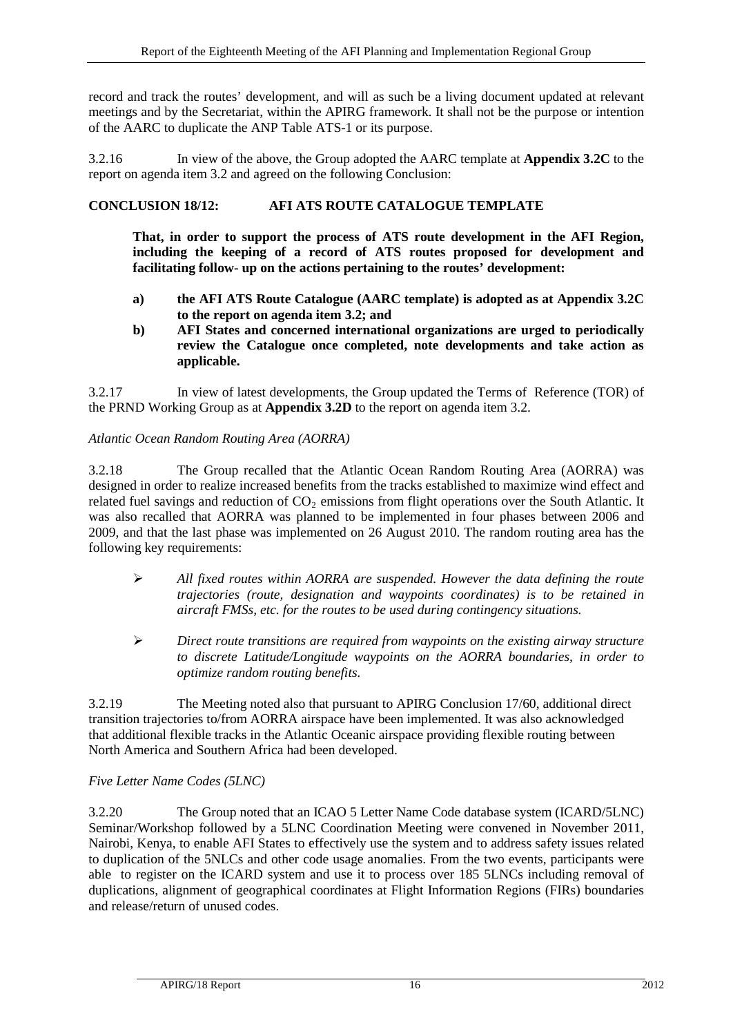record and track the routes' development, and will as such be a living document updated at relevant meetings and by the Secretariat, within the APIRG framework. It shall not be the purpose or intention of the AARC to duplicate the ANP Table ATS-1 or its purpose.

3.2.16 In view of the above, the Group adopted the AARC template at **Appendix 3.2C** to the report on agenda item 3.2 and agreed on the following Conclusion:

**CONCLUSION 18/12: AFI ATS ROUTE CATALOGUE TEMPLATE**

**That, in order to support the process of ATS route development in the AFI Region, including the keeping of a record of ATS routes proposed for development and facilitating follow- up on the actions pertaining to the routes' development:**

- **a) the AFI ATS Route Catalogue (AARC template) is adopted as at Appendix 3.2C to the report on agenda item 3.2; and**
- **b) AFI States and concerned international organizations are urged to periodically review the Catalogue once completed, note developments and take action as applicable.**

3.2.17 In view of latest developments, the Group updated the Terms of Reference (TOR) of the PRND Working Group as at **Appendix 3.2D** to the report on agenda item 3.2.

*Atlantic Ocean Random Routing Area (AORRA)*

3.2.18 The Group recalled that the Atlantic Ocean Random Routing Area (AORRA) was designed in order to realize increased benefits from the tracks established to maximize wind effect and related fuel savings and reduction of $CO_2$ emissions from flight operations over the South Atlantic. It was also recalled that AORRA was planned to be implemented in four phases between 2006 and 2009, and that the last phase was implemented on 26 August 2010. The random routing area has the following key requirements:

- *All fixed routes within AORRA are suspended. However the data defining the route trajectories (route, designation and waypoints coordinates) is to be retained in aircraft FMSs, etc. for the routes to be used during contingency situations.*
- *Direct route transitions are required from waypoints on the existing airway structure to discrete Latitude/Longitude waypoints on the AORRA boundaries, in order to optimize random routing benefits.*

3.2.19 The Meeting noted also that pursuant to APIRG Conclusion 17/60, additional direct transition trajectories to/from AORRA airspace have been implemented. It was also acknowledged that additional flexible tracks in the Atlantic Oceanic airspace providing flexible routing between North America and Southern Africa had been developed.

*Five Letter Name Codes (5LNC)*

3.2.20 The Group noted that an ICAO 5 Letter Name Code database system (ICARD/5LNC) Seminar/Workshop followed by a 5LNC Coordination Meeting were convened in November 2011, Nairobi, Kenya, to enable AFI States to effectively use the system and to address safety issues related to duplication of the 5NLCs and other code usage anomalies. From the two events, participants were able to register on the ICARD system and use it to process over 185 5LNCs including removal of duplications, alignment of geographical coordinates at Flight Information Regions (FIRs) boundaries and release/return of unused codes.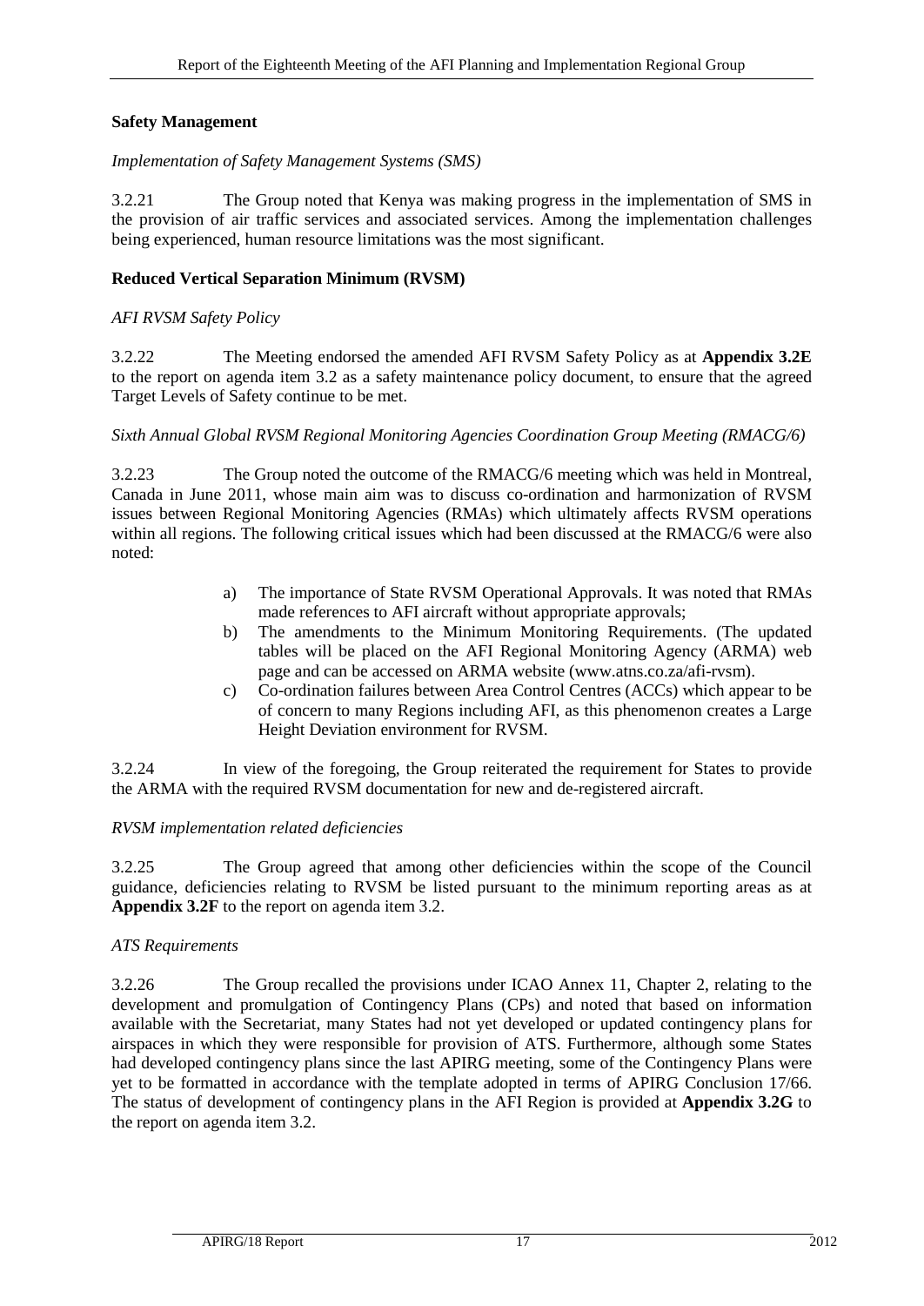**Safety Management**

*Implementation of Safety Management Systems (SMS)*

3.2.21 The Group noted that Kenya was making progress in the implementation of SMS in the provision of air traffic services and associated services. Among the implementation challenges being experienced, human resource limitations was the most significant.

**Reduced Vertical Separation Minimum (RVSM)**

*AFI RVSM Safety Policy*

3.2.22 The Meeting endorsed the amended AFI RVSM Safety Policy as at **Appendix 3.2E** to the report on agenda item 3.2 as a safety maintenance policy document, to ensure that the agreed Target Levels of Safety continue to be met.

*Sixth Annual Global RVSM Regional Monitoring Agencies Coordination Group Meeting (RMACG/6)*

3.2.23 The Group noted the outcome of the RMACG/6 meeting which was held in Montreal, Canada in June 2011, whose main aim was to discuss co-ordination and harmonization of RVSM issues between Regional Monitoring Agencies (RMAs) which ultimately affects RVSM operations within all regions. The following critical issues which had been discussed at the RMACG/6 were also noted:

a) The importance of State RVSM Operational Approvals. It was noted that RMAs made references to AFI aircraft without appropriate approvals;
b) The amendments to the Minimum Monitoring Requirements. (The updated tables will be placed on the AFI Regional Monitoring Agency (ARMA) web page and can be accessed on ARMA website (www.atns.co.za/afi-rvsm).
c) Co-ordination failures between Area Control Centres (ACCs) which appear to be of concern to many Regions including AFI, as this phenomenon creates a Large Height Deviation environment for RVSM.

3.2.24 In view of the foregoing, the Group reiterated the requirement for States to provide the ARMA with the required RVSM documentation for new and de-registered aircraft.

*RVSM implementation related deficiencies*

3.2.25 The Group agreed that among other deficiencies within the scope of the Council guidance, deficiencies relating to RVSM be listed pursuant to the minimum reporting areas as at **Appendix 3.2F** to the report on agenda item 3.2.

*ATS Requirements*

3.2.26 The Group recalled the provisions under ICAO Annex 11, Chapter 2, relating to the development and promulgation of Contingency Plans (CPs) and noted that based on information available with the Secretariat, many States had not yet developed or updated contingency plans for airspaces in which they were responsible for provision of ATS. Furthermore, although some States had developed contingency plans since the last APIRG meeting, some of the Contingency Plans were yet to be formatted in accordance with the template adopted in terms of APIRG Conclusion 17/66. The status of development of contingency plans in the AFI Region is provided at **Appendix 3.2G** to the report on agenda item 3.2.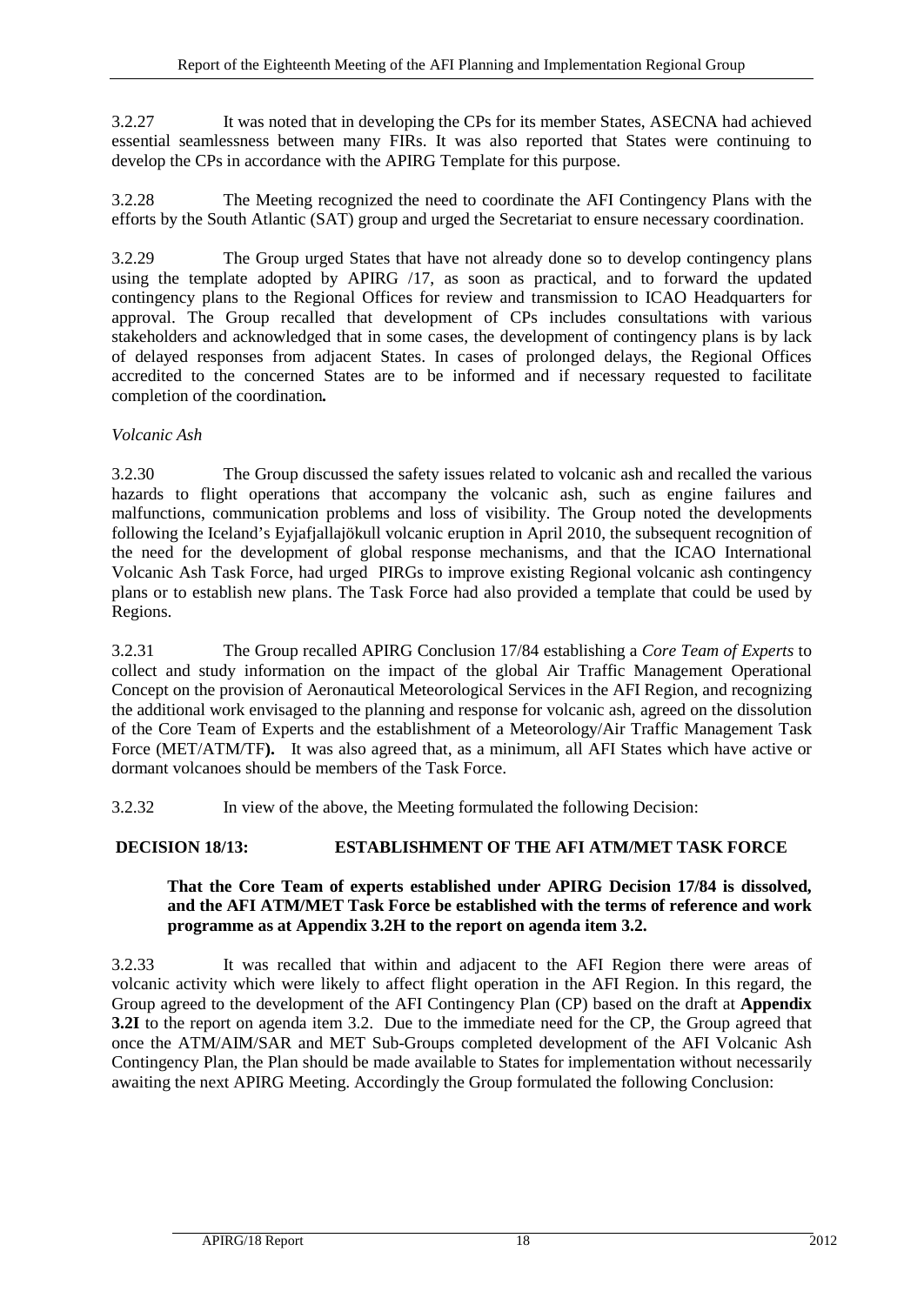3.2.27 It was noted that in developing the CPs for its member States, ASECNA had achieved essential seamlessness between many FIRs. It was also reported that States were continuing to develop the CPs in accordance with the APIRG Template for this purpose.

3.2.28 The Meeting recognized the need to coordinate the AFI Contingency Plans with the efforts by the South Atlantic (SAT) group and urged the Secretariat to ensure necessary coordination.

3.2.29 The Group urged States that have not already done so to develop contingency plans using the template adopted by APIRG /17, as soon as practical, and to forward the updated contingency plans to the Regional Offices for review and transmission to ICAO Headquarters for approval. The Group recalled that development of CPs includes consultations with various stakeholders and acknowledged that in some cases, the development of contingency plans is by lack of delayed responses from adjacent States. In cases of prolonged delays, the Regional Offices accredited to the concerned States are to be informed and if necessary requested to facilitate completion of the coordination**.**

*Volcanic Ash*

3.2.30 The Group discussed the safety issues related to volcanic ash and recalled the various hazards to flight operations that accompany the volcanic ash, such as engine failures and malfunctions, communication problems and loss of visibility. The Group noted the developments following the Iceland's Eyjafjallajökull volcanic eruption in April 2010, the subsequent recognition of the need for the development of global response mechanisms, and that the ICAO International Volcanic Ash Task Force, had urged PIRGs to improve existing Regional volcanic ash contingency plans or to establish new plans. The Task Force had also provided a template that could be used by Regions.

3.2.31 The Group recalled APIRG Conclusion 17/84 establishing a *Core Team of Experts* to collect and study information on the impact of the global Air Traffic Management Operational Concept on the provision of Aeronautical Meteorological Services in the AFI Region, and recognizing the additional work envisaged to the planning and response for volcanic ash, agreed on the dissolution of the Core Team of Experts and the establishment of a Meteorology/Air Traffic Management Task Force (MET/ATM/TF**).** It was also agreed that, as a minimum, all AFI States which have active or dormant volcanoes should be members of the Task Force.

3.2.32 In view of the above, the Meeting formulated the following Decision:

**DECISION 18/13: ESTABLISHMENT OF THE AFI ATM/MET TASK FORCE**

**That the Core Team of experts established under APIRG Decision 17/84 is dissolved, and the AFI ATM/MET Task Force be established with the terms of reference and work programme as at Appendix 3.2H to the report on agenda item 3.2.**

3.2.33 It was recalled that within and adjacent to the AFI Region there were areas of volcanic activity which were likely to affect flight operation in the AFI Region. In this regard, the Group agreed to the development of the AFI Contingency Plan (CP) based on the draft at **Appendix 3.2I** to the report on agenda item 3.2. Due to the immediate need for the CP, the Group agreed that once the ATM/AIM/SAR and MET Sub-Groups completed development of the AFI Volcanic Ash Contingency Plan, the Plan should be made available to States for implementation without necessarily awaiting the next APIRG Meeting. Accordingly the Group formulated the following Conclusion: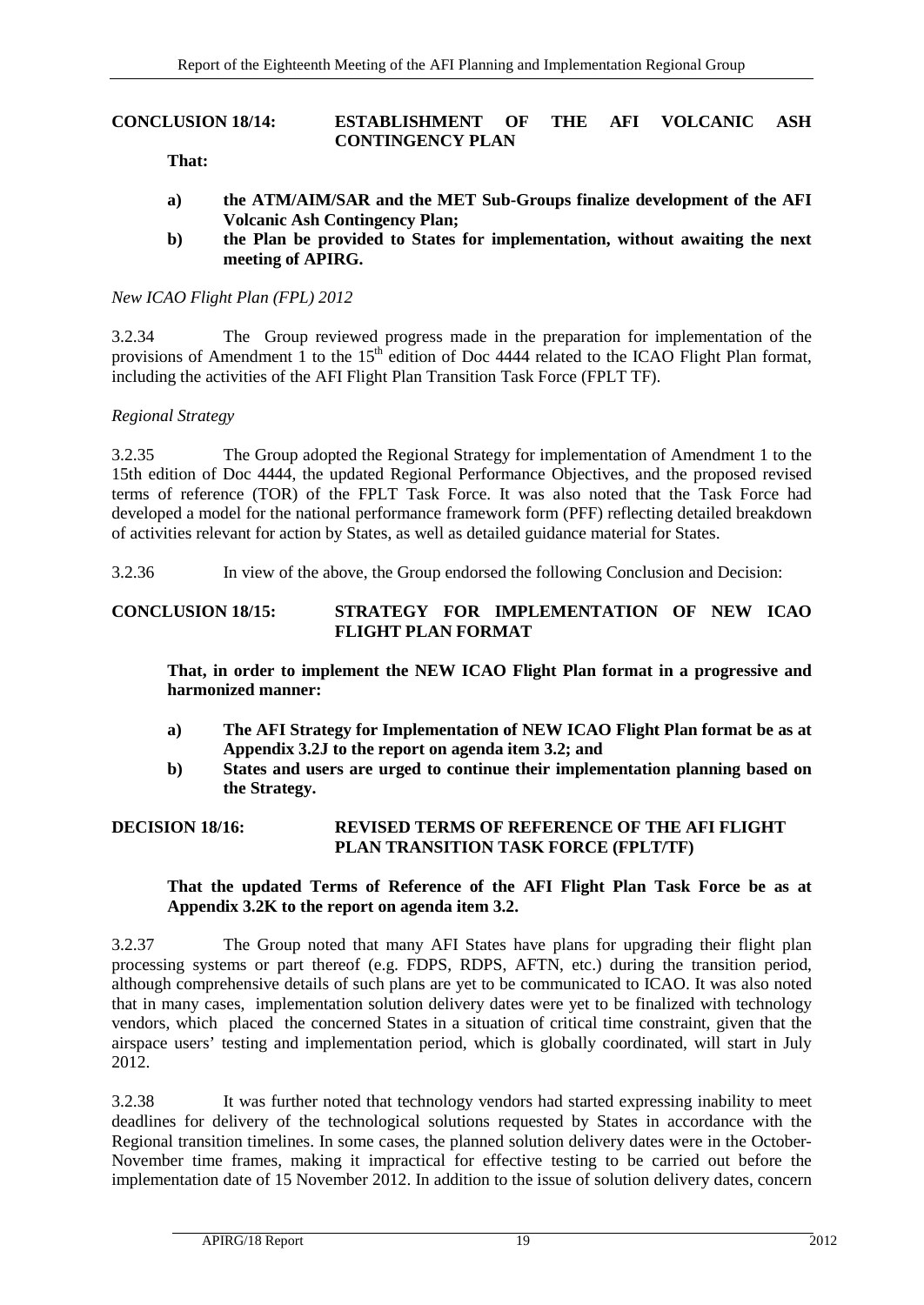**CONCLUSION 18/14: ESTABLISHMENT OF THE AFI VOLCANIC ASH CONTINGENCY PLAN**

**That:**

**a) the ATM/AIM/SAR and the MET Sub-Groups finalize development of the AFI Volcanic Ash Contingency Plan;**

**b) the Plan be provided to States for implementation, without awaiting the next meeting of APIRG.**

*New ICAO Flight Plan (FPL) 2012*

3.2.34 The Group reviewed progress made in the preparation for implementation of the provisions of Amendment 1 to the 15th edition of Doc 4444 related to the ICAO Flight Plan format, including the activities of the AFI Flight Plan Transition Task Force (FPLT TF).

*Regional Strategy*

3.2.35 The Group adopted the Regional Strategy for implementation of Amendment 1 to the 15th edition of Doc 4444, the updated Regional Performance Objectives, and the proposed revised terms of reference (TOR) of the FPLT Task Force. It was also noted that the Task Force had developed a model for the national performance framework form (PFF) reflecting detailed breakdown of activities relevant for action by States, as well as detailed guidance material for States.

3.2.36 In view of the above, the Group endorsed the following Conclusion and Decision:

**CONCLUSION 18/15: STRATEGY FOR IMPLEMENTATION OF NEW ICAO FLIGHT PLAN FORMAT**

**That, in order to implement the NEW ICAO Flight Plan format in a progressive and harmonized manner:**

**a) The AFI Strategy for Implementation of NEW ICAO Flight Plan format be as at Appendix 3.2J to the report on agenda item 3.2; and**

**b) States and users are urged to continue their implementation planning based on the Strategy.**

**DECISION 18/16: REVISED TERMS OF REFERENCE OF THE AFI FLIGHT PLAN TRANSITION TASK FORCE (FPLT/TF)**

**That the updated Terms of Reference of the AFI Flight Plan Task Force be as at Appendix 3.2K to the report on agenda item 3.2.**

3.2.37 The Group noted that many AFI States have plans for upgrading their flight plan processing systems or part thereof (e.g. FDPS, RDPS, AFTN, etc.) during the transition period, although comprehensive details of such plans are yet to be communicated to ICAO. It was also noted that in many cases, implementation solution delivery dates were yet to be finalized with technology vendors, which placed the concerned States in a situation of critical time constraint, given that the airspace users' testing and implementation period, which is globally coordinated, will start in July 2012.

3.2.38 It was further noted that technology vendors had started expressing inability to meet deadlines for delivery of the technological solutions requested by States in accordance with the Regional transition timelines. In some cases, the planned solution delivery dates were in the October-November time frames, making it impractical for effective testing to be carried out before the implementation date of 15 November 2012. In addition to the issue of solution delivery dates, concern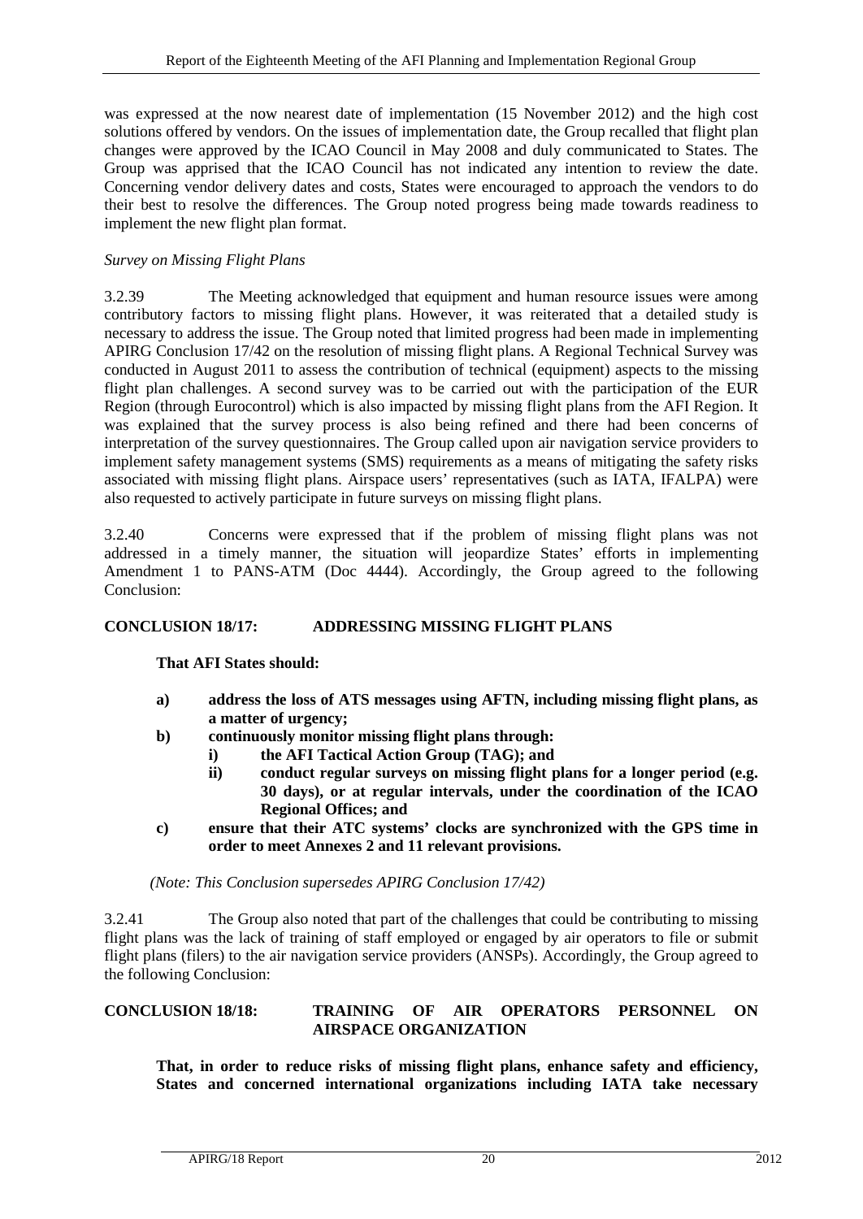was expressed at the now nearest date of implementation (15 November 2012) and the high cost solutions offered by vendors. On the issues of implementation date, the Group recalled that flight plan changes were approved by the ICAO Council in May 2008 and duly communicated to States. The Group was apprised that the ICAO Council has not indicated any intention to review the date. Concerning vendor delivery dates and costs, States were encouraged to approach the vendors to do their best to resolve the differences. The Group noted progress being made towards readiness to implement the new flight plan format.

*Survey on Missing Flight Plans*

3.2.39 The Meeting acknowledged that equipment and human resource issues were among contributory factors to missing flight plans. However, it was reiterated that a detailed study is necessary to address the issue. The Group noted that limited progress had been made in implementing APIRG Conclusion 17/42 on the resolution of missing flight plans. A Regional Technical Survey was conducted in August 2011 to assess the contribution of technical (equipment) aspects to the missing flight plan challenges. A second survey was to be carried out with the participation of the EUR Region (through Eurocontrol) which is also impacted by missing flight plans from the AFI Region. It was explained that the survey process is also being refined and there had been concerns of interpretation of the survey questionnaires. The Group called upon air navigation service providers to implement safety management systems (SMS) requirements as a means of mitigating the safety risks associated with missing flight plans. Airspace users' representatives (such as IATA, IFALPA) were also requested to actively participate in future surveys on missing flight plans.

3.2.40 Concerns were expressed that if the problem of missing flight plans was not addressed in a timely manner, the situation will jeopardize States' efforts in implementing Amendment 1 to PANS-ATM (Doc 4444). Accordingly, the Group agreed to the following Conclusion:

**CONCLUSION 18/17: ADDRESSING MISSING FLIGHT PLANS**

**That AFI States should:**

**a) address the loss of ATS messages using AFTN, including missing flight plans, as a matter of urgency;**

**b) continuously monitor missing flight plans through:**
   **i) the AFI Tactical Action Group (TAG); and**
   **ii) conduct regular surveys on missing flight plans for a longer period (e.g. 30 days), or at regular intervals, under the coordination of the ICAO Regional Offices; and**

**c) ensure that their ATC systems' clocks are synchronized with the GPS time in order to meet Annexes 2 and 11 relevant provisions.**

*(Note: This Conclusion supersedes APIRG Conclusion 17/42)*

3.2.41 The Group also noted that part of the challenges that could be contributing to missing flight plans was the lack of training of staff employed or engaged by air operators to file or submit flight plans (filers) to the air navigation service providers (ANSPs). Accordingly, the Group agreed to the following Conclusion:

**CONCLUSION 18/18: TRAINING OF AIR OPERATORS PERSONNEL ON AIRSPACE ORGANIZATION**

**That, in order to reduce risks of missing flight plans, enhance safety and efficiency, States and concerned international organizations including IATA take necessary**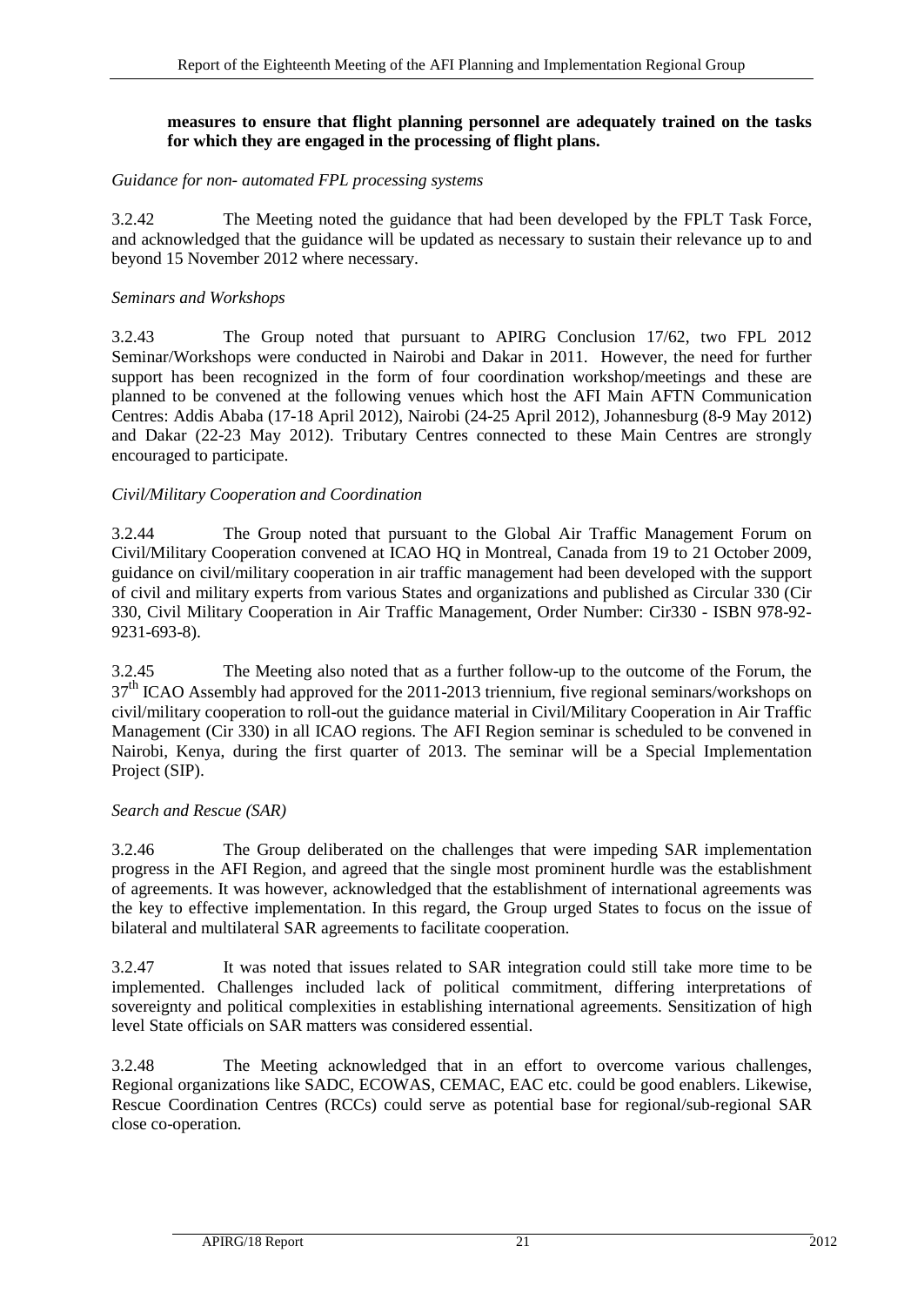**measures to ensure that flight planning personnel are adequately trained on the tasks for which they are engaged in the processing of flight plans.**

*Guidance for non- automated FPL processing systems*

3.2.42 The Meeting noted the guidance that had been developed by the FPLT Task Force, and acknowledged that the guidance will be updated as necessary to sustain their relevance up to and beyond 15 November 2012 where necessary.

*Seminars and Workshops*

3.2.43 The Group noted that pursuant to APIRG Conclusion 17/62, two FPL 2012 Seminar/Workshops were conducted in Nairobi and Dakar in 2011. However, the need for further support has been recognized in the form of four coordination workshop/meetings and these are planned to be convened at the following venues which host the AFI Main AFTN Communication Centres: Addis Ababa (17-18 April 2012), Nairobi (24-25 April 2012), Johannesburg (8-9 May 2012) and Dakar (22-23 May 2012). Tributary Centres connected to these Main Centres are strongly encouraged to participate.

*Civil/Military Cooperation and Coordination*

3.2.44 The Group noted that pursuant to the Global Air Traffic Management Forum on Civil/Military Cooperation convened at ICAO HQ in Montreal, Canada from 19 to 21 October 2009, guidance on civil/military cooperation in air traffic management had been developed with the support of civil and military experts from various States and organizations and published as Circular 330 (Cir 330, Civil Military Cooperation in Air Traffic Management, Order Number: Cir330 - ISBN 978-92-9231-693-8).

3.2.45 The Meeting also noted that as a further follow-up to the outcome of the Forum, the 37th ICAO Assembly had approved for the 2011-2013 triennium, five regional seminars/workshops on civil/military cooperation to roll-out the guidance material in Civil/Military Cooperation in Air Traffic Management (Cir 330) in all ICAO regions. The AFI Region seminar is scheduled to be convened in Nairobi, Kenya, during the first quarter of 2013. The seminar will be a Special Implementation Project (SIP).

*Search and Rescue (SAR)*

3.2.46 The Group deliberated on the challenges that were impeding SAR implementation progress in the AFI Region, and agreed that the single most prominent hurdle was the establishment of agreements. It was however, acknowledged that the establishment of international agreements was the key to effective implementation. In this regard, the Group urged States to focus on the issue of bilateral and multilateral SAR agreements to facilitate cooperation.

3.2.47 It was noted that issues related to SAR integration could still take more time to be implemented. Challenges included lack of political commitment, differing interpretations of sovereignty and political complexities in establishing international agreements. Sensitization of high level State officials on SAR matters was considered essential.

3.2.48 The Meeting acknowledged that in an effort to overcome various challenges, Regional organizations like SADC, ECOWAS, CEMAC, EAC etc. could be good enablers. Likewise, Rescue Coordination Centres (RCCs) could serve as potential base for regional/sub-regional SAR close co-operation.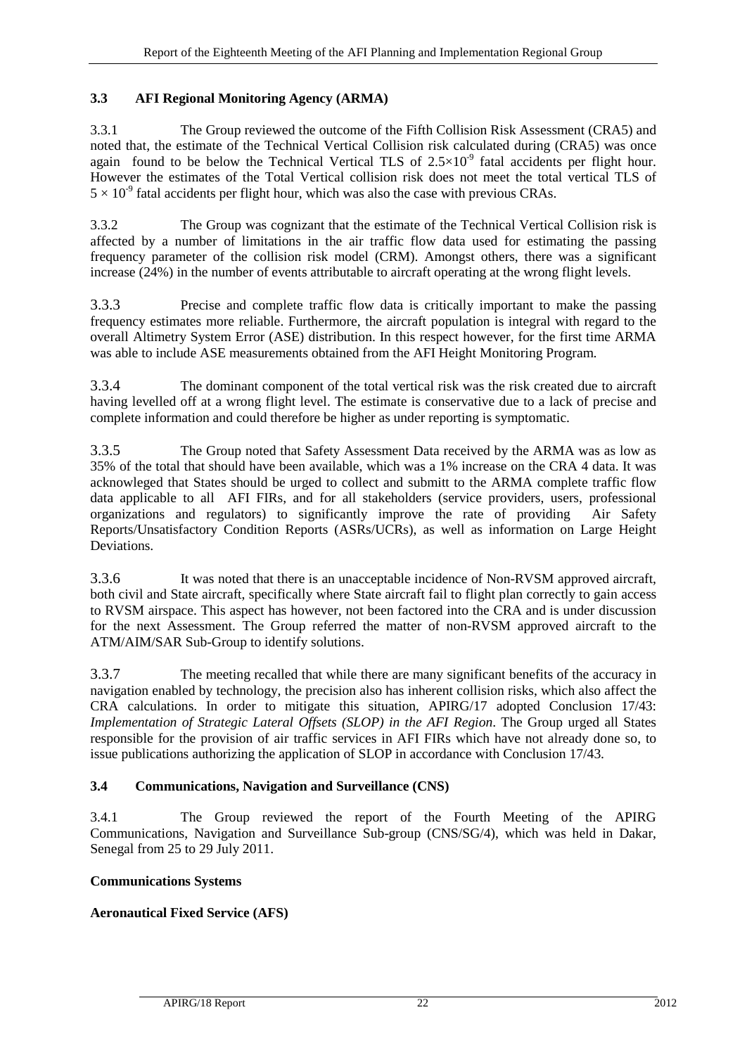### 3.3 AFI Regional Monitoring Agency (ARMA)

3.3.1 The Group reviewed the outcome of the Fifth Collision Risk Assessment (CRA5) and noted that, the estimate of the Technical Vertical Collision risk calculated during (CRA5) was once again found to be below the Technical Vertical TLS of $2.5 \times 10^{-9}$ fatal accidents per flight hour. However the estimates of the Total Vertical collision risk does not meet the total vertical TLS of $5 \times 10^{-9}$ fatal accidents per flight hour, which was also the case with previous CRAs.

3.3.2 The Group was cognizant that the estimate of the Technical Vertical Collision risk is affected by a number of limitations in the air traffic flow data used for estimating the passing frequency parameter of the collision risk model (CRM). Amongst others, there was a significant increase (24%) in the number of events attributable to aircraft operating at the wrong flight levels.

3.3.3 Precise and complete traffic flow data is critically important to make the passing frequency estimates more reliable. Furthermore, the aircraft population is integral with regard to the overall Altimetry System Error (ASE) distribution. In this respect however, for the first time ARMA was able to include ASE measurements obtained from the AFI Height Monitoring Program.

3.3.4 The dominant component of the total vertical risk was the risk created due to aircraft having levelled off at a wrong flight level. The estimate is conservative due to a lack of precise and complete information and could therefore be higher as under reporting is symptomatic.

3.3.5 The Group noted that Safety Assessment Data received by the ARMA was as low as 35% of the total that should have been available, which was a 1% increase on the CRA 4 data. It was acknowleged that States should be urged to collect and submitt to the ARMA complete traffic flow data applicable to all AFI FIRs, and for all stakeholders (service providers, users, professional organizations and regulators) to significantly improve the rate of providing Air Safety Reports/Unsatisfactory Condition Reports (ASRs/UCRs), as well as information on Large Height Deviations.

3.3.6 It was noted that there is an unacceptable incidence of Non-RVSM approved aircraft, both civil and State aircraft, specifically where State aircraft fail to flight plan correctly to gain access to RVSM airspace. This aspect has however, not been factored into the CRA and is under discussion for the next Assessment. The Group referred the matter of non-RVSM approved aircraft to the ATM/AIM/SAR Sub-Group to identify solutions.

3.3.7 The meeting recalled that while there are many significant benefits of the accuracy in navigation enabled by technology, the precision also has inherent collision risks, which also affect the CRA calculations. In order to mitigate this situation, APIRG/17 adopted Conclusion 17/43: *Implementation of Strategic Lateral Offsets (SLOP) in the AFI Region*. The Group urged all States responsible for the provision of air traffic services in AFI FIRs which have not already done so, to issue publications authorizing the application of SLOP in accordance with Conclusion 17/43.

### 3.4 Communications, Navigation and Surveillance (CNS)

3.4.1 The Group reviewed the report of the Fourth Meeting of the APIRG Communications, Navigation and Surveillance Sub-group (CNS/SG/4), which was held in Dakar, Senegal from 25 to 29 July 2011.

**Communications Systems**

**Aeronautical Fixed Service (AFS)**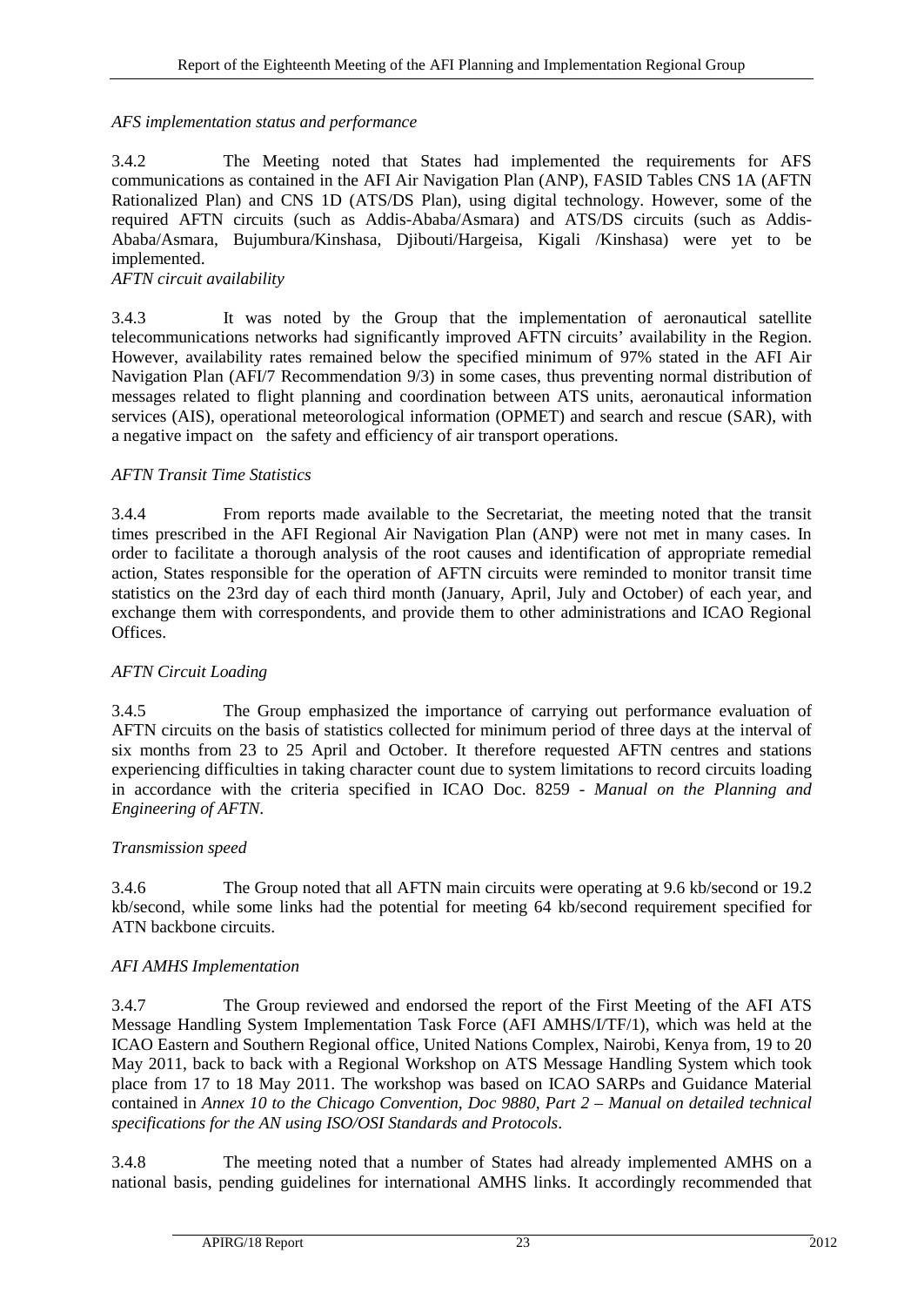*AFS implementation status and performance*

3.4.2 The Meeting noted that States had implemented the requirements for AFS communications as contained in the AFI Air Navigation Plan (ANP), FASID Tables CNS 1A (AFTN Rationalized Plan) and CNS 1D (ATS/DS Plan), using digital technology. However, some of the required AFTN circuits (such as Addis-Ababa/Asmara) and ATS/DS circuits (such as Addis-Ababa/Asmara, Bujumbura/Kinshasa, Djibouti/Hargeisa, Kigali /Kinshasa) were yet to be implemented.

*AFTN circuit availability*

3.4.3 It was noted by the Group that the implementation of aeronautical satellite telecommunications networks had significantly improved AFTN circuits' availability in the Region. However, availability rates remained below the specified minimum of 97% stated in the AFI Air Navigation Plan (AFI/7 Recommendation 9/3) in some cases, thus preventing normal distribution of messages related to flight planning and coordination between ATS units, aeronautical information services (AIS), operational meteorological information (OPMET) and search and rescue (SAR), with a negative impact on the safety and efficiency of air transport operations.

*AFTN Transit Time Statistics*

3.4.4 From reports made available to the Secretariat, the meeting noted that the transit times prescribed in the AFI Regional Air Navigation Plan (ANP) were not met in many cases. In order to facilitate a thorough analysis of the root causes and identification of appropriate remedial action, States responsible for the operation of AFTN circuits were reminded to monitor transit time statistics on the 23rd day of each third month (January, April, July and October) of each year, and exchange them with correspondents, and provide them to other administrations and ICAO Regional Offices.

*AFTN Circuit Loading*

3.4.5 The Group emphasized the importance of carrying out performance evaluation of AFTN circuits on the basis of statistics collected for minimum period of three days at the interval of six months from 23 to 25 April and October. It therefore requested AFTN centres and stations experiencing difficulties in taking character count due to system limitations to record circuits loading in accordance with the criteria specified in ICAO Doc. 8259 - *Manual on the Planning and Engineering of AFTN*.

*Transmission speed*

3.4.6 The Group noted that all AFTN main circuits were operating at 9.6 kb/second or 19.2 kb/second, while some links had the potential for meeting 64 kb/second requirement specified for ATN backbone circuits.

*AFI AMHS Implementation*

3.4.7 The Group reviewed and endorsed the report of the First Meeting of the AFI ATS Message Handling System Implementation Task Force (AFI AMHS/I/TF/1), which was held at the ICAO Eastern and Southern Regional office, United Nations Complex, Nairobi, Kenya from, 19 to 20 May 2011, back to back with a Regional Workshop on ATS Message Handling System which took place from 17 to 18 May 2011. The workshop was based on ICAO SARPs and Guidance Material contained in *Annex 10 to the Chicago Convention, Doc 9880, Part 2 – Manual on detailed technical specifications for the AN using ISO/OSI Standards and Protocols*.

3.4.8 The meeting noted that a number of States had already implemented AMHS on a national basis, pending guidelines for international AMHS links. It accordingly recommended that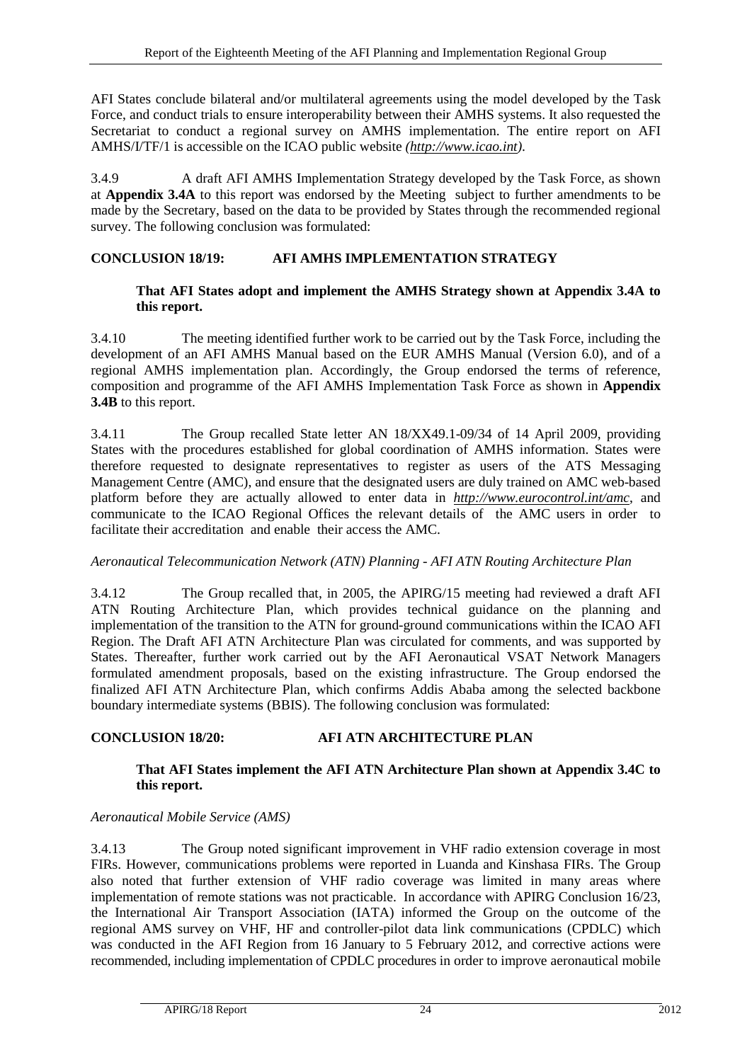AFI States conclude bilateral and/or multilateral agreements using the model developed by the Task Force, and conduct trials to ensure interoperability between their AMHS systems. It also requested the Secretariat to conduct a regional survey on AMHS implementation. The entire report on AFI AMHS/I/TF/1 is accessible on the ICAO public website *(http://www.icao.int)*.

3.4.9 A draft AFI AMHS Implementation Strategy developed by the Task Force, as shown at **Appendix 3.4A** to this report was endorsed by the Meeting subject to further amendments to be made by the Secretary, based on the data to be provided by States through the recommended regional survey. The following conclusion was formulated:

**CONCLUSION 18/19: AFI AMHS IMPLEMENTATION STRATEGY**

**That AFI States adopt and implement the AMHS Strategy shown at Appendix 3.4A to this report.**

3.4.10 The meeting identified further work to be carried out by the Task Force, including the development of an AFI AMHS Manual based on the EUR AMHS Manual (Version 6.0), and of a regional AMHS implementation plan. Accordingly, the Group endorsed the terms of reference, composition and programme of the AFI AMHS Implementation Task Force as shown in **Appendix 3.4B** to this report.

3.4.11 The Group recalled State letter AN 18/XX49.1-09/34 of 14 April 2009, providing States with the procedures established for global coordination of AMHS information. States were therefore requested to designate representatives to register as users of the ATS Messaging Management Centre (AMC), and ensure that the designated users are duly trained on AMC web-based platform before they are actually allowed to enter data in *http://www.eurocontrol.int/amc*, and communicate to the ICAO Regional Offices the relevant details of the AMC users in order to facilitate their accreditation and enable their access the AMC.

*Aeronautical Telecommunication Network (ATN) Planning - AFI ATN Routing Architecture Plan*

3.4.12 The Group recalled that, in 2005, the APIRG/15 meeting had reviewed a draft AFI ATN Routing Architecture Plan, which provides technical guidance on the planning and implementation of the transition to the ATN for ground-ground communications within the ICAO AFI Region. The Draft AFI ATN Architecture Plan was circulated for comments, and was supported by States. Thereafter, further work carried out by the AFI Aeronautical VSAT Network Managers formulated amendment proposals, based on the existing infrastructure. The Group endorsed the finalized AFI ATN Architecture Plan, which confirms Addis Ababa among the selected backbone boundary intermediate systems (BBIS). The following conclusion was formulated:

**CONCLUSION 18/20: AFI ATN ARCHITECTURE PLAN**

**That AFI States implement the AFI ATN Architecture Plan shown at Appendix 3.4C to this report.**

*Aeronautical Mobile Service (AMS)*

3.4.13 The Group noted significant improvement in VHF radio extension coverage in most FIRs. However, communications problems were reported in Luanda and Kinshasa FIRs. The Group also noted that further extension of VHF radio coverage was limited in many areas where implementation of remote stations was not practicable. In accordance with APIRG Conclusion 16/23, the International Air Transport Association (IATA) informed the Group on the outcome of the regional AMS survey on VHF, HF and controller-pilot data link communications (CPDLC) which was conducted in the AFI Region from 16 January to 5 February 2012, and corrective actions were recommended, including implementation of CPDLC procedures in order to improve aeronautical mobile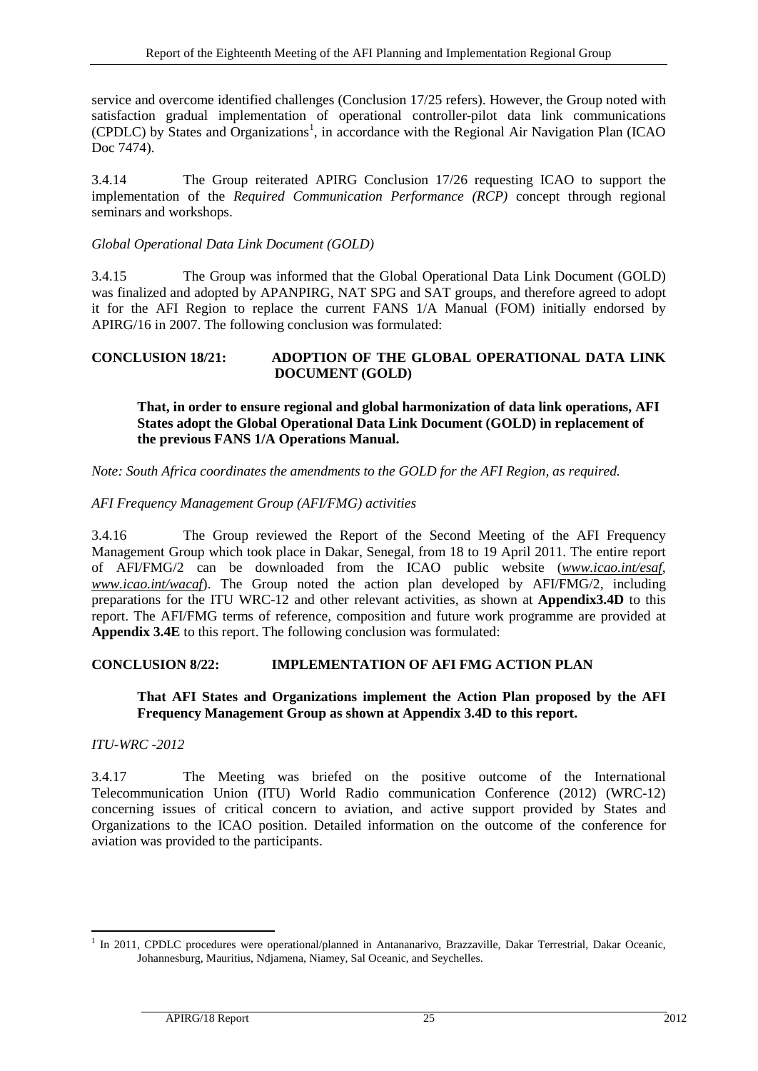service and overcome identified challenges (Conclusion 17/25 refers). However, the Group noted with satisfaction gradual implementation of operational controller-pilot data link communications (CPDLC) by States and Organizations[1], in accordance with the Regional Air Navigation Plan (ICAO Doc 7474).

3.4.14 The Group reiterated APIRG Conclusion 17/26 requesting ICAO to support the implementation of the *Required Communication Performance (RCP)* concept through regional seminars and workshops.

*Global Operational Data Link Document (GOLD)*

3.4.15 The Group was informed that the Global Operational Data Link Document (GOLD) was finalized and adopted by APANPIRG, NAT SPG and SAT groups, and therefore agreed to adopt it for the AFI Region to replace the current FANS 1/A Manual (FOM) initially endorsed by APIRG/16 in 2007. The following conclusion was formulated:

**CONCLUSION 18/21: ADOPTION OF THE GLOBAL OPERATIONAL DATA LINK DOCUMENT (GOLD)**

**That, in order to ensure regional and global harmonization of data link operations, AFI States adopt the Global Operational Data Link Document (GOLD) in replacement of the previous FANS 1/A Operations Manual.**

*Note: South Africa coordinates the amendments to the GOLD for the AFI Region, as required.*

*AFI Frequency Management Group (AFI/FMG) activities*

3.4.16 The Group reviewed the Report of the Second Meeting of the AFI Frequency Management Group which took place in Dakar, Senegal, from 18 to 19 April 2011. The entire report of AFI/FMG/2 can be downloaded from the ICAO public website (*www.icao.int/esaf, www.icao.int/wacaf*). The Group noted the action plan developed by AFI/FMG/2, including preparations for the ITU WRC-12 and other relevant activities, as shown at **Appendix3.4D** to this report. The AFI/FMG terms of reference, composition and future work programme are provided at **Appendix 3.4E** to this report. The following conclusion was formulated:

**CONCLUSION 8/22: IMPLEMENTATION OF AFI FMG ACTION PLAN**

**That AFI States and Organizations implement the Action Plan proposed by the AFI Frequency Management Group as shown at Appendix 3.4D to this report.**

*ITU-WRC -2012*

3.4.17 The Meeting was briefed on the positive outcome of the International Telecommunication Union (ITU) World Radio communication Conference (2012) (WRC-12) concerning issues of critical concern to aviation, and active support provided by States and Organizations to the ICAO position. Detailed information on the outcome of the conference for aviation was provided to the participants.

[1] In 2011, CPDLC procedures were operational/planned in Antananarivo, Brazzaville, Dakar Terrestrial, Dakar Oceanic, Johannesburg, Mauritius, Ndjamena, Niamey, Sal Oceanic, and Seychelles.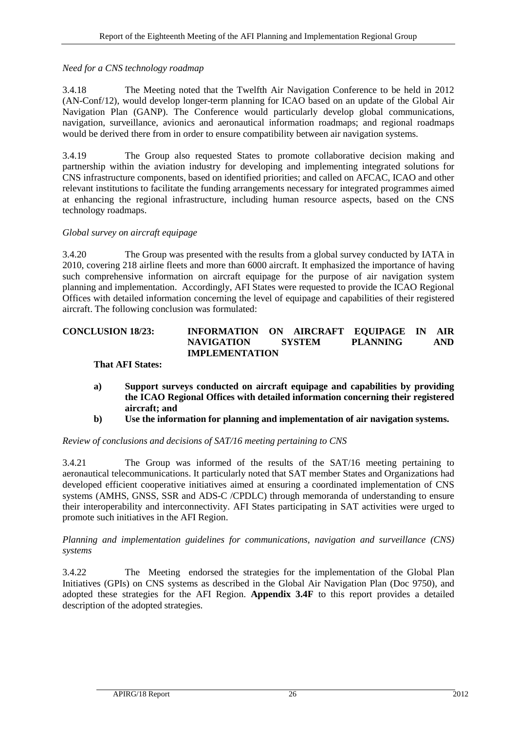*Need for a CNS technology roadmap*

3.4.18 The Meeting noted that the Twelfth Air Navigation Conference to be held in 2012 (AN-Conf/12), would develop longer-term planning for ICAO based on an update of the Global Air Navigation Plan (GANP). The Conference would particularly develop global communications, navigation, surveillance, avionics and aeronautical information roadmaps; and regional roadmaps would be derived there from in order to ensure compatibility between air navigation systems.

3.4.19 The Group also requested States to promote collaborative decision making and partnership within the aviation industry for developing and implementing integrated solutions for CNS infrastructure components, based on identified priorities; and called on AFCAC, ICAO and other relevant institutions to facilitate the funding arrangements necessary for integrated programmes aimed at enhancing the regional infrastructure, including human resource aspects, based on the CNS technology roadmaps.

*Global survey on aircraft equipage*

3.4.20 The Group was presented with the results from a global survey conducted by IATA in 2010, covering 218 airline fleets and more than 6000 aircraft. It emphasized the importance of having such comprehensive information on aircraft equipage for the purpose of air navigation system planning and implementation. Accordingly, AFI States were requested to provide the ICAO Regional Offices with detailed information concerning the level of equipage and capabilities of their registered aircraft. The following conclusion was formulated:

**CONCLUSION 18/23: INFORMATION ON AIRCRAFT EQUIPAGE IN AIR NAVIGATION SYSTEM PLANNING AND IMPLEMENTATION**

**That AFI States:**

**a) Support surveys conducted on aircraft equipage and capabilities by providing the ICAO Regional Offices with detailed information concerning their registered aircraft; and**

**b) Use the information for planning and implementation of air navigation systems.**

*Review of conclusions and decisions of SAT/16 meeting pertaining to CNS*

3.4.21 The Group was informed of the results of the SAT/16 meeting pertaining to aeronautical telecommunications. It particularly noted that SAT member States and Organizations had developed efficient cooperative initiatives aimed at ensuring a coordinated implementation of CNS systems (AMHS, GNSS, SSR and ADS-C /CPDLC) through memoranda of understanding to ensure their interoperability and interconnectivity. AFI States participating in SAT activities were urged to promote such initiatives in the AFI Region.

*Planning and implementation guidelines for communications, navigation and surveillance (CNS) systems*

3.4.22 The Meeting endorsed the strategies for the implementation of the Global Plan Initiatives (GPIs) on CNS systems as described in the Global Air Navigation Plan (Doc 9750), and adopted these strategies for the AFI Region. **Appendix 3.4F** to this report provides a detailed description of the adopted strategies.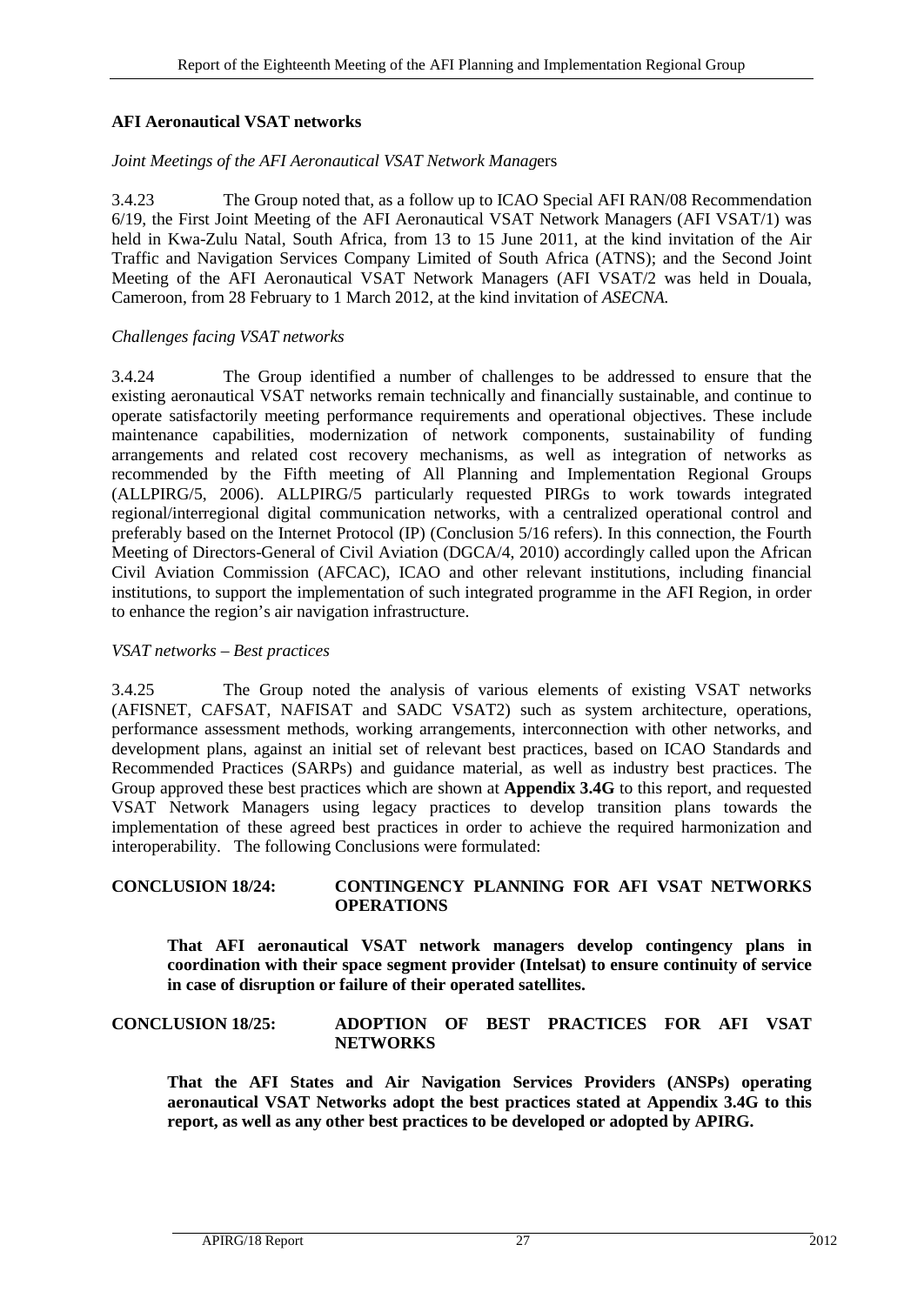**AFI Aeronautical VSAT networks**

*Joint Meetings of the AFI Aeronautical VSAT Network Managers*

3.4.23 The Group noted that, as a follow up to ICAO Special AFI RAN/08 Recommendation 6/19, the First Joint Meeting of the AFI Aeronautical VSAT Network Managers (AFI VSAT/1) was held in Kwa-Zulu Natal, South Africa, from 13 to 15 June 2011, at the kind invitation of the Air Traffic and Navigation Services Company Limited of South Africa (ATNS); and the Second Joint Meeting of the AFI Aeronautical VSAT Network Managers (AFI VSAT/2 was held in Douala, Cameroon, from 28 February to 1 March 2012, at the kind invitation of *ASECNA.*

*Challenges facing VSAT networks*

3.4.24 The Group identified a number of challenges to be addressed to ensure that the existing aeronautical VSAT networks remain technically and financially sustainable, and continue to operate satisfactorily meeting performance requirements and operational objectives. These include maintenance capabilities, modernization of network components, sustainability of funding arrangements and related cost recovery mechanisms, as well as integration of networks as recommended by the Fifth meeting of All Planning and Implementation Regional Groups (ALLPIRG/5, 2006). ALLPIRG/5 particularly requested PIRGs to work towards integrated regional/interregional digital communication networks, with a centralized operational control and preferably based on the Internet Protocol (IP) (Conclusion 5/16 refers). In this connection, the Fourth Meeting of Directors-General of Civil Aviation (DGCA/4, 2010) accordingly called upon the African Civil Aviation Commission (AFCAC), ICAO and other relevant institutions, including financial institutions, to support the implementation of such integrated programme in the AFI Region, in order to enhance the region's air navigation infrastructure.

*VSAT networks – Best practices*

3.4.25 The Group noted the analysis of various elements of existing VSAT networks (AFISNET, CAFSAT, NAFISAT and SADC VSAT2) such as system architecture, operations, performance assessment methods, working arrangements, interconnection with other networks, and development plans, against an initial set of relevant best practices, based on ICAO Standards and Recommended Practices (SARPs) and guidance material, as well as industry best practices. The Group approved these best practices which are shown at **Appendix 3.4G** to this report, and requested VSAT Network Managers using legacy practices to develop transition plans towards the implementation of these agreed best practices in order to achieve the required harmonization and interoperability. The following Conclusions were formulated:

**CONCLUSION 18/24: CONTINGENCY PLANNING FOR AFI VSAT NETWORKS OPERATIONS**

**That AFI aeronautical VSAT network managers develop contingency plans in coordination with their space segment provider (Intelsat) to ensure continuity of service in case of disruption or failure of their operated satellites.**

**CONCLUSION 18/25: ADOPTION OF BEST PRACTICES FOR AFI VSAT NETWORKS**

**That the AFI States and Air Navigation Services Providers (ANSPs) operating aeronautical VSAT Networks adopt the best practices stated at Appendix 3.4G to this report, as well as any other best practices to be developed or adopted by APIRG.**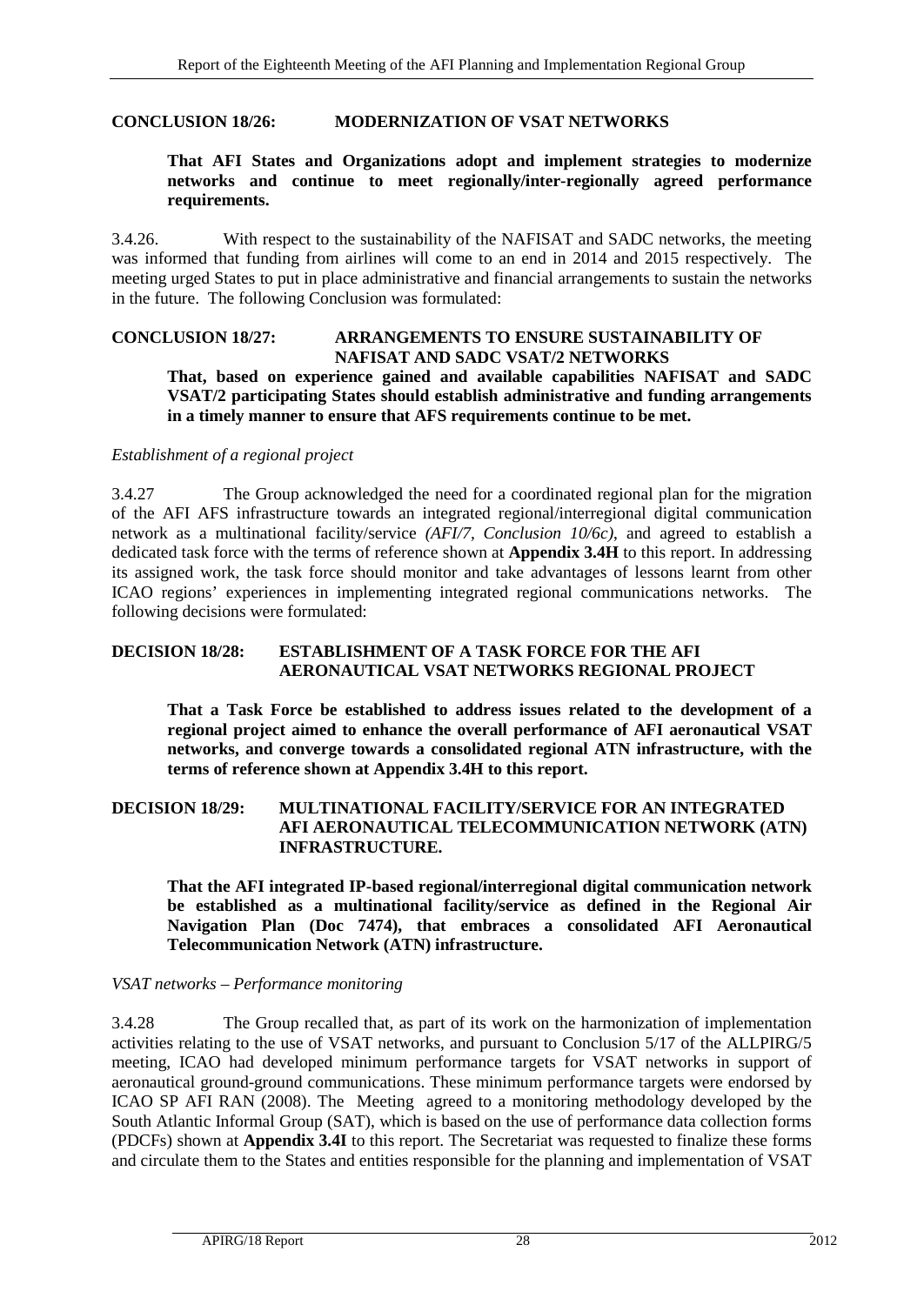**CONCLUSION 18/26: MODERNIZATION OF VSAT NETWORKS**

**That AFI States and Organizations adopt and implement strategies to modernize networks and continue to meet regionally/inter-regionally agreed performance requirements.**

3.4.26. With respect to the sustainability of the NAFISAT and SADC networks, the meeting was informed that funding from airlines will come to an end in 2014 and 2015 respectively. The meeting urged States to put in place administrative and financial arrangements to sustain the networks in the future. The following Conclusion was formulated:

**CONCLUSION 18/27: ARRANGEMENTS TO ENSURE SUSTAINABILITY OF NAFISAT AND SADC VSAT/2 NETWORKS**

**That, based on experience gained and available capabilities NAFISAT and SADC VSAT/2 participating States should establish administrative and funding arrangements in a timely manner to ensure that AFS requirements continue to be met.**

*Establishment of a regional project*

3.4.27 The Group acknowledged the need for a coordinated regional plan for the migration of the AFI AFS infrastructure towards an integrated regional/interregional digital communication network as a multinational facility/service *(AFI/7, Conclusion 10/6c)*, and agreed to establish a dedicated task force with the terms of reference shown at **Appendix 3.4H** to this report. In addressing its assigned work, the task force should monitor and take advantages of lessons learnt from other ICAO regions' experiences in implementing integrated regional communications networks. The following decisions were formulated:

**DECISION 18/28: ESTABLISHMENT OF A TASK FORCE FOR THE AFI AERONAUTICAL VSAT NETWORKS REGIONAL PROJECT**

**That a Task Force be established to address issues related to the development of a regional project aimed to enhance the overall performance of AFI aeronautical VSAT networks, and converge towards a consolidated regional ATN infrastructure, with the terms of reference shown at Appendix 3.4H to this report.**

**DECISION 18/29: MULTINATIONAL FACILITY/SERVICE FOR AN INTEGRATED AFI AERONAUTICAL TELECOMMUNICATION NETWORK (ATN) INFRASTRUCTURE.**

**That the AFI integrated IP-based regional/interregional digital communication network be established as a multinational facility/service as defined in the Regional Air Navigation Plan (Doc 7474), that embraces a consolidated AFI Aeronautical Telecommunication Network (ATN) infrastructure.**

*VSAT networks – Performance monitoring*

3.4.28 The Group recalled that, as part of its work on the harmonization of implementation activities relating to the use of VSAT networks, and pursuant to Conclusion 5/17 of the ALLPIRG/5 meeting, ICAO had developed minimum performance targets for VSAT networks in support of aeronautical ground-ground communications. These minimum performance targets were endorsed by ICAO SP AFI RAN (2008). The Meeting agreed to a monitoring methodology developed by the South Atlantic Informal Group (SAT), which is based on the use of performance data collection forms (PDCFs) shown at **Appendix 3.4I** to this report. The Secretariat was requested to finalize these forms and circulate them to the States and entities responsible for the planning and implementation of VSAT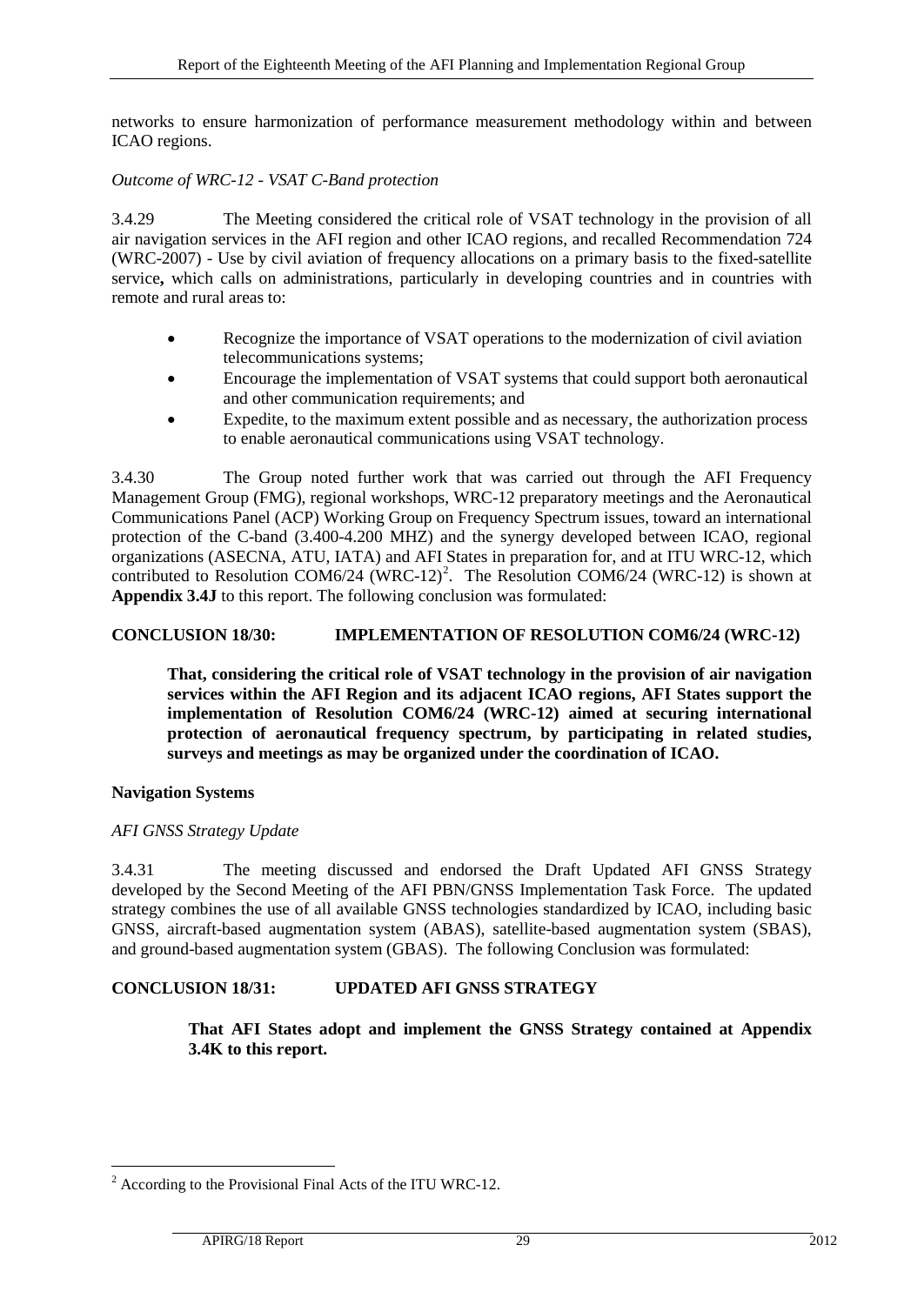networks to ensure harmonization of performance measurement methodology within and between ICAO regions.

*Outcome of WRC-12 - VSAT C-Band protection*

3.4.29 The Meeting considered the critical role of VSAT technology in the provision of all air navigation services in the AFI region and other ICAO regions, and recalled Recommendation 724 (WRC-2007) - Use by civil aviation of frequency allocations on a primary basis to the fixed-satellite service**,** which calls on administrations, particularly in developing countries and in countries with remote and rural areas to:

- Recognize the importance of VSAT operations to the modernization of civil aviation telecommunications systems;
- Encourage the implementation of VSAT systems that could support both aeronautical and other communication requirements; and
- Expedite, to the maximum extent possible and as necessary, the authorization process to enable aeronautical communications using VSAT technology.

3.4.30 The Group noted further work that was carried out through the AFI Frequency Management Group (FMG), regional workshops, WRC-12 preparatory meetings and the Aeronautical Communications Panel (ACP) Working Group on Frequency Spectrum issues, toward an international protection of the C-band (3.400-4.200 MHZ) and the synergy developed between ICAO, regional organizations (ASECNA, ATU, IATA) and AFI States in preparation for, and at ITU WRC-12, which contributed to Resolution COM6/24 (WRC-12)[2]. The Resolution COM6/24 (WRC-12) is shown at **Appendix 3.4J** to this report. The following conclusion was formulated:

**CONCLUSION 18/30: IMPLEMENTATION OF RESOLUTION COM6/24 (WRC-12)**

> **That, considering the critical role of VSAT technology in the provision of air navigation services within the AFI Region and its adjacent ICAO regions, AFI States support the implementation of Resolution COM6/24 (WRC-12) aimed at securing international protection of aeronautical frequency spectrum, by participating in related studies, surveys and meetings as may be organized under the coordination of ICAO.**

**Navigation Systems**

*AFI GNSS Strategy Update*

3.4.31 The meeting discussed and endorsed the Draft Updated AFI GNSS Strategy developed by the Second Meeting of the AFI PBN/GNSS Implementation Task Force. The updated strategy combines the use of all available GNSS technologies standardized by ICAO, including basic GNSS, aircraft-based augmentation system (ABAS), satellite-based augmentation system (SBAS), and ground-based augmentation system (GBAS). The following Conclusion was formulated:

**CONCLUSION 18/31: UPDATED AFI GNSS STRATEGY**

> **That AFI States adopt and implement the GNSS Strategy contained at Appendix 3.4K to this report.**

[2] According to the Provisional Final Acts of the ITU WRC-12.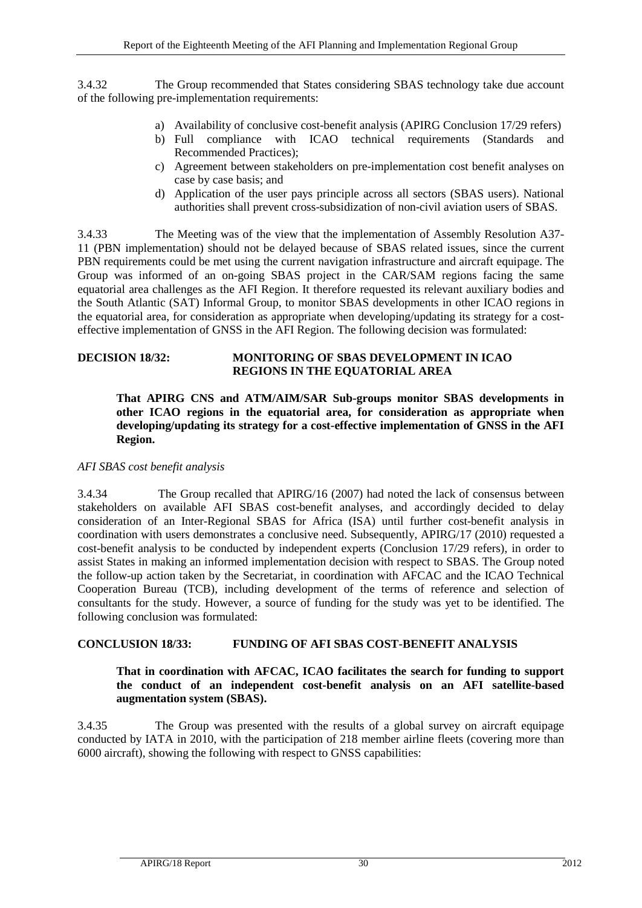3.4.32 The Group recommended that States considering SBAS technology take due account of the following pre-implementation requirements:

a) Availability of conclusive cost-benefit analysis (APIRG Conclusion 17/29 refers)
b) Full compliance with ICAO technical requirements (Standards and Recommended Practices);
c) Agreement between stakeholders on pre-implementation cost benefit analyses on case by case basis; and
d) Application of the user pays principle across all sectors (SBAS users). National authorities shall prevent cross-subsidization of non-civil aviation users of SBAS.

3.4.33 The Meeting was of the view that the implementation of Assembly Resolution A37-11 (PBN implementation) should not be delayed because of SBAS related issues, since the current PBN requirements could be met using the current navigation infrastructure and aircraft equipage. The Group was informed of an on-going SBAS project in the CAR/SAM regions facing the same equatorial area challenges as the AFI Region. It therefore requested its relevant auxiliary bodies and the South Atlantic (SAT) Informal Group, to monitor SBAS developments in other ICAO regions in the equatorial area, for consideration as appropriate when developing/updating its strategy for a cost-effective implementation of GNSS in the AFI Region. The following decision was formulated:

**DECISION 18/32: MONITORING OF SBAS DEVELOPMENT IN ICAO REGIONS IN THE EQUATORIAL AREA**

**That APIRG CNS and ATM/AIM/SAR Sub-groups monitor SBAS developments in other ICAO regions in the equatorial area, for consideration as appropriate when developing/updating its strategy for a cost-effective implementation of GNSS in the AFI Region.**

*AFI SBAS cost benefit analysis*

3.4.34 The Group recalled that APIRG/16 (2007) had noted the lack of consensus between stakeholders on available AFI SBAS cost-benefit analyses, and accordingly decided to delay consideration of an Inter-Regional SBAS for Africa (ISA) until further cost-benefit analysis in coordination with users demonstrates a conclusive need. Subsequently, APIRG/17 (2010) requested a cost-benefit analysis to be conducted by independent experts (Conclusion 17/29 refers), in order to assist States in making an informed implementation decision with respect to SBAS. The Group noted the follow-up action taken by the Secretariat, in coordination with AFCAC and the ICAO Technical Cooperation Bureau (TCB), including development of the terms of reference and selection of consultants for the study. However, a source of funding for the study was yet to be identified. The following conclusion was formulated:

**CONCLUSION 18/33: FUNDING OF AFI SBAS COST-BENEFIT ANALYSIS**

**That in coordination with AFCAC, ICAO facilitates the search for funding to support the conduct of an independent cost-benefit analysis on an AFI satellite-based augmentation system (SBAS).**

3.4.35 The Group was presented with the results of a global survey on aircraft equipage conducted by IATA in 2010, with the participation of 218 member airline fleets (covering more than 6000 aircraft), showing the following with respect to GNSS capabilities: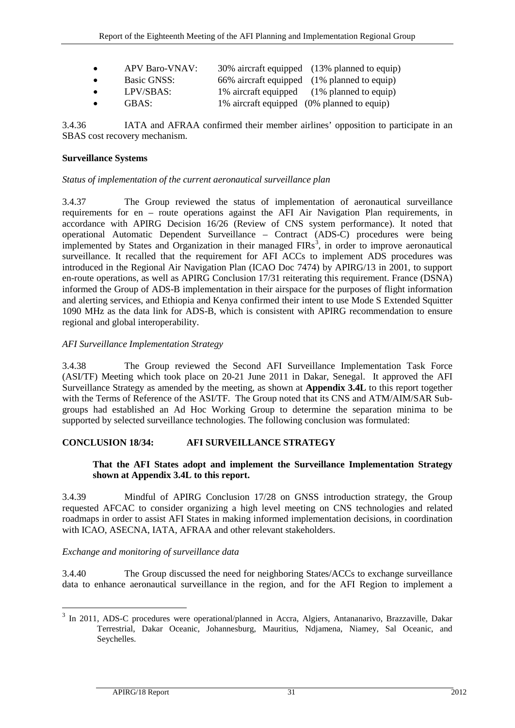- APV Baro-VNAV: 30% aircraft equipped (13% planned to equip)
- Basic GNSS: 66% aircraft equipped (1% planned to equip)
- LPV/SBAS: 1% aircraft equipped (1% planned to equip)
- GBAS: 1% aircraft equipped (0% planned to equip)

3.4.36 IATA and AFRAA confirmed their member airlines' opposition to participate in an SBAS cost recovery mechanism.

**Surveillance Systems**

*Status of implementation of the current aeronautical surveillance plan*

3.4.37 The Group reviewed the status of implementation of aeronautical surveillance requirements for en – route operations against the AFI Air Navigation Plan requirements, in accordance with APIRG Decision 16/26 (Review of CNS system performance). It noted that operational Automatic Dependent Surveillance – Contract (ADS-C) procedures were being implemented by States and Organization in their managed FIRs[3], in order to improve aeronautical surveillance. It recalled that the requirement for AFI ACCs to implement ADS procedures was introduced in the Regional Air Navigation Plan (ICAO Doc 7474) by APIRG/13 in 2001, to support en-route operations, as well as APIRG Conclusion 17/31 reiterating this requirement. France (DSNA) informed the Group of ADS-B implementation in their airspace for the purposes of flight information and alerting services, and Ethiopia and Kenya confirmed their intent to use Mode S Extended Squitter 1090 MHz as the data link for ADS-B, which is consistent with APIRG recommendation to ensure regional and global interoperability.

*AFI Surveillance Implementation Strategy*

3.4.38 The Group reviewed the Second AFI Surveillance Implementation Task Force (ASI/TF) Meeting which took place on 20-21 June 2011 in Dakar, Senegal. It approved the AFI Surveillance Strategy as amended by the meeting, as shown at **Appendix 3.4L** to this report together with the Terms of Reference of the ASI/TF. The Group noted that its CNS and ATM/AIM/SAR Sub-groups had established an Ad Hoc Working Group to determine the separation minima to be supported by selected surveillance technologies. The following conclusion was formulated:

**CONCLUSION 18/34: AFI SURVEILLANCE STRATEGY**

> **That the AFI States adopt and implement the Surveillance Implementation Strategy shown at Appendix 3.4L to this report.**

3.4.39 Mindful of APIRG Conclusion 17/28 on GNSS introduction strategy, the Group requested AFCAC to consider organizing a high level meeting on CNS technologies and related roadmaps in order to assist AFI States in making informed implementation decisions, in coordination with ICAO, ASECNA, IATA, AFRAA and other relevant stakeholders.

*Exchange and monitoring of surveillance data*

3.4.40 The Group discussed the need for neighboring States/ACCs to exchange surveillance data to enhance aeronautical surveillance in the region, and for the AFI Region to implement a

[3] In 2011, ADS-C procedures were operational/planned in Accra, Algiers, Antananarivo, Brazzaville, Dakar Terrestrial, Dakar Oceanic, Johannesburg, Mauritius, Ndjamena, Niamey, Sal Oceanic, and Seychelles.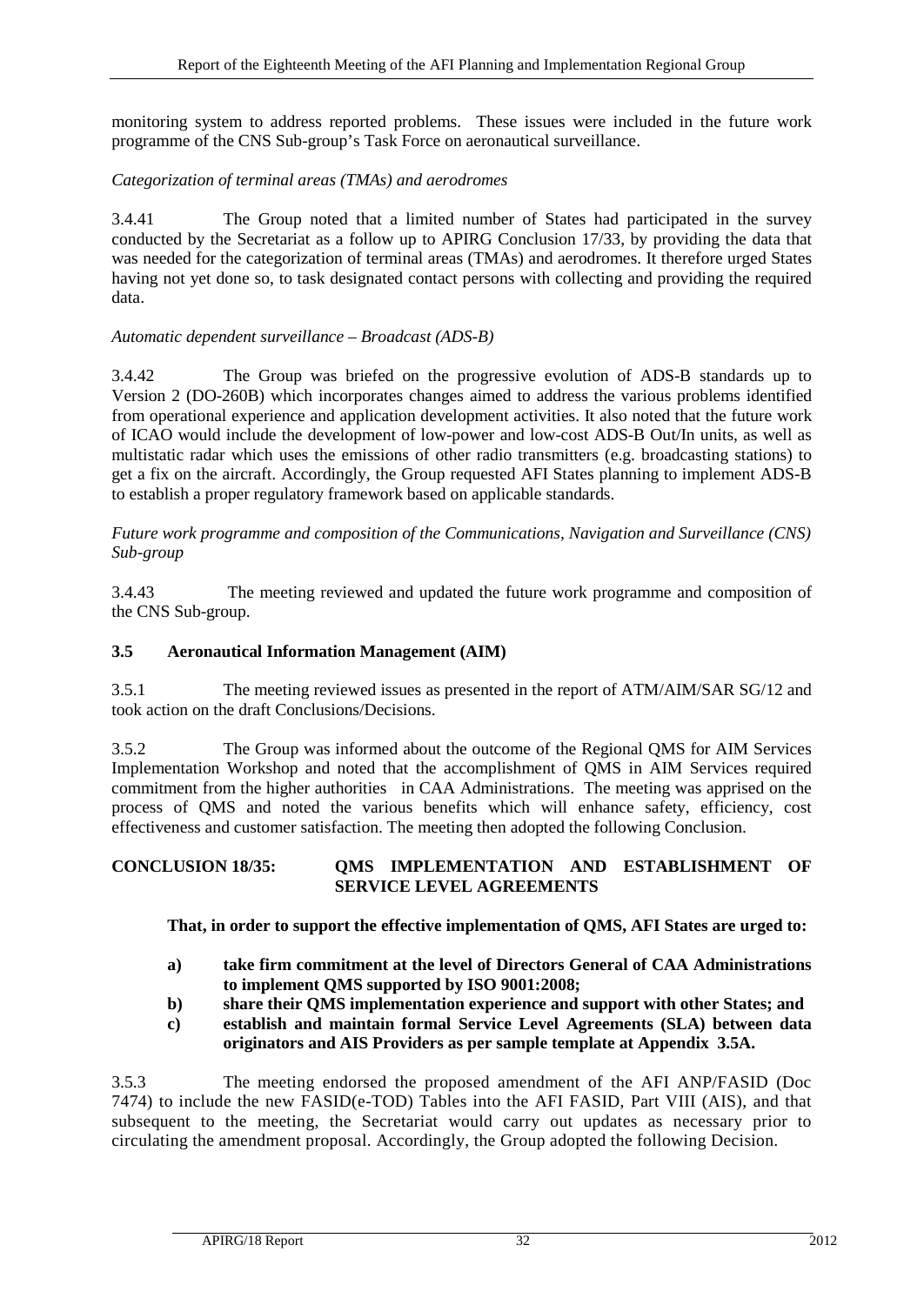monitoring system to address reported problems. These issues were included in the future work programme of the CNS Sub-group's Task Force on aeronautical surveillance.

*Categorization of terminal areas (TMAs) and aerodromes*

3.4.41 The Group noted that a limited number of States had participated in the survey conducted by the Secretariat as a follow up to APIRG Conclusion 17/33, by providing the data that was needed for the categorization of terminal areas (TMAs) and aerodromes. It therefore urged States having not yet done so, to task designated contact persons with collecting and providing the required data.

*Automatic dependent surveillance – Broadcast (ADS-B)*

3.4.42 The Group was briefed on the progressive evolution of ADS-B standards up to Version 2 (DO-260B) which incorporates changes aimed to address the various problems identified from operational experience and application development activities. It also noted that the future work of ICAO would include the development of low-power and low-cost ADS-B Out/In units, as well as multistatic radar which uses the emissions of other radio transmitters (e.g. broadcasting stations) to get a fix on the aircraft. Accordingly, the Group requested AFI States planning to implement ADS-B to establish a proper regulatory framework based on applicable standards.

*Future work programme and composition of the Communications, Navigation and Surveillance (CNS) Sub-group*

3.4.43 The meeting reviewed and updated the future work programme and composition of the CNS Sub-group.

### 3.5 Aeronautical Information Management (AIM)

3.5.1 The meeting reviewed issues as presented in the report of ATM/AIM/SAR SG/12 and took action on the draft Conclusions/Decisions.

3.5.2 The Group was informed about the outcome of the Regional QMS for AIM Services Implementation Workshop and noted that the accomplishment of QMS in AIM Services required commitment from the higher authorities in CAA Administrations. The meeting was apprised on the process of QMS and noted the various benefits which will enhance safety, efficiency, cost effectiveness and customer satisfaction. The meeting then adopted the following Conclusion.

**CONCLUSION 18/35: QMS IMPLEMENTATION AND ESTABLISHMENT OF SERVICE LEVEL AGREEMENTS**

**That, in order to support the effective implementation of QMS, AFI States are urged to:**

- **a) take firm commitment at the level of Directors General of CAA Administrations to implement QMS supported by ISO 9001:2008;**
- **b) share their QMS implementation experience and support with other States; and**
- **c) establish and maintain formal Service Level Agreements (SLA) between data originators and AIS Providers as per sample template at Appendix 3.5A.**

3.5.3 The meeting endorsed the proposed amendment of the AFI ANP/FASID (Doc 7474) to include the new FASID(e-TOD) Tables into the AFI FASID, Part VIII (AIS), and that subsequent to the meeting, the Secretariat would carry out updates as necessary prior to circulating the amendment proposal. Accordingly, the Group adopted the following Decision.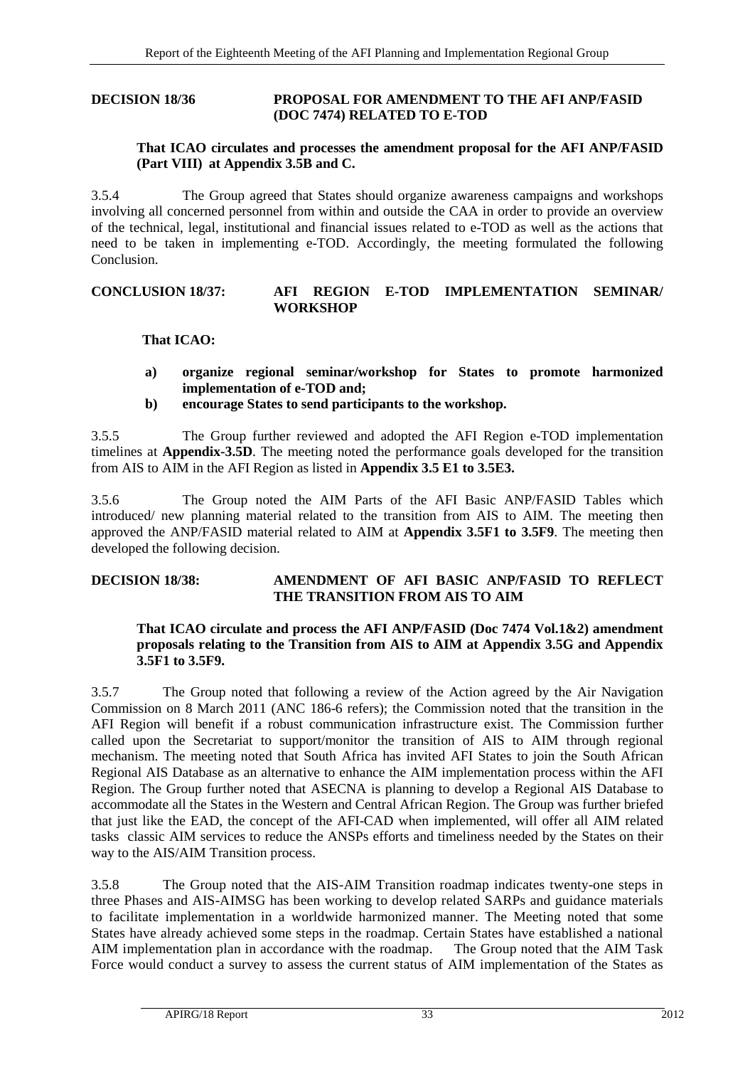**DECISION 18/36 PROPOSAL FOR AMENDMENT TO THE AFI ANP/FASID (DOC 7474) RELATED TO E-TOD**

> **That ICAO circulates and processes the amendment proposal for the AFI ANP/FASID (Part VIII) at Appendix 3.5B and C.**

3.5.4 The Group agreed that States should organize awareness campaigns and workshops involving all concerned personnel from within and outside the CAA in order to provide an overview of the technical, legal, institutional and financial issues related to e-TOD as well as the actions that need to be taken in implementing e-TOD. Accordingly, the meeting formulated the following Conclusion.

**CONCLUSION 18/37: AFI REGION E-TOD IMPLEMENTATION SEMINAR/ WORKSHOP**

> **That ICAO:**
>
> **a) organize regional seminar/workshop for States to promote harmonized implementation of e-TOD and;**
>
> **b) encourage States to send participants to the workshop.**

3.5.5 The Group further reviewed and adopted the AFI Region e-TOD implementation timelines at **Appendix-3.5D**. The meeting noted the performance goals developed for the transition from AIS to AIM in the AFI Region as listed in **Appendix 3.5 E1 to 3.5E3.**

3.5.6 The Group noted the AIM Parts of the AFI Basic ANP/FASID Tables which introduced/ new planning material related to the transition from AIS to AIM. The meeting then approved the ANP/FASID material related to AIM at **Appendix 3.5F1 to 3.5F9**. The meeting then developed the following decision.

**DECISION 18/38: AMENDMENT OF AFI BASIC ANP/FASID TO REFLECT THE TRANSITION FROM AIS TO AIM**

> **That ICAO circulate and process the AFI ANP/FASID (Doc 7474 Vol.1&2) amendment proposals relating to the Transition from AIS to AIM at Appendix 3.5G and Appendix 3.5F1 to 3.5F9.**

3.5.7 The Group noted that following a review of the Action agreed by the Air Navigation Commission on 8 March 2011 (ANC 186-6 refers); the Commission noted that the transition in the AFI Region will benefit if a robust communication infrastructure exist. The Commission further called upon the Secretariat to support/monitor the transition of AIS to AIM through regional mechanism. The meeting noted that South Africa has invited AFI States to join the South African Regional AIS Database as an alternative to enhance the AIM implementation process within the AFI Region. The Group further noted that ASECNA is planning to develop a Regional AIS Database to accommodate all the States in the Western and Central African Region. The Group was further briefed that just like the EAD, the concept of the AFI-CAD when implemented, will offer all AIM related tasks classic AIM services to reduce the ANSPs efforts and timeliness needed by the States on their way to the AIS/AIM Transition process.

3.5.8 The Group noted that the AIS-AIM Transition roadmap indicates twenty-one steps in three Phases and AIS-AIMSG has been working to develop related SARPs and guidance materials to facilitate implementation in a worldwide harmonized manner. The Meeting noted that some States have already achieved some steps in the roadmap. Certain States have established a national AIM implementation plan in accordance with the roadmap. The Group noted that the AIM Task Force would conduct a survey to assess the current status of AIM implementation of the States as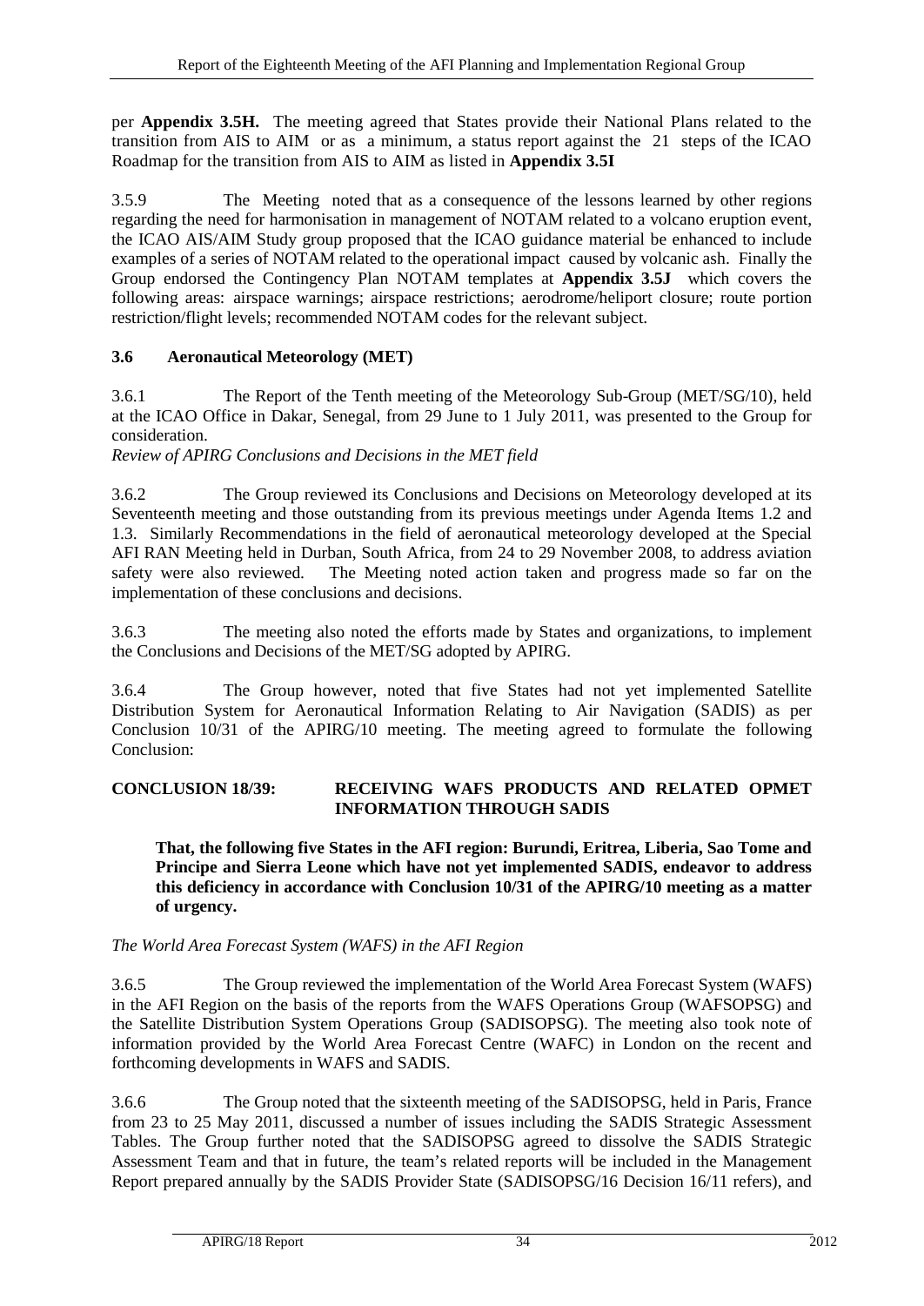per **Appendix 3.5H.** The meeting agreed that States provide their National Plans related to the transition from AIS to AIM or as a minimum, a status report against the 21 steps of the ICAO Roadmap for the transition from AIS to AIM as listed in **Appendix 3.5I**

3.5.9 The Meeting noted that as a consequence of the lessons learned by other regions regarding the need for harmonisation in management of NOTAM related to a volcano eruption event, the ICAO AIS/AIM Study group proposed that the ICAO guidance material be enhanced to include examples of a series of NOTAM related to the operational impact caused by volcanic ash. Finally the Group endorsed the Contingency Plan NOTAM templates at **Appendix 3.5J** which covers the following areas: airspace warnings; airspace restrictions; aerodrome/heliport closure; route portion restriction/flight levels; recommended NOTAM codes for the relevant subject.

### 3.6 Aeronautical Meteorology (MET)

3.6.1 The Report of the Tenth meeting of the Meteorology Sub-Group (MET/SG/10), held at the ICAO Office in Dakar, Senegal, from 29 June to 1 July 2011, was presented to the Group for consideration.

*Review of APIRG Conclusions and Decisions in the MET field*

3.6.2 The Group reviewed its Conclusions and Decisions on Meteorology developed at its Seventeenth meeting and those outstanding from its previous meetings under Agenda Items 1.2 and 1.3. Similarly Recommendations in the field of aeronautical meteorology developed at the Special AFI RAN Meeting held in Durban, South Africa, from 24 to 29 November 2008, to address aviation safety were also reviewed. The Meeting noted action taken and progress made so far on the implementation of these conclusions and decisions.

3.6.3 The meeting also noted the efforts made by States and organizations, to implement the Conclusions and Decisions of the MET/SG adopted by APIRG.

3.6.4 The Group however, noted that five States had not yet implemented Satellite Distribution System for Aeronautical Information Relating to Air Navigation (SADIS) as per Conclusion 10/31 of the APIRG/10 meeting. The meeting agreed to formulate the following Conclusion:

**CONCLUSION 18/39: RECEIVING WAFS PRODUCTS AND RELATED OPMET INFORMATION THROUGH SADIS**

**That, the following five States in the AFI region: Burundi, Eritrea, Liberia, Sao Tome and Principe and Sierra Leone which have not yet implemented SADIS, endeavor to address this deficiency in accordance with Conclusion 10/31 of the APIRG/10 meeting as a matter of urgency.**

*The World Area Forecast System (WAFS) in the AFI Region*

3.6.5 The Group reviewed the implementation of the World Area Forecast System (WAFS) in the AFI Region on the basis of the reports from the WAFS Operations Group (WAFSOPSG) and the Satellite Distribution System Operations Group (SADISOPSG). The meeting also took note of information provided by the World Area Forecast Centre (WAFC) in London on the recent and forthcoming developments in WAFS and SADIS.

3.6.6 The Group noted that the sixteenth meeting of the SADISOPSG, held in Paris, France from 23 to 25 May 2011, discussed a number of issues including the SADIS Strategic Assessment Tables. The Group further noted that the SADISOPSG agreed to dissolve the SADIS Strategic Assessment Team and that in future, the team's related reports will be included in the Management Report prepared annually by the SADIS Provider State (SADISOPSG/16 Decision 16/11 refers), and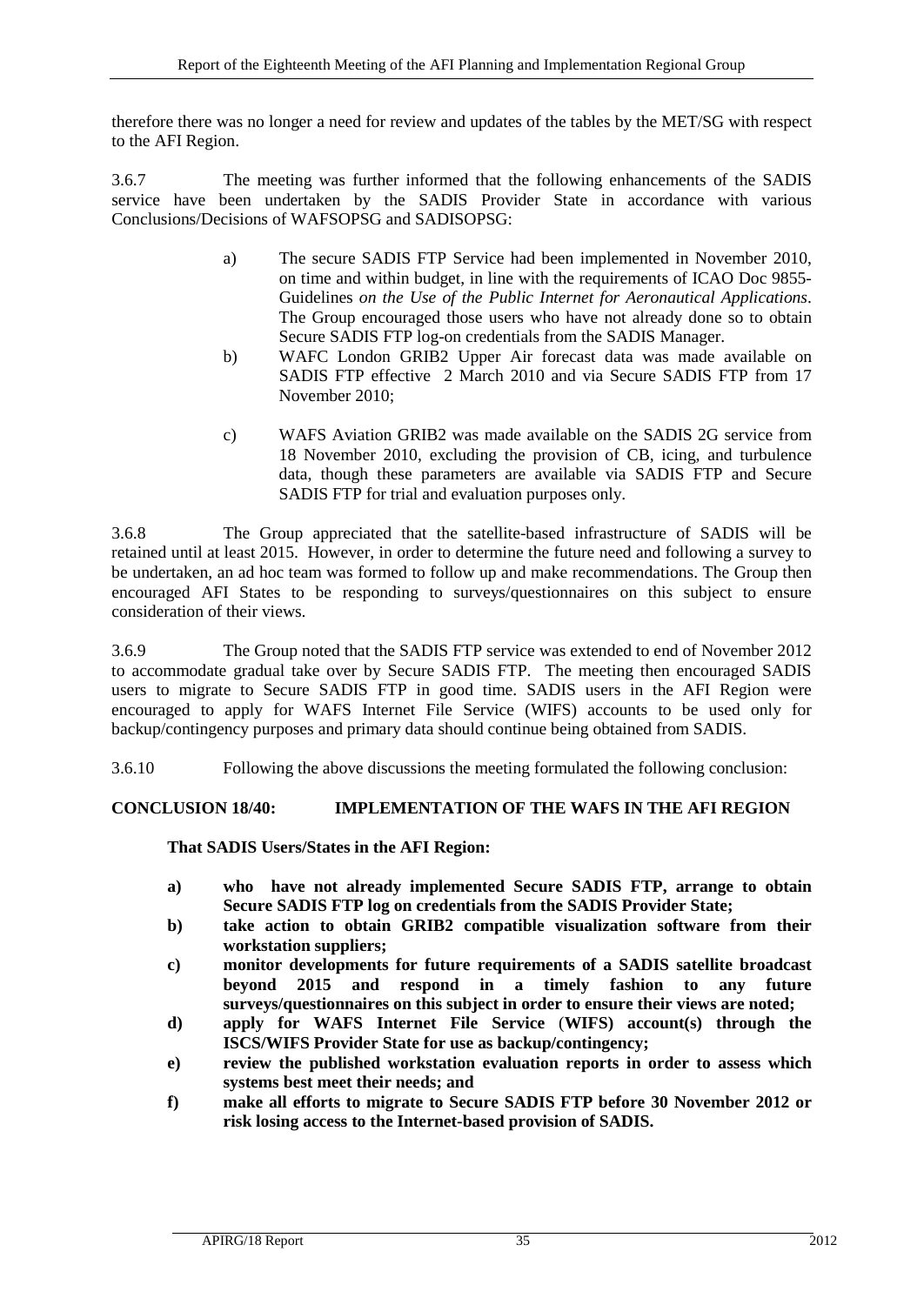therefore there was no longer a need for review and updates of the tables by the MET/SG with respect to the AFI Region.

3.6.7 The meeting was further informed that the following enhancements of the SADIS service have been undertaken by the SADIS Provider State in accordance with various Conclusions/Decisions of WAFSOPSG and SADISOPSG:

a) The secure SADIS FTP Service had been implemented in November 2010, on time and within budget, in line with the requirements of ICAO Doc 9855-Guidelines *on the Use of the Public Internet for Aeronautical Applications*. The Group encouraged those users who have not already done so to obtain Secure SADIS FTP log-on credentials from the SADIS Manager.

b) WAFC London GRIB2 Upper Air forecast data was made available on SADIS FTP effective 2 March 2010 and via Secure SADIS FTP from 17 November 2010;

c) WAFS Aviation GRIB2 was made available on the SADIS 2G service from 18 November 2010, excluding the provision of CB, icing, and turbulence data, though these parameters are available via SADIS FTP and Secure SADIS FTP for trial and evaluation purposes only.

3.6.8 The Group appreciated that the satellite-based infrastructure of SADIS will be retained until at least 2015. However, in order to determine the future need and following a survey to be undertaken, an ad hoc team was formed to follow up and make recommendations. The Group then encouraged AFI States to be responding to surveys/questionnaires on this subject to ensure consideration of their views.

3.6.9 The Group noted that the SADIS FTP service was extended to end of November 2012 to accommodate gradual take over by Secure SADIS FTP. The meeting then encouraged SADIS users to migrate to Secure SADIS FTP in good time. SADIS users in the AFI Region were encouraged to apply for WAFS Internet File Service (WIFS) accounts to be used only for backup/contingency purposes and primary data should continue being obtained from SADIS.

3.6.10 Following the above discussions the meeting formulated the following conclusion:

**CONCLUSION 18/40: IMPLEMENTATION OF THE WAFS IN THE AFI REGION**

**That SADIS Users/States in the AFI Region:**

**a) who have not already implemented Secure SADIS FTP, arrange to obtain Secure SADIS FTP log on credentials from the SADIS Provider State;**

**b) take action to obtain GRIB2 compatible visualization software from their workstation suppliers;**

**c) monitor developments for future requirements of a SADIS satellite broadcast beyond 2015 and respond in a timely fashion to any future surveys/questionnaires on this subject in order to ensure their views are noted;**

**d) apply for WAFS Internet File Service (WIFS) account(s) through the ISCS/WIFS Provider State for use as backup/contingency;**

**e) review the published workstation evaluation reports in order to assess which systems best meet their needs; and**

**f) make all efforts to migrate to Secure SADIS FTP before 30 November 2012 or risk losing access to the Internet-based provision of SADIS.**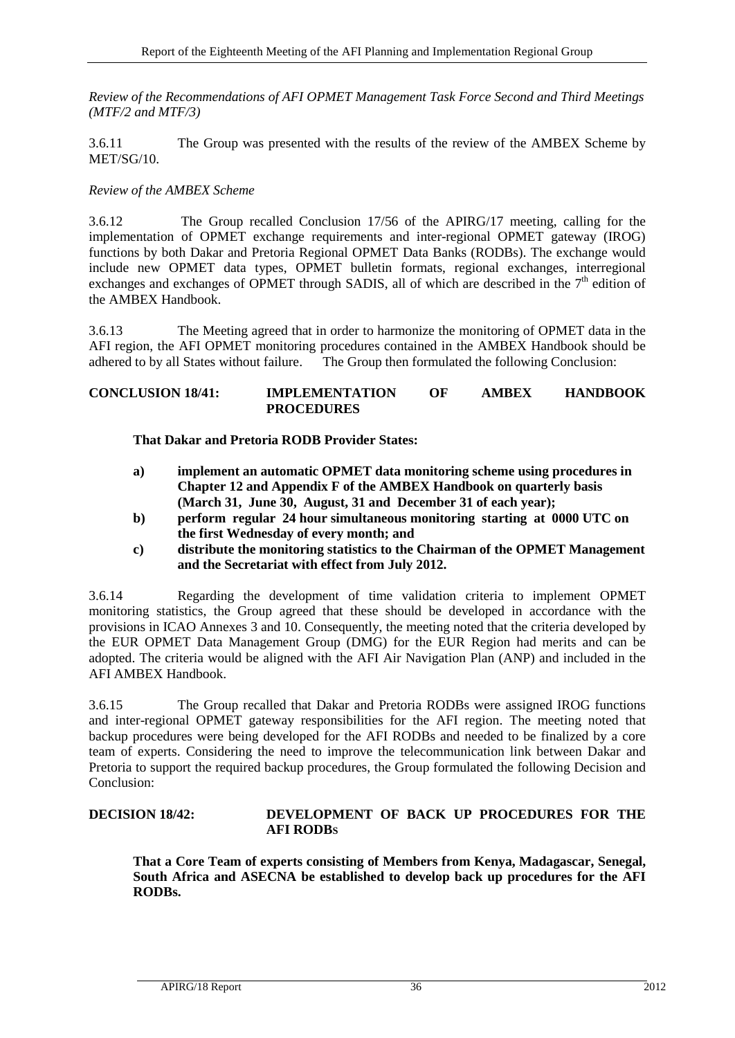*Review of the Recommendations of AFI OPMET Management Task Force Second and Third Meetings (MTF/2 and MTF/3)*

3.6.11 The Group was presented with the results of the review of the AMBEX Scheme by MET/SG/10.

*Review of the AMBEX Scheme*

3.6.12 The Group recalled Conclusion 17/56 of the APIRG/17 meeting, calling for the implementation of OPMET exchange requirements and inter-regional OPMET gateway (IROG) functions by both Dakar and Pretoria Regional OPMET Data Banks (RODBs). The exchange would include new OPMET data types, OPMET bulletin formats, regional exchanges, interregional exchanges and exchanges of OPMET through SADIS, all of which are described in the 7th edition of the AMBEX Handbook.

3.6.13 The Meeting agreed that in order to harmonize the monitoring of OPMET data in the AFI region, the AFI OPMET monitoring procedures contained in the AMBEX Handbook should be adhered to by all States without failure. The Group then formulated the following Conclusion:

**CONCLUSION 18/41: IMPLEMENTATION OF AMBEX HANDBOOK PROCEDURES**

**That Dakar and Pretoria RODB Provider States:**

**a) implement an automatic OPMET data monitoring scheme using procedures in Chapter 12 and Appendix F of the AMBEX Handbook on quarterly basis (March 31, June 30, August, 31 and December 31 of each year);**

**b) perform regular 24 hour simultaneous monitoring starting at 0000 UTC on the first Wednesday of every month; and**

**c) distribute the monitoring statistics to the Chairman of the OPMET Management and the Secretariat with effect from July 2012.**

3.6.14 Regarding the development of time validation criteria to implement OPMET monitoring statistics, the Group agreed that these should be developed in accordance with the provisions in ICAO Annexes 3 and 10. Consequently, the meeting noted that the criteria developed by the EUR OPMET Data Management Group (DMG) for the EUR Region had merits and can be adopted. The criteria would be aligned with the AFI Air Navigation Plan (ANP) and included in the AFI AMBEX Handbook.

3.6.15 The Group recalled that Dakar and Pretoria RODBs were assigned IROG functions and inter-regional OPMET gateway responsibilities for the AFI region. The meeting noted that backup procedures were being developed for the AFI RODBs and needed to be finalized by a core team of experts. Considering the need to improve the telecommunication link between Dakar and Pretoria to support the required backup procedures, the Group formulated the following Decision and Conclusion:

**DECISION 18/42: DEVELOPMENT OF BACK UP PROCEDURES FOR THE AFI RODBs**

**That a Core Team of experts consisting of Members from Kenya, Madagascar, Senegal, South Africa and ASECNA be established to develop back up procedures for the AFI RODBs.**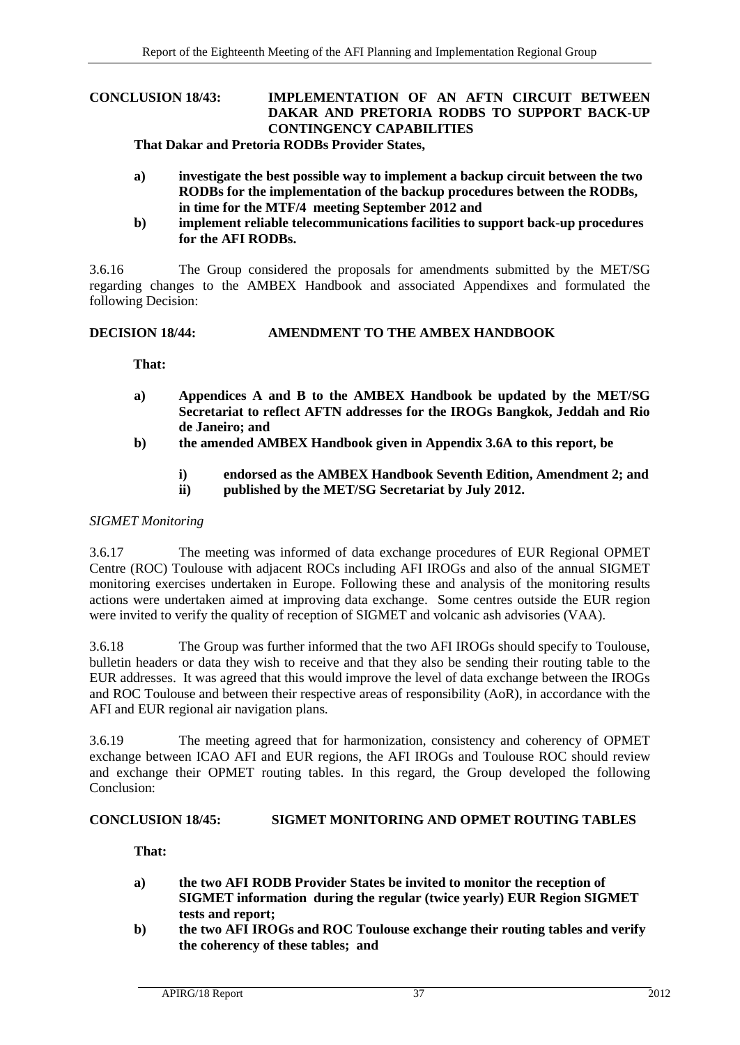**CONCLUSION 18/43: IMPLEMENTATION OF AN AFTN CIRCUIT BETWEEN DAKAR AND PRETORIA RODBS TO SUPPORT BACK-UP CONTINGENCY CAPABILITIES**

**That Dakar and Pretoria RODBs Provider States,**

- **a) investigate the best possible way to implement a backup circuit between the two RODBs for the implementation of the backup procedures between the RODBs, in time for the MTF/4 meeting September 2012 and**
- **b) implement reliable telecommunications facilities to support back-up procedures for the AFI RODBs.**

3.6.16 The Group considered the proposals for amendments submitted by the MET/SG regarding changes to the AMBEX Handbook and associated Appendixes and formulated the following Decision:

**DECISION 18/44: AMENDMENT TO THE AMBEX HANDBOOK**

**That:**

- **a) Appendices A and B to the AMBEX Handbook be updated by the MET/SG Secretariat to reflect AFTN addresses for the IROGs Bangkok, Jeddah and Rio de Janeiro; and**
- **b) the amended AMBEX Handbook given in Appendix 3.6A to this report, be**
  - **i) endorsed as the AMBEX Handbook Seventh Edition, Amendment 2; and**
  - **ii) published by the MET/SG Secretariat by July 2012.**

*SIGMET Monitoring*

3.6.17 The meeting was informed of data exchange procedures of EUR Regional OPMET Centre (ROC) Toulouse with adjacent ROCs including AFI IROGs and also of the annual SIGMET monitoring exercises undertaken in Europe. Following these and analysis of the monitoring results actions were undertaken aimed at improving data exchange. Some centres outside the EUR region were invited to verify the quality of reception of SIGMET and volcanic ash advisories (VAA).

3.6.18 The Group was further informed that the two AFI IROGs should specify to Toulouse, bulletin headers or data they wish to receive and that they also be sending their routing table to the EUR addresses. It was agreed that this would improve the level of data exchange between the IROGs and ROC Toulouse and between their respective areas of responsibility (AoR), in accordance with the AFI and EUR regional air navigation plans.

3.6.19 The meeting agreed that for harmonization, consistency and coherency of OPMET exchange between ICAO AFI and EUR regions, the AFI IROGs and Toulouse ROC should review and exchange their OPMET routing tables. In this regard, the Group developed the following Conclusion:

**CONCLUSION 18/45: SIGMET MONITORING AND OPMET ROUTING TABLES**

**That:**

- **a) the two AFI RODB Provider States be invited to monitor the reception of SIGMET information during the regular (twice yearly) EUR Region SIGMET tests and report;**
- **b) the two AFI IROGs and ROC Toulouse exchange their routing tables and verify the coherency of these tables; and**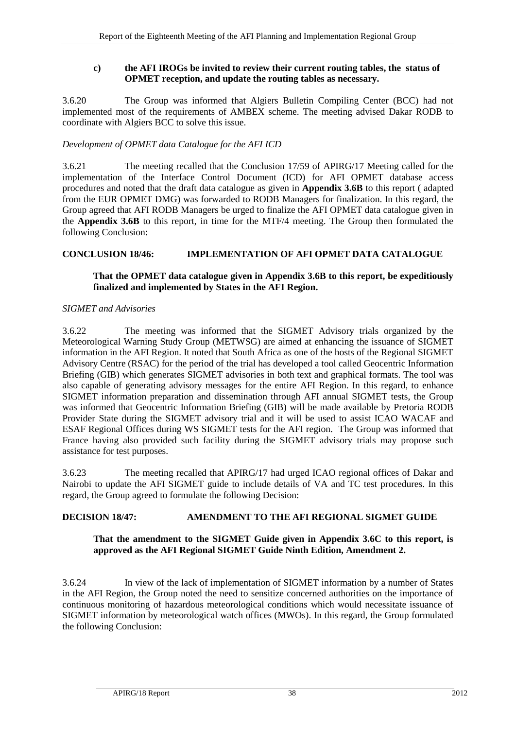> **c) the AFI IROGs be invited to review their current routing tables, the status of OPMET reception, and update the routing tables as necessary.**

3.6.20 The Group was informed that Algiers Bulletin Compiling Center (BCC) had not implemented most of the requirements of AMBEX scheme. The meeting advised Dakar RODB to coordinate with Algiers BCC to solve this issue.

*Development of OPMET data Catalogue for the AFI ICD*

3.6.21 The meeting recalled that the Conclusion 17/59 of APIRG/17 Meeting called for the implementation of the Interface Control Document (ICD) for AFI OPMET database access procedures and noted that the draft data catalogue as given in **Appendix 3.6B** to this report ( adapted from the EUR OPMET DMG) was forwarded to RODB Managers for finalization. In this regard, the Group agreed that AFI RODB Managers be urged to finalize the AFI OPMET data catalogue given in the **Appendix 3.6B** to this report, in time for the MTF/4 meeting. The Group then formulated the following Conclusion:

**CONCLUSION 18/46: IMPLEMENTATION OF AFI OPMET DATA CATALOGUE**

> **That the OPMET data catalogue given in Appendix 3.6B to this report, be expeditiously finalized and implemented by States in the AFI Region.**

*SIGMET and Advisories*

3.6.22 The meeting was informed that the SIGMET Advisory trials organized by the Meteorological Warning Study Group (METWSG) are aimed at enhancing the issuance of SIGMET information in the AFI Region. It noted that South Africa as one of the hosts of the Regional SIGMET Advisory Centre (RSAC) for the period of the trial has developed a tool called Geocentric Information Briefing (GIB) which generates SIGMET advisories in both text and graphical formats. The tool was also capable of generating advisory messages for the entire AFI Region. In this regard, to enhance SIGMET information preparation and dissemination through AFI annual SIGMET tests, the Group was informed that Geocentric Information Briefing (GIB) will be made available by Pretoria RODB Provider State during the SIGMET advisory trial and it will be used to assist ICAO WACAF and ESAF Regional Offices during WS SIGMET tests for the AFI region. The Group was informed that France having also provided such facility during the SIGMET advisory trials may propose such assistance for test purposes.

3.6.23 The meeting recalled that APIRG/17 had urged ICAO regional offices of Dakar and Nairobi to update the AFI SIGMET guide to include details of VA and TC test procedures. In this regard, the Group agreed to formulate the following Decision:

**DECISION 18/47: AMENDMENT TO THE AFI REGIONAL SIGMET GUIDE**

> **That the amendment to the SIGMET Guide given in Appendix 3.6C to this report, is approved as the AFI Regional SIGMET Guide Ninth Edition, Amendment 2.**

3.6.24 In view of the lack of implementation of SIGMET information by a number of States in the AFI Region, the Group noted the need to sensitize concerned authorities on the importance of continuous monitoring of hazardous meteorological conditions which would necessitate issuance of SIGMET information by meteorological watch offices (MWOs). In this regard, the Group formulated the following Conclusion: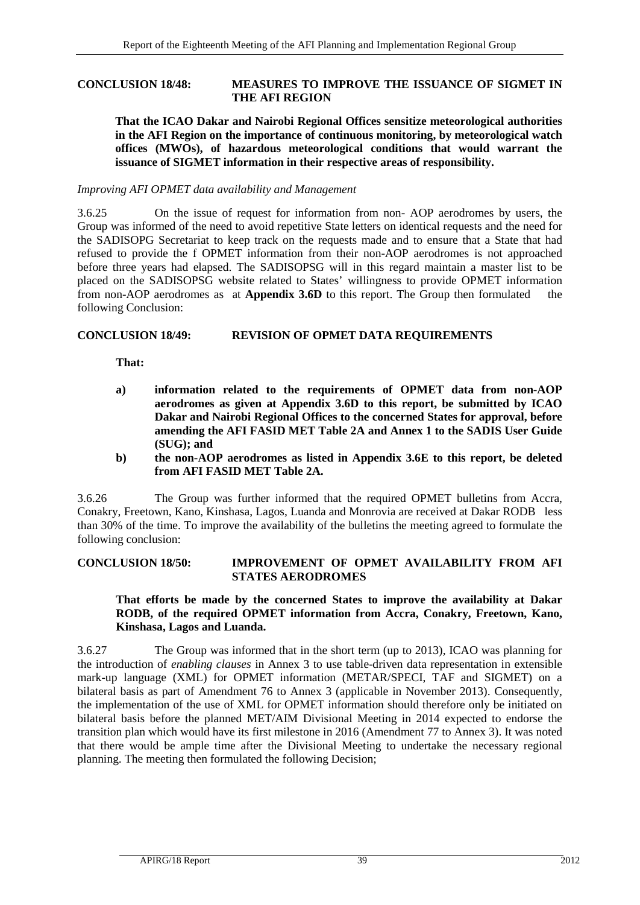**CONCLUSION 18/48: MEASURES TO IMPROVE THE ISSUANCE OF SIGMET IN THE AFI REGION**

**That the ICAO Dakar and Nairobi Regional Offices sensitize meteorological authorities in the AFI Region on the importance of continuous monitoring, by meteorological watch offices (MWOs), of hazardous meteorological conditions that would warrant the issuance of SIGMET information in their respective areas of responsibility.**

*Improving AFI OPMET data availability and Management*

3.6.25 On the issue of request for information from non- AOP aerodromes by users, the Group was informed of the need to avoid repetitive State letters on identical requests and the need for the SADISOPG Secretariat to keep track on the requests made and to ensure that a State that had refused to provide the f OPMET information from their non-AOP aerodromes is not approached before three years had elapsed. The SADISOPSG will in this regard maintain a master list to be placed on the SADISOPSG website related to States' willingness to provide OPMET information from non-AOP aerodromes as at **Appendix 3.6D** to this report. The Group then formulated the following Conclusion:

**CONCLUSION 18/49: REVISION OF OPMET DATA REQUIREMENTS**

**That:**

**a) information related to the requirements of OPMET data from non-AOP aerodromes as given at Appendix 3.6D to this report, be submitted by ICAO Dakar and Nairobi Regional Offices to the concerned States for approval, before amending the AFI FASID MET Table 2A and Annex 1 to the SADIS User Guide (SUG); and**

**b) the non-AOP aerodromes as listed in Appendix 3.6E to this report, be deleted from AFI FASID MET Table 2A.**

3.6.26 The Group was further informed that the required OPMET bulletins from Accra, Conakry, Freetown, Kano, Kinshasa, Lagos, Luanda and Monrovia are received at Dakar RODB less than 30% of the time. To improve the availability of the bulletins the meeting agreed to formulate the following conclusion:

**CONCLUSION 18/50: IMPROVEMENT OF OPMET AVAILABILITY FROM AFI STATES AERODROMES**

**That efforts be made by the concerned States to improve the availability at Dakar RODB, of the required OPMET information from Accra, Conakry, Freetown, Kano, Kinshasa, Lagos and Luanda.**

3.6.27 The Group was informed that in the short term (up to 2013), ICAO was planning for the introduction of *enabling clauses* in Annex 3 to use table-driven data representation in extensible mark-up language (XML) for OPMET information (METAR/SPECI, TAF and SIGMET) on a bilateral basis as part of Amendment 76 to Annex 3 (applicable in November 2013). Consequently, the implementation of the use of XML for OPMET information should therefore only be initiated on bilateral basis before the planned MET/AIM Divisional Meeting in 2014 expected to endorse the transition plan which would have its first milestone in 2016 (Amendment 77 to Annex 3). It was noted that there would be ample time after the Divisional Meeting to undertake the necessary regional planning. The meeting then formulated the following Decision;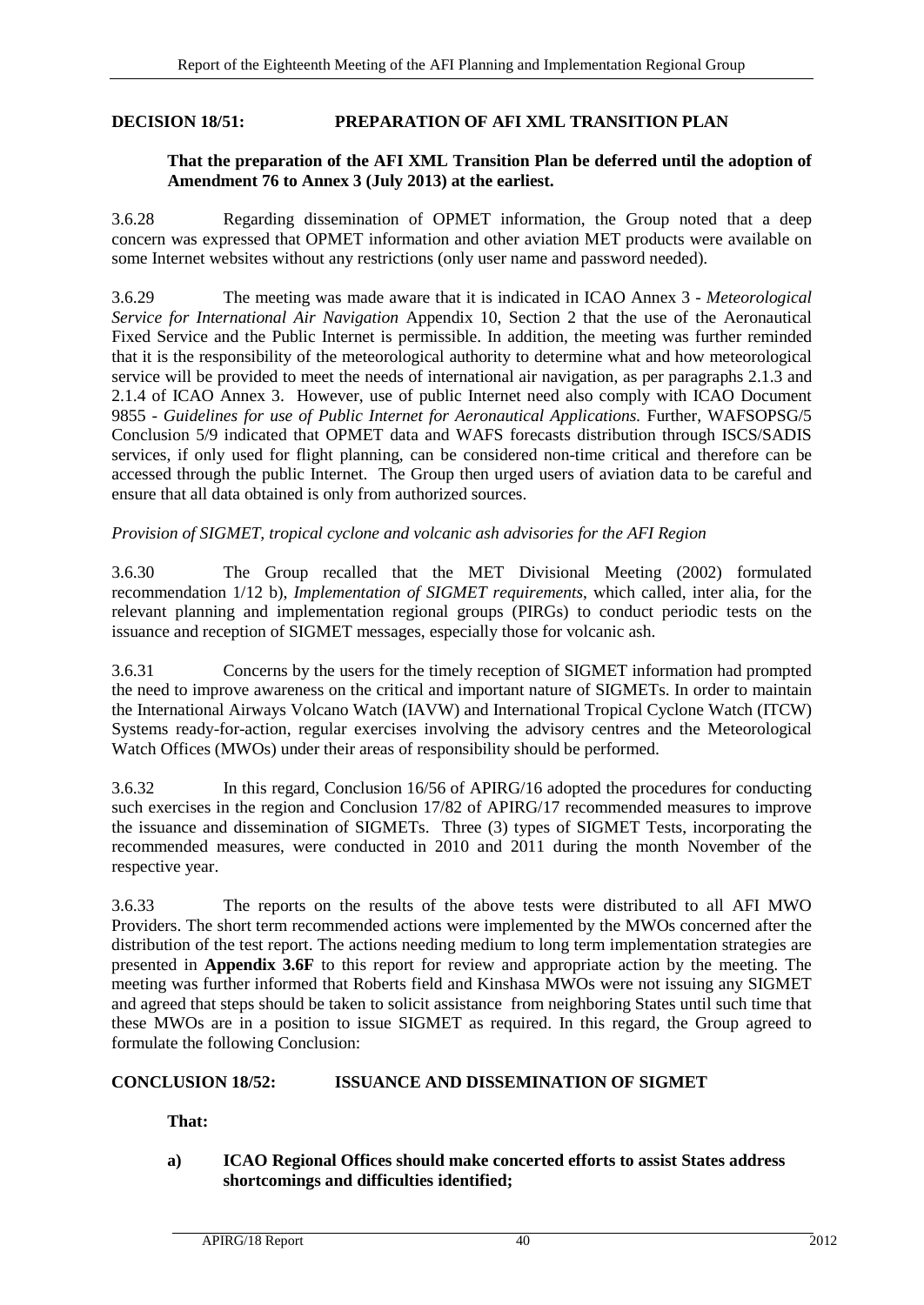**DECISION 18/51: PREPARATION OF AFI XML TRANSITION PLAN**

> **That the preparation of the AFI XML Transition Plan be deferred until the adoption of Amendment 76 to Annex 3 (July 2013) at the earliest.**

3.6.28 Regarding dissemination of OPMET information, the Group noted that a deep concern was expressed that OPMET information and other aviation MET products were available on some Internet websites without any restrictions (only user name and password needed).

3.6.29 The meeting was made aware that it is indicated in ICAO Annex 3 - *Meteorological Service for International Air Navigation* Appendix 10, Section 2 that the use of the Aeronautical Fixed Service and the Public Internet is permissible. In addition, the meeting was further reminded that it is the responsibility of the meteorological authority to determine what and how meteorological service will be provided to meet the needs of international air navigation, as per paragraphs 2.1.3 and 2.1.4 of ICAO Annex 3. However, use of public Internet need also comply with ICAO Document 9855 - *Guidelines for use of Public Internet for Aeronautical Applications.* Further, WAFSOPSG/5 Conclusion 5/9 indicated that OPMET data and WAFS forecasts distribution through ISCS/SADIS services, if only used for flight planning, can be considered non-time critical and therefore can be accessed through the public Internet. The Group then urged users of aviation data to be careful and ensure that all data obtained is only from authorized sources.

*Provision of SIGMET, tropical cyclone and volcanic ash advisories for the AFI Region*

3.6.30 The Group recalled that the MET Divisional Meeting (2002) formulated recommendation 1/12 b), *Implementation of SIGMET requirements*, which called, inter alia, for the relevant planning and implementation regional groups (PIRGs) to conduct periodic tests on the issuance and reception of SIGMET messages, especially those for volcanic ash.

3.6.31 Concerns by the users for the timely reception of SIGMET information had prompted the need to improve awareness on the critical and important nature of SIGMETs. In order to maintain the International Airways Volcano Watch (IAVW) and International Tropical Cyclone Watch (ITCW) Systems ready-for-action, regular exercises involving the advisory centres and the Meteorological Watch Offices (MWOs) under their areas of responsibility should be performed.

3.6.32 In this regard, Conclusion 16/56 of APIRG/16 adopted the procedures for conducting such exercises in the region and Conclusion 17/82 of APIRG/17 recommended measures to improve the issuance and dissemination of SIGMETs. Three (3) types of SIGMET Tests, incorporating the recommended measures, were conducted in 2010 and 2011 during the month November of the respective year.

3.6.33 The reports on the results of the above tests were distributed to all AFI MWO Providers. The short term recommended actions were implemented by the MWOs concerned after the distribution of the test report. The actions needing medium to long term implementation strategies are presented in **Appendix 3.6F** to this report for review and appropriate action by the meeting. The meeting was further informed that Roberts field and Kinshasa MWOs were not issuing any SIGMET and agreed that steps should be taken to solicit assistance from neighboring States until such time that these MWOs are in a position to issue SIGMET as required. In this regard, the Group agreed to formulate the following Conclusion:

**CONCLUSION 18/52: ISSUANCE AND DISSEMINATION OF SIGMET**

> **That:**
>
> **a) ICAO Regional Offices should make concerted efforts to assist States address shortcomings and difficulties identified;**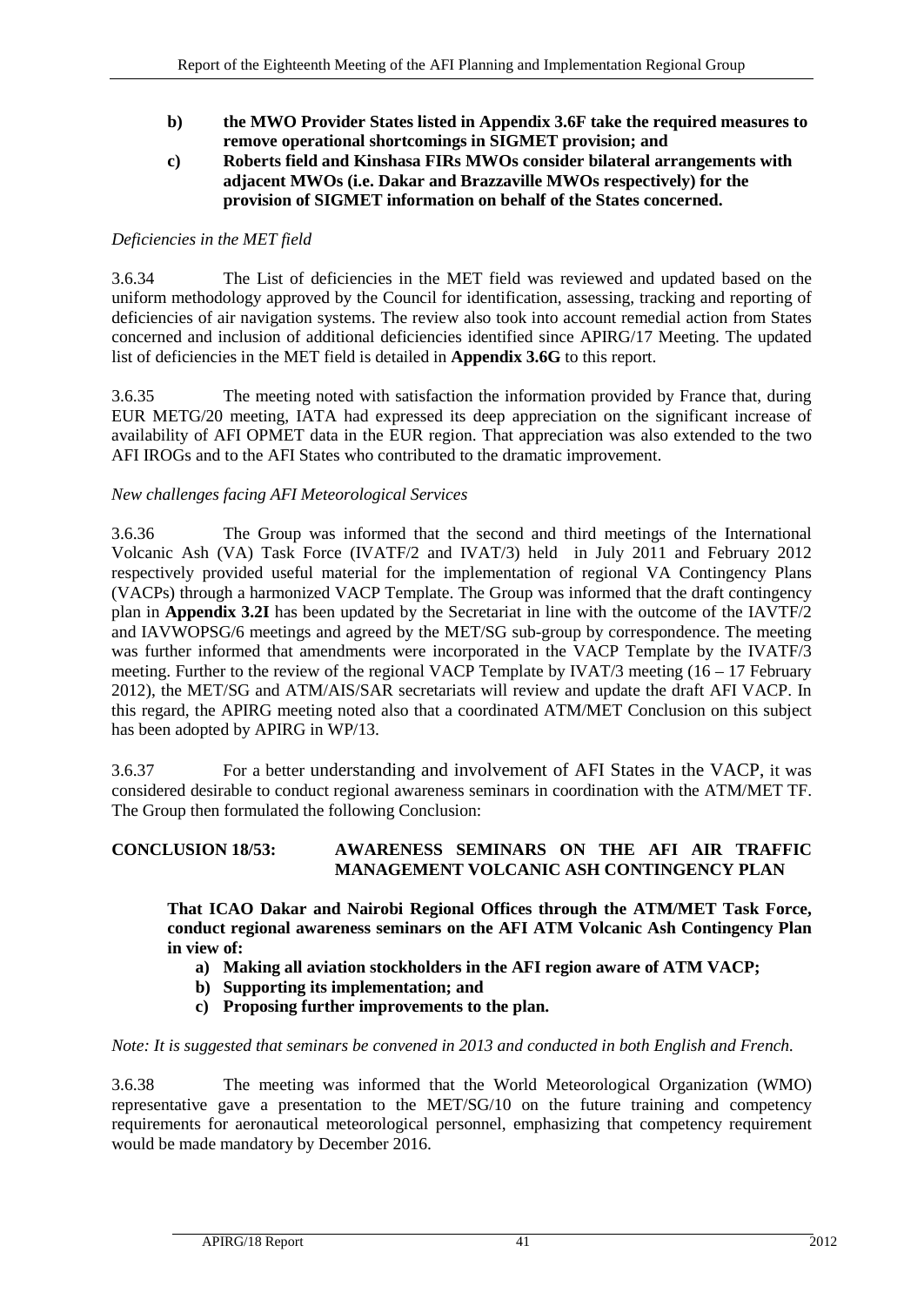**b) the MWO Provider States listed in Appendix 3.6F take the required measures to remove operational shortcomings in SIGMET provision; and**

**c) Roberts field and Kinshasa FIRs MWOs consider bilateral arrangements with adjacent MWOs (i.e. Dakar and Brazzaville MWOs respectively) for the provision of SIGMET information on behalf of the States concerned.**

*Deficiencies in the MET field*

3.6.34 The List of deficiencies in the MET field was reviewed and updated based on the uniform methodology approved by the Council for identification, assessing, tracking and reporting of deficiencies of air navigation systems. The review also took into account remedial action from States concerned and inclusion of additional deficiencies identified since APIRG/17 Meeting. The updated list of deficiencies in the MET field is detailed in **Appendix 3.6G** to this report.

3.6.35 The meeting noted with satisfaction the information provided by France that, during EUR METG/20 meeting, IATA had expressed its deep appreciation on the significant increase of availability of AFI OPMET data in the EUR region. That appreciation was also extended to the two AFI IROGs and to the AFI States who contributed to the dramatic improvement.

*New challenges facing AFI Meteorological Services*

3.6.36 The Group was informed that the second and third meetings of the International Volcanic Ash (VA) Task Force (IVATF/2 and IVAT/3) held in July 2011 and February 2012 respectively provided useful material for the implementation of regional VA Contingency Plans (VACPs) through a harmonized VACP Template. The Group was informed that the draft contingency plan in **Appendix 3.2I** has been updated by the Secretariat in line with the outcome of the IAVTF/2 and IAVWOPSG/6 meetings and agreed by the MET/SG sub-group by correspondence. The meeting was further informed that amendments were incorporated in the VACP Template by the IVATF/3 meeting. Further to the review of the regional VACP Template by IVAT/3 meeting (16 – 17 February 2012), the MET/SG and ATM/AIS/SAR secretariats will review and update the draft AFI VACP. In this regard, the APIRG meeting noted also that a coordinated ATM/MET Conclusion on this subject has been adopted by APIRG in WP/13.

3.6.37 For a better understanding and involvement of AFI States in the VACP, it was considered desirable to conduct regional awareness seminars in coordination with the ATM/MET TF. The Group then formulated the following Conclusion:

**CONCLUSION 18/53: AWARENESS SEMINARS ON THE AFI AIR TRAFFIC MANAGEMENT VOLCANIC ASH CONTINGENCY PLAN**

**That ICAO Dakar and Nairobi Regional Offices through the ATM/MET Task Force, conduct regional awareness seminars on the AFI ATM Volcanic Ash Contingency Plan in view of:**

**a) Making all aviation stockholders in the AFI region aware of ATM VACP;**
**b) Supporting its implementation; and**
**c) Proposing further improvements to the plan.**

*Note: It is suggested that seminars be convened in 2013 and conducted in both English and French.*

3.6.38 The meeting was informed that the World Meteorological Organization (WMO) representative gave a presentation to the MET/SG/10 on the future training and competency requirements for aeronautical meteorological personnel, emphasizing that competency requirement would be made mandatory by December 2016.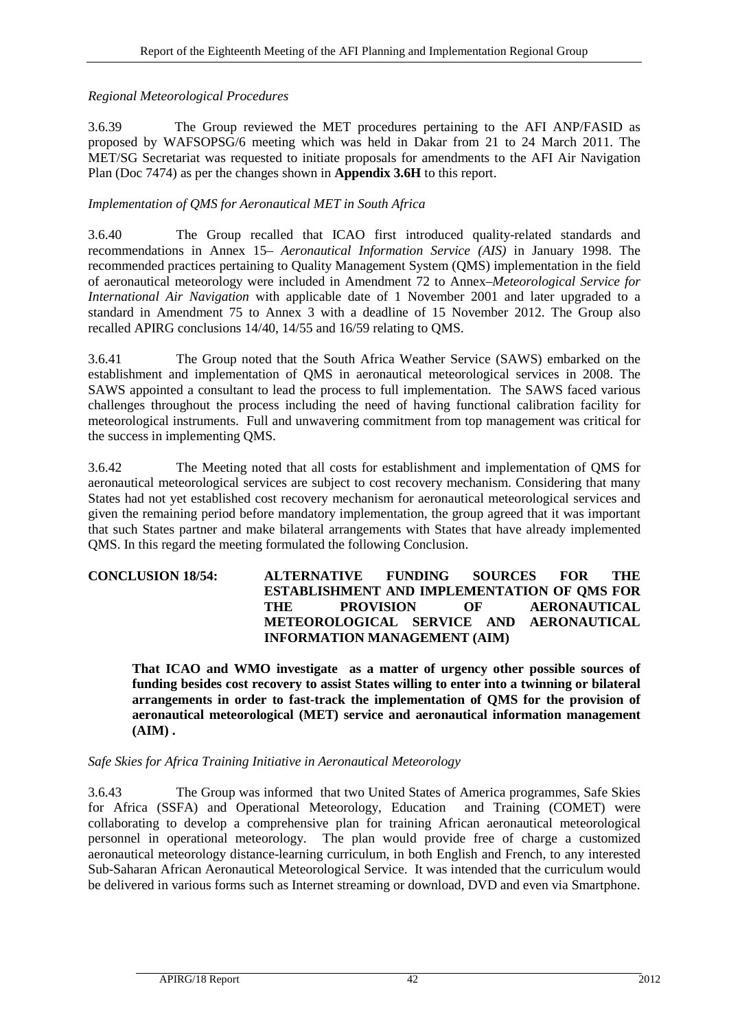*Regional Meteorological Procedures*

3.6.39 The Group reviewed the MET procedures pertaining to the AFI ANP/FASID as proposed by WAFSOPSG/6 meeting which was held in Dakar from 21 to 24 March 2011. The MET/SG Secretariat was requested to initiate proposals for amendments to the AFI Air Navigation Plan (Doc 7474) as per the changes shown in **Appendix 3.6H** to this report.

*Implementation of QMS for Aeronautical MET in South Africa*

3.6.40 The Group recalled that ICAO first introduced quality-related standards and recommendations in Annex 15– *Aeronautical Information Service (AIS)* in January 1998. The recommended practices pertaining to Quality Management System (QMS) implementation in the field of aeronautical meteorology were included in Amendment 72 to Annex–*Meteorological Service for International Air Navigation* with applicable date of 1 November 2001 and later upgraded to a standard in Amendment 75 to Annex 3 with a deadline of 15 November 2012. The Group also recalled APIRG conclusions 14/40, 14/55 and 16/59 relating to QMS.

3.6.41 The Group noted that the South Africa Weather Service (SAWS) embarked on the establishment and implementation of QMS in aeronautical meteorological services in 2008. The SAWS appointed a consultant to lead the process to full implementation. The SAWS faced various challenges throughout the process including the need of having functional calibration facility for meteorological instruments. Full and unwavering commitment from top management was critical for the success in implementing QMS.

3.6.42 The Meeting noted that all costs for establishment and implementation of QMS for aeronautical meteorological services are subject to cost recovery mechanism. Considering that many States had not yet established cost recovery mechanism for aeronautical meteorological services and given the remaining period before mandatory implementation, the group agreed that it was important that such States partner and make bilateral arrangements with States that have already implemented QMS. In this regard the meeting formulated the following Conclusion.

**CONCLUSION 18/54: ALTERNATIVE FUNDING SOURCES FOR THE ESTABLISHMENT AND IMPLEMENTATION OF QMS FOR THE PROVISION OF AERONAUTICAL METEOROLOGICAL SERVICE AND AERONAUTICAL INFORMATION MANAGEMENT (AIM)**

**That ICAO and WMO investigate as a matter of urgency other possible sources of funding besides cost recovery to assist States willing to enter into a twinning or bilateral arrangements in order to fast-track the implementation of QMS for the provision of aeronautical meteorological (MET) service and aeronautical information management (AIM) .**

*Safe Skies for Africa Training Initiative in Aeronautical Meteorology*

3.6.43 The Group was informed that two United States of America programmes, Safe Skies for Africa (SSFA) and Operational Meteorology, Education and Training (COMET) were collaborating to develop a comprehensive plan for training African aeronautical meteorological personnel in operational meteorology. The plan would provide free of charge a customized aeronautical meteorology distance-learning curriculum, in both English and French, to any interested Sub-Saharan African Aeronautical Meteorological Service. It was intended that the curriculum would be delivered in various forms such as Internet streaming or download, DVD and even via Smartphone.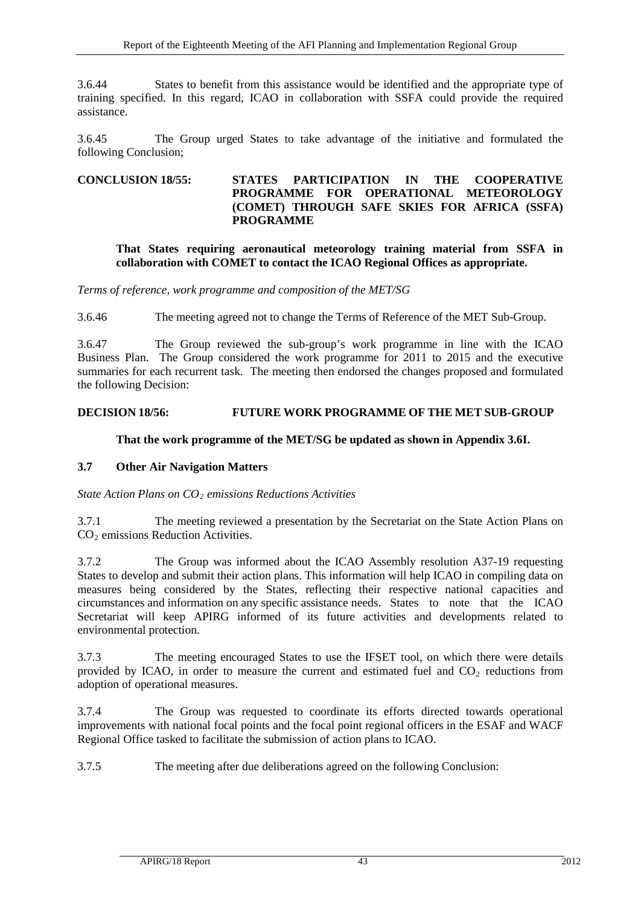3.6.44 States to benefit from this assistance would be identified and the appropriate type of training specified. In this regard, ICAO in collaboration with SSFA could provide the required assistance.

3.6.45 The Group urged States to take advantage of the initiative and formulated the following Conclusion;

**CONCLUSION 18/55: STATES PARTICIPATION IN THE COOPERATIVE PROGRAMME FOR OPERATIONAL METEOROLOGY (COMET) THROUGH SAFE SKIES FOR AFRICA (SSFA) PROGRAMME**

**That States requiring aeronautical meteorology training material from SSFA in collaboration with COMET to contact the ICAO Regional Offices as appropriate.**

*Terms of reference, work programme and composition of the MET/SG*

3.6.46 The meeting agreed not to change the Terms of Reference of the MET Sub-Group.

3.6.47 The Group reviewed the sub-group's work programme in line with the ICAO Business Plan. The Group considered the work programme for 2011 to 2015 and the executive summaries for each recurrent task. The meeting then endorsed the changes proposed and formulated the following Decision:

**DECISION 18/56: FUTURE WORK PROGRAMME OF THE MET SUB-GROUP**

**That the work programme of the MET/SG be updated as shown in Appendix 3.6I.**

### 3.7 Other Air Navigation Matters

*State Action Plans on $CO_2$ emissions Reductions Activities*

3.7.1 The meeting reviewed a presentation by the Secretariat on the State Action Plans on $CO_2$ emissions Reduction Activities.

3.7.2 The Group was informed about the ICAO Assembly resolution A37-19 requesting States to develop and submit their action plans. This information will help ICAO in compiling data on measures being considered by the States, reflecting their respective national capacities and circumstances and information on any specific assistance needs. States to note that the ICAO Secretariat will keep APIRG informed of its future activities and developments related to environmental protection.

3.7.3 The meeting encouraged States to use the IFSET tool, on which there were details provided by ICAO, in order to measure the current and estimated fuel and $CO_2$ reductions from adoption of operational measures.

3.7.4 The Group was requested to coordinate its efforts directed towards operational improvements with national focal points and the focal point regional officers in the ESAF and WACF Regional Office tasked to facilitate the submission of action plans to ICAO.

3.7.5 The meeting after due deliberations agreed on the following Conclusion: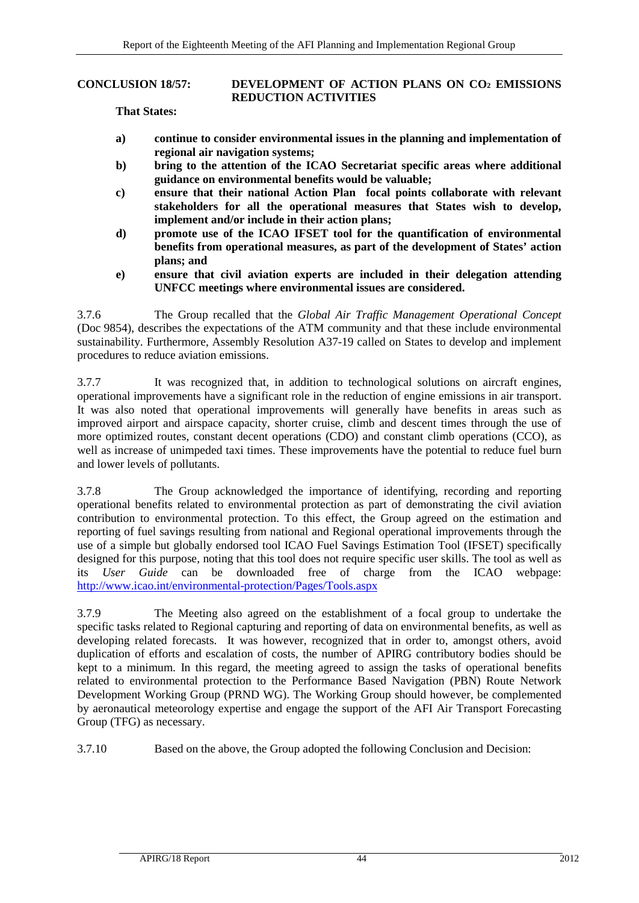**CONCLUSION 18/57: DEVELOPMENT OF ACTION PLANS ON $CO_2$ EMISSIONS REDUCTION ACTIVITIES**

**That States:**

**a) continue to consider environmental issues in the planning and implementation of regional air navigation systems;**

**b) bring to the attention of the ICAO Secretariat specific areas where additional guidance on environmental benefits would be valuable;**

**c) ensure that their national Action Plan focal points collaborate with relevant stakeholders for all the operational measures that States wish to develop, implement and/or include in their action plans;**

**d) promote use of the ICAO IFSET tool for the quantification of environmental benefits from operational measures, as part of the development of States' action plans; and**

**e) ensure that civil aviation experts are included in their delegation attending UNFCC meetings where environmental issues are considered.**

3.7.6 The Group recalled that the *Global Air Traffic Management Operational Concept* (Doc 9854), describes the expectations of the ATM community and that these include environmental sustainability. Furthermore, Assembly Resolution A37-19 called on States to develop and implement procedures to reduce aviation emissions.

3.7.7 It was recognized that, in addition to technological solutions on aircraft engines, operational improvements have a significant role in the reduction of engine emissions in air transport. It was also noted that operational improvements will generally have benefits in areas such as improved airport and airspace capacity, shorter cruise, climb and descent times through the use of more optimized routes, constant decent operations (CDO) and constant climb operations (CCO), as well as increase of unimpeded taxi times. These improvements have the potential to reduce fuel burn and lower levels of pollutants.

3.7.8 The Group acknowledged the importance of identifying, recording and reporting operational benefits related to environmental protection as part of demonstrating the civil aviation contribution to environmental protection. To this effect, the Group agreed on the estimation and reporting of fuel savings resulting from national and Regional operational improvements through the use of a simple but globally endorsed tool ICAO Fuel Savings Estimation Tool (IFSET) specifically designed for this purpose, noting that this tool does not require specific user skills. The tool as well as its *User Guide* can be downloaded free of charge from the ICAO webpage: http://www.icao.int/environmental-protection/Pages/Tools.aspx

3.7.9 The Meeting also agreed on the establishment of a focal group to undertake the specific tasks related to Regional capturing and reporting of data on environmental benefits, as well as developing related forecasts. It was however, recognized that in order to, amongst others, avoid duplication of efforts and escalation of costs, the number of APIRG contributory bodies should be kept to a minimum. In this regard, the meeting agreed to assign the tasks of operational benefits related to environmental protection to the Performance Based Navigation (PBN) Route Network Development Working Group (PRND WG). The Working Group should however, be complemented by aeronautical meteorology expertise and engage the support of the AFI Air Transport Forecasting Group (TFG) as necessary.

3.7.10 Based on the above, the Group adopted the following Conclusion and Decision: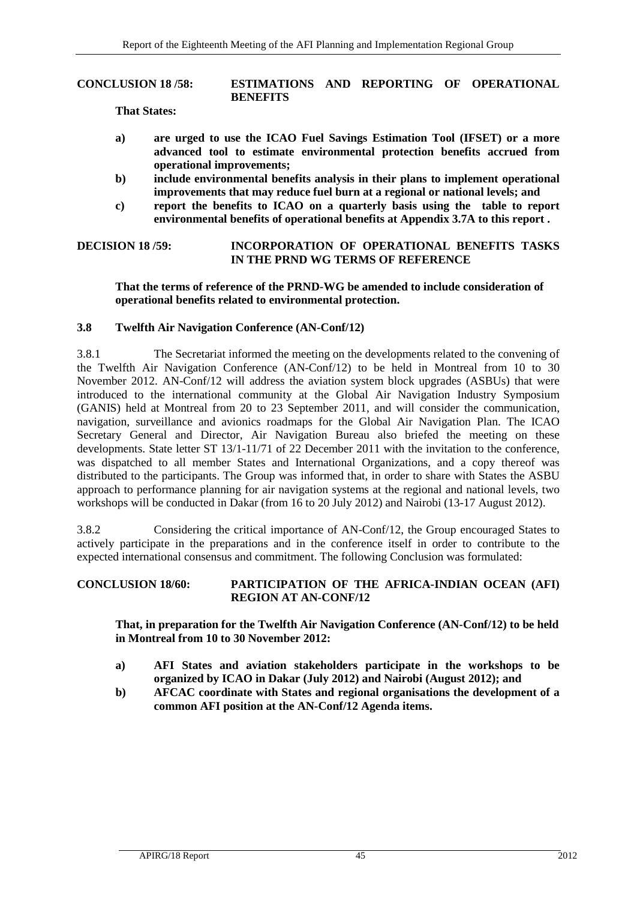**CONCLUSION 18 /58: ESTIMATIONS AND REPORTING OF OPERATIONAL BENEFITS**

**That States:**

- **a) are urged to use the ICAO Fuel Savings Estimation Tool (IFSET) or a more advanced tool to estimate environmental protection benefits accrued from operational improvements;**
- **b) include environmental benefits analysis in their plans to implement operational improvements that may reduce fuel burn at a regional or national levels; and**
- **c) report the benefits to ICAO on a quarterly basis using the table to report environmental benefits of operational benefits at Appendix 3.7A to this report .**

**DECISION 18 /59: INCORPORATION OF OPERATIONAL BENEFITS TASKS IN THE PRND WG TERMS OF REFERENCE**

**That the terms of reference of the PRND-WG be amended to include consideration of operational benefits related to environmental protection.**

### 3.8 Twelfth Air Navigation Conference (AN-Conf/12)

3.8.1 The Secretariat informed the meeting on the developments related to the convening of the Twelfth Air Navigation Conference (AN-Conf/12) to be held in Montreal from 10 to 30 November 2012. AN-Conf/12 will address the aviation system block upgrades (ASBUs) that were introduced to the international community at the Global Air Navigation Industry Symposium (GANIS) held at Montreal from 20 to 23 September 2011, and will consider the communication, navigation, surveillance and avionics roadmaps for the Global Air Navigation Plan. The ICAO Secretary General and Director, Air Navigation Bureau also briefed the meeting on these developments. State letter ST 13/1-11/71 of 22 December 2011 with the invitation to the conference, was dispatched to all member States and International Organizations, and a copy thereof was distributed to the participants. The Group was informed that, in order to share with States the ASBU approach to performance planning for air navigation systems at the regional and national levels, two workshops will be conducted in Dakar (from 16 to 20 July 2012) and Nairobi (13-17 August 2012).

3.8.2 Considering the critical importance of AN-Conf/12, the Group encouraged States to actively participate in the preparations and in the conference itself in order to contribute to the expected international consensus and commitment. The following Conclusion was formulated:

**CONCLUSION 18/60: PARTICIPATION OF THE AFRICA-INDIAN OCEAN (AFI) REGION AT AN-CONF/12**

**That, in preparation for the Twelfth Air Navigation Conference (AN-Conf/12) to be held in Montreal from 10 to 30 November 2012:**

- **a) AFI States and aviation stakeholders participate in the workshops to be organized by ICAO in Dakar (July 2012) and Nairobi (August 2012); and**
- **b) AFCAC coordinate with States and regional organisations the development of a common AFI position at the AN-Conf/12 Agenda items.**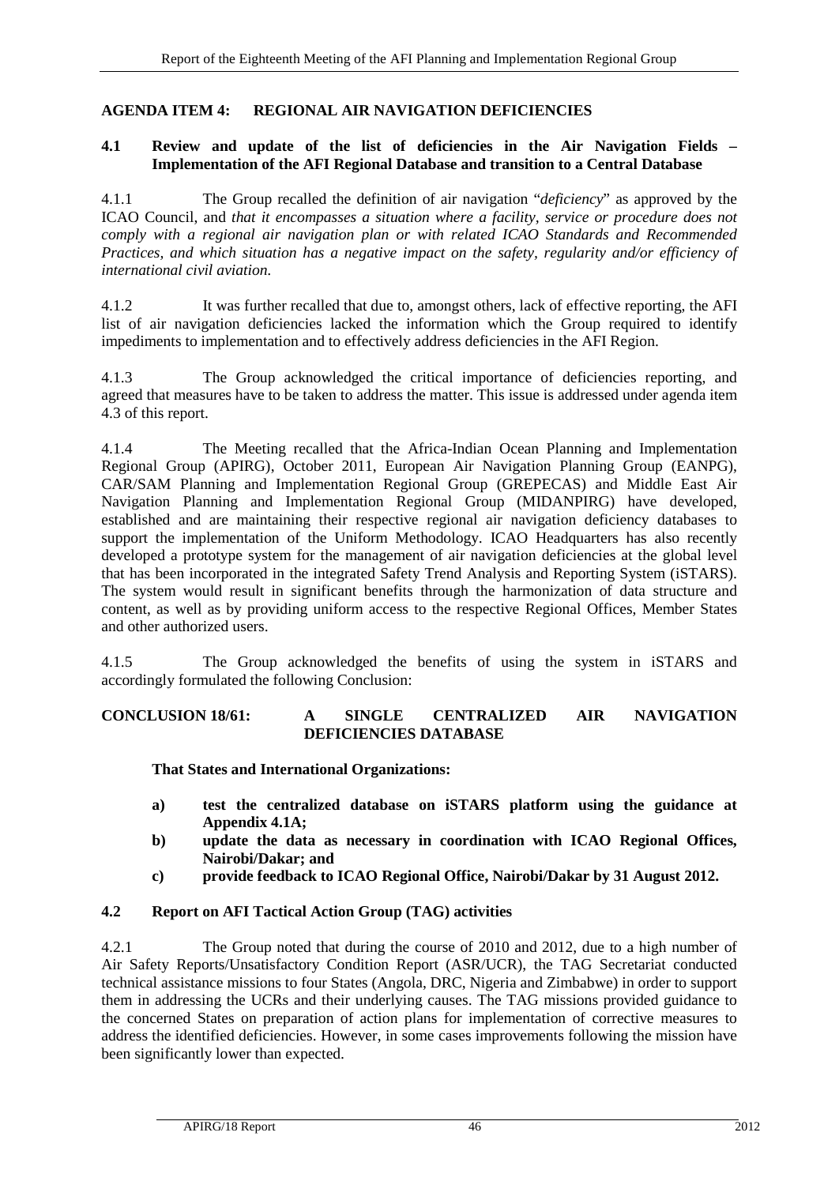## AGENDA ITEM 4: REGIONAL AIR NAVIGATION DEFICIENCIES

### 4.1 Review and update of the list of deficiencies in the Air Navigation Fields – Implementation of the AFI Regional Database and transition to a Central Database

4.1.1 The Group recalled the definition of air navigation "*deficiency*" as approved by the ICAO Council, and *that it encompasses a situation where a facility, service or procedure does not comply with a regional air navigation plan or with related ICAO Standards and Recommended Practices, and which situation has a negative impact on the safety, regularity and/or efficiency of international civil aviation.*

4.1.2 It was further recalled that due to, amongst others, lack of effective reporting, the AFI list of air navigation deficiencies lacked the information which the Group required to identify impediments to implementation and to effectively address deficiencies in the AFI Region.

4.1.3 The Group acknowledged the critical importance of deficiencies reporting, and agreed that measures have to be taken to address the matter. This issue is addressed under agenda item 4.3 of this report.

4.1.4 The Meeting recalled that the Africa-Indian Ocean Planning and Implementation Regional Group (APIRG), October 2011, European Air Navigation Planning Group (EANPG), CAR/SAM Planning and Implementation Regional Group (GREPECAS) and Middle East Air Navigation Planning and Implementation Regional Group (MIDANPIRG) have developed, established and are maintaining their respective regional air navigation deficiency databases to support the implementation of the Uniform Methodology. ICAO Headquarters has also recently developed a prototype system for the management of air navigation deficiencies at the global level that has been incorporated in the integrated Safety Trend Analysis and Reporting System (iSTARS). The system would result in significant benefits through the harmonization of data structure and content, as well as by providing uniform access to the respective Regional Offices, Member States and other authorized users.

4.1.5 The Group acknowledged the benefits of using the system in iSTARS and accordingly formulated the following Conclusion:

**CONCLUSION 18/61: A SINGLE CENTRALIZED AIR NAVIGATION DEFICIENCIES DATABASE**

**That States and International Organizations:**

- **a) test the centralized database on iSTARS platform using the guidance at Appendix 4.1A;**
- **b) update the data as necessary in coordination with ICAO Regional Offices, Nairobi/Dakar; and**
- **c) provide feedback to ICAO Regional Office, Nairobi/Dakar by 31 August 2012.**

### 4.2 Report on AFI Tactical Action Group (TAG) activities

4.2.1 The Group noted that during the course of 2010 and 2012, due to a high number of Air Safety Reports/Unsatisfactory Condition Report (ASR/UCR), the TAG Secretariat conducted technical assistance missions to four States (Angola, DRC, Nigeria and Zimbabwe) in order to support them in addressing the UCRs and their underlying causes. The TAG missions provided guidance to the concerned States on preparation of action plans for implementation of corrective measures to address the identified deficiencies. However, in some cases improvements following the mission have been significantly lower than expected.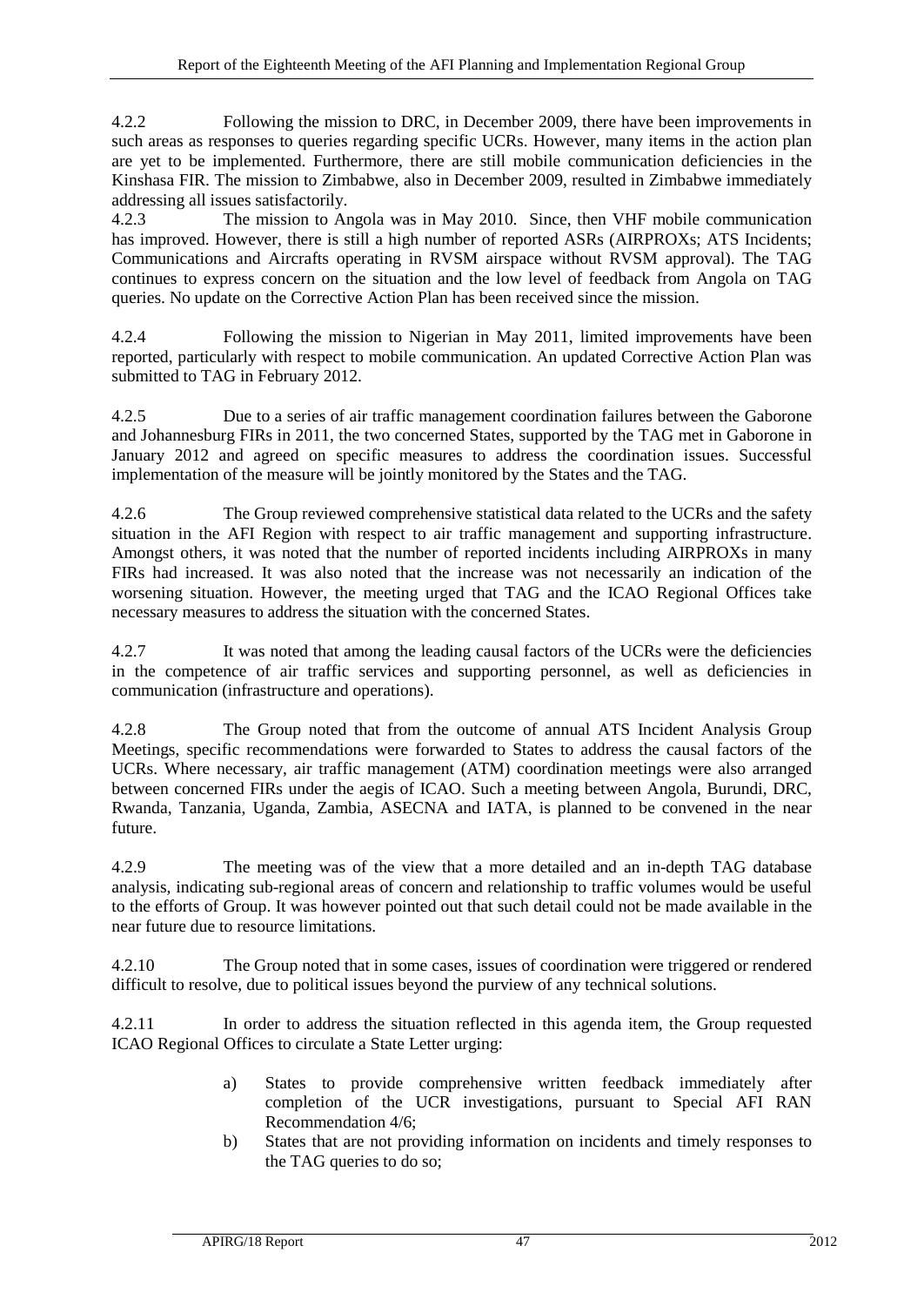4.2.2 Following the mission to DRC, in December 2009, there have been improvements in such areas as responses to queries regarding specific UCRs. However, many items in the action plan are yet to be implemented. Furthermore, there are still mobile communication deficiencies in the Kinshasa FIR. The mission to Zimbabwe, also in December 2009, resulted in Zimbabwe immediately addressing all issues satisfactorily.

4.2.3 The mission to Angola was in May 2010. Since, then VHF mobile communication has improved. However, there is still a high number of reported ASRs (AIRPROXs; ATS Incidents; Communications and Aircrafts operating in RVSM airspace without RVSM approval). The TAG continues to express concern on the situation and the low level of feedback from Angola on TAG queries. No update on the Corrective Action Plan has been received since the mission.

4.2.4 Following the mission to Nigerian in May 2011, limited improvements have been reported, particularly with respect to mobile communication. An updated Corrective Action Plan was submitted to TAG in February 2012.

4.2.5 Due to a series of air traffic management coordination failures between the Gaborone and Johannesburg FIRs in 2011, the two concerned States, supported by the TAG met in Gaborone in January 2012 and agreed on specific measures to address the coordination issues. Successful implementation of the measure will be jointly monitored by the States and the TAG.

4.2.6 The Group reviewed comprehensive statistical data related to the UCRs and the safety situation in the AFI Region with respect to air traffic management and supporting infrastructure. Amongst others, it was noted that the number of reported incidents including AIRPROXs in many FIRs had increased. It was also noted that the increase was not necessarily an indication of the worsening situation. However, the meeting urged that TAG and the ICAO Regional Offices take necessary measures to address the situation with the concerned States.

4.2.7 It was noted that among the leading causal factors of the UCRs were the deficiencies in the competence of air traffic services and supporting personnel, as well as deficiencies in communication (infrastructure and operations).

4.2.8 The Group noted that from the outcome of annual ATS Incident Analysis Group Meetings, specific recommendations were forwarded to States to address the causal factors of the UCRs. Where necessary, air traffic management (ATM) coordination meetings were also arranged between concerned FIRs under the aegis of ICAO. Such a meeting between Angola, Burundi, DRC, Rwanda, Tanzania, Uganda, Zambia, ASECNA and IATA, is planned to be convened in the near future.

4.2.9 The meeting was of the view that a more detailed and an in-depth TAG database analysis, indicating sub-regional areas of concern and relationship to traffic volumes would be useful to the efforts of Group. It was however pointed out that such detail could not be made available in the near future due to resource limitations.

4.2.10 The Group noted that in some cases, issues of coordination were triggered or rendered difficult to resolve, due to political issues beyond the purview of any technical solutions.

4.2.11 In order to address the situation reflected in this agenda item, the Group requested ICAO Regional Offices to circulate a State Letter urging:

a) States to provide comprehensive written feedback immediately after completion of the UCR investigations, pursuant to Special AFI RAN Recommendation 4/6;

b) States that are not providing information on incidents and timely responses to the TAG queries to do so;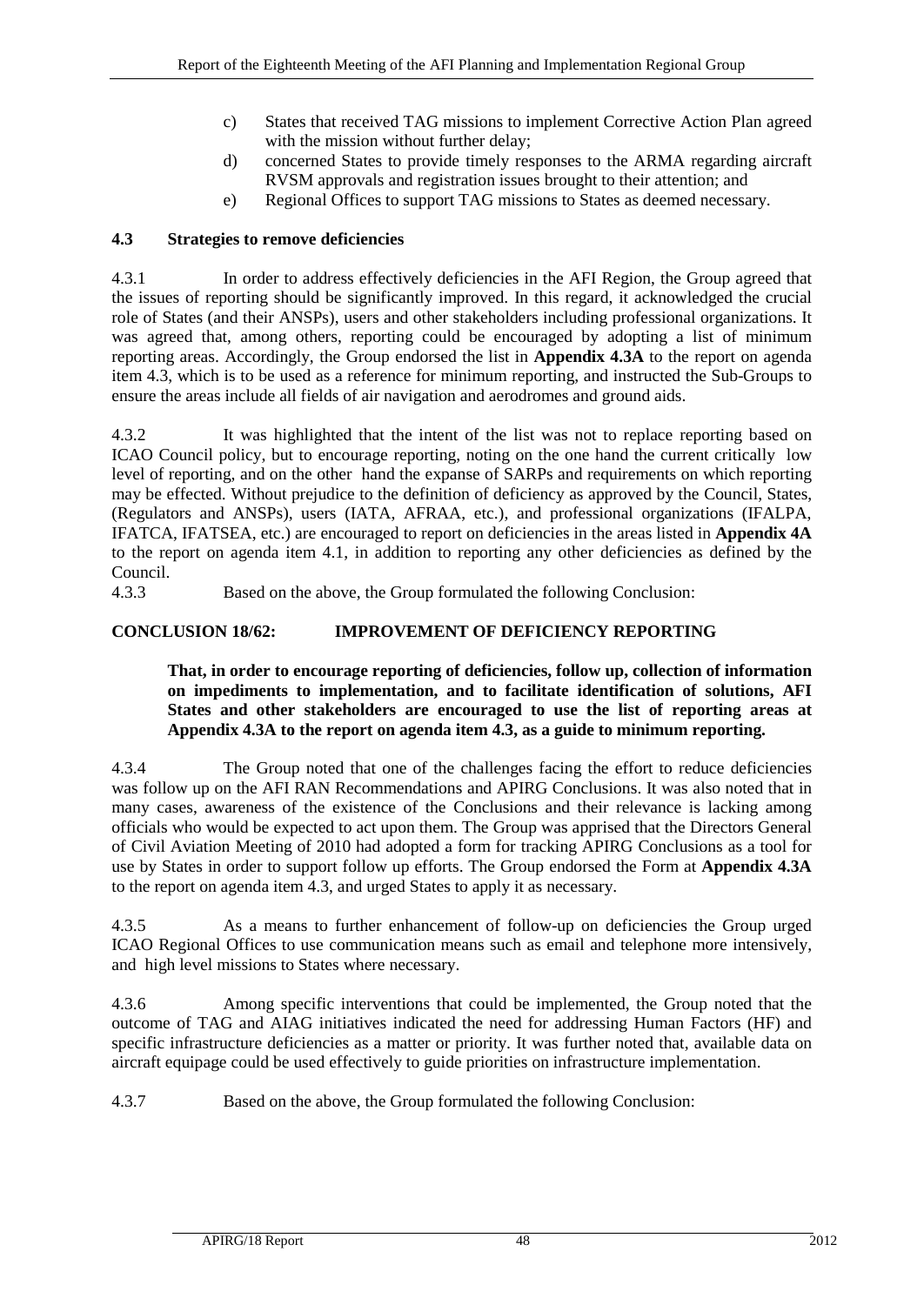c) States that received TAG missions to implement Corrective Action Plan agreed with the mission without further delay;

d) concerned States to provide timely responses to the ARMA regarding aircraft RVSM approvals and registration issues brought to their attention; and

e) Regional Offices to support TAG missions to States as deemed necessary.

### 4.3 Strategies to remove deficiencies

4.3.1 In order to address effectively deficiencies in the AFI Region, the Group agreed that the issues of reporting should be significantly improved. In this regard, it acknowledged the crucial role of States (and their ANSPs), users and other stakeholders including professional organizations. It was agreed that, among others, reporting could be encouraged by adopting a list of minimum reporting areas. Accordingly, the Group endorsed the list in **Appendix 4.3A** to the report on agenda item 4.3, which is to be used as a reference for minimum reporting, and instructed the Sub-Groups to ensure the areas include all fields of air navigation and aerodromes and ground aids.

4.3.2 It was highlighted that the intent of the list was not to replace reporting based on ICAO Council policy, but to encourage reporting, noting on the one hand the current critically low level of reporting, and on the other hand the expanse of SARPs and requirements on which reporting may be effected. Without prejudice to the definition of deficiency as approved by the Council, States, (Regulators and ANSPs), users (IATA, AFRAA, etc.), and professional organizations (IFALPA, IFATCA, IFATSEA, etc.) are encouraged to report on deficiencies in the areas listed in **Appendix 4A** to the report on agenda item 4.1, in addition to reporting any other deficiencies as defined by the Council.

4.3.3 Based on the above, the Group formulated the following Conclusion:

**CONCLUSION 18/62: IMPROVEMENT OF DEFICIENCY REPORTING**

> **That, in order to encourage reporting of deficiencies, follow up, collection of information on impediments to implementation, and to facilitate identification of solutions, AFI States and other stakeholders are encouraged to use the list of reporting areas at Appendix 4.3A to the report on agenda item 4.3, as a guide to minimum reporting.**

4.3.4 The Group noted that one of the challenges facing the effort to reduce deficiencies was follow up on the AFI RAN Recommendations and APIRG Conclusions. It was also noted that in many cases, awareness of the existence of the Conclusions and their relevance is lacking among officials who would be expected to act upon them. The Group was apprised that the Directors General of Civil Aviation Meeting of 2010 had adopted a form for tracking APIRG Conclusions as a tool for use by States in order to support follow up efforts. The Group endorsed the Form at **Appendix 4.3A** to the report on agenda item 4.3, and urged States to apply it as necessary.

4.3.5 As a means to further enhancement of follow-up on deficiencies the Group urged ICAO Regional Offices to use communication means such as email and telephone more intensively, and high level missions to States where necessary.

4.3.6 Among specific interventions that could be implemented, the Group noted that the outcome of TAG and AIAG initiatives indicated the need for addressing Human Factors (HF) and specific infrastructure deficiencies as a matter or priority. It was further noted that, available data on aircraft equipage could be used effectively to guide priorities on infrastructure implementation.

4.3.7 Based on the above, the Group formulated the following Conclusion: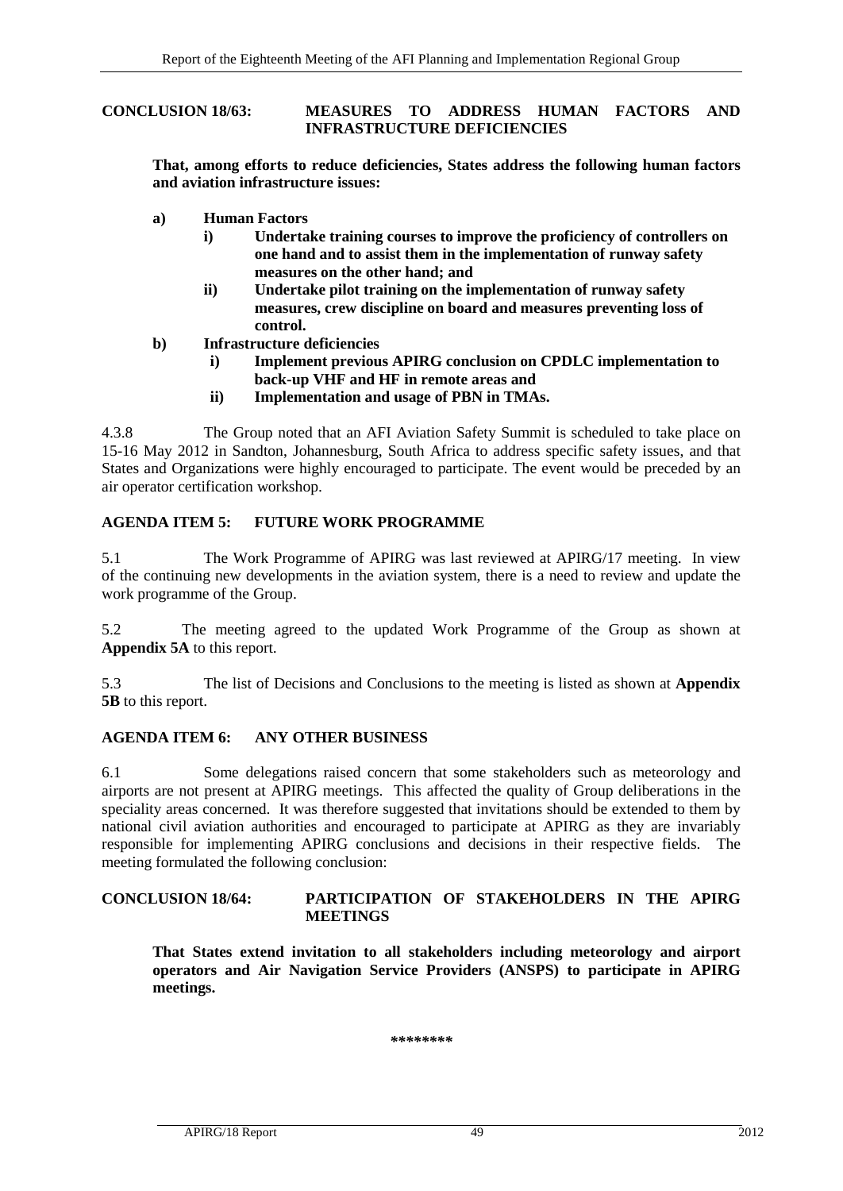**CONCLUSION 18/63: MEASURES TO ADDRESS HUMAN FACTORS AND INFRASTRUCTURE DEFICIENCIES**

**That, among efforts to reduce deficiencies, States address the following human factors and aviation infrastructure issues:**

**a) Human Factors**

**i) Undertake training courses to improve the proficiency of controllers on one hand and to assist them in the implementation of runway safety measures on the other hand; and**

**ii) Undertake pilot training on the implementation of runway safety measures, crew discipline on board and measures preventing loss of control.**

**b) Infrastructure deficiencies**

**i) Implement previous APIRG conclusion on CPDLC implementation to back-up VHF and HF in remote areas and**

**ii) Implementation and usage of PBN in TMAs.**

4.3.8 The Group noted that an AFI Aviation Safety Summit is scheduled to take place on 15-16 May 2012 in Sandton, Johannesburg, South Africa to address specific safety issues, and that States and Organizations were highly encouraged to participate. The event would be preceded by an air operator certification workshop.

## AGENDA ITEM 5: FUTURE WORK PROGRAMME

5.1 The Work Programme of APIRG was last reviewed at APIRG/17 meeting. In view of the continuing new developments in the aviation system, there is a need to review and update the work programme of the Group.

5.2 The meeting agreed to the updated Work Programme of the Group as shown at **Appendix 5A** to this report.

5.3 The list of Decisions and Conclusions to the meeting is listed as shown at **Appendix 5B** to this report.

## AGENDA ITEM 6: ANY OTHER BUSINESS

6.1 Some delegations raised concern that some stakeholders such as meteorology and airports are not present at APIRG meetings. This affected the quality of Group deliberations in the speciality areas concerned. It was therefore suggested that invitations should be extended to them by national civil aviation authorities and encouraged to participate at APIRG as they are invariably responsible for implementing APIRG conclusions and decisions in their respective fields. The meeting formulated the following conclusion:

**CONCLUSION 18/64: PARTICIPATION OF STAKEHOLDERS IN THE APIRG MEETINGS**

**That States extend invitation to all stakeholders including meteorology and airport operators and Air Navigation Service Providers (ANSPS) to participate in APIRG meetings.**

\*\*\*\*\*\*\*\*